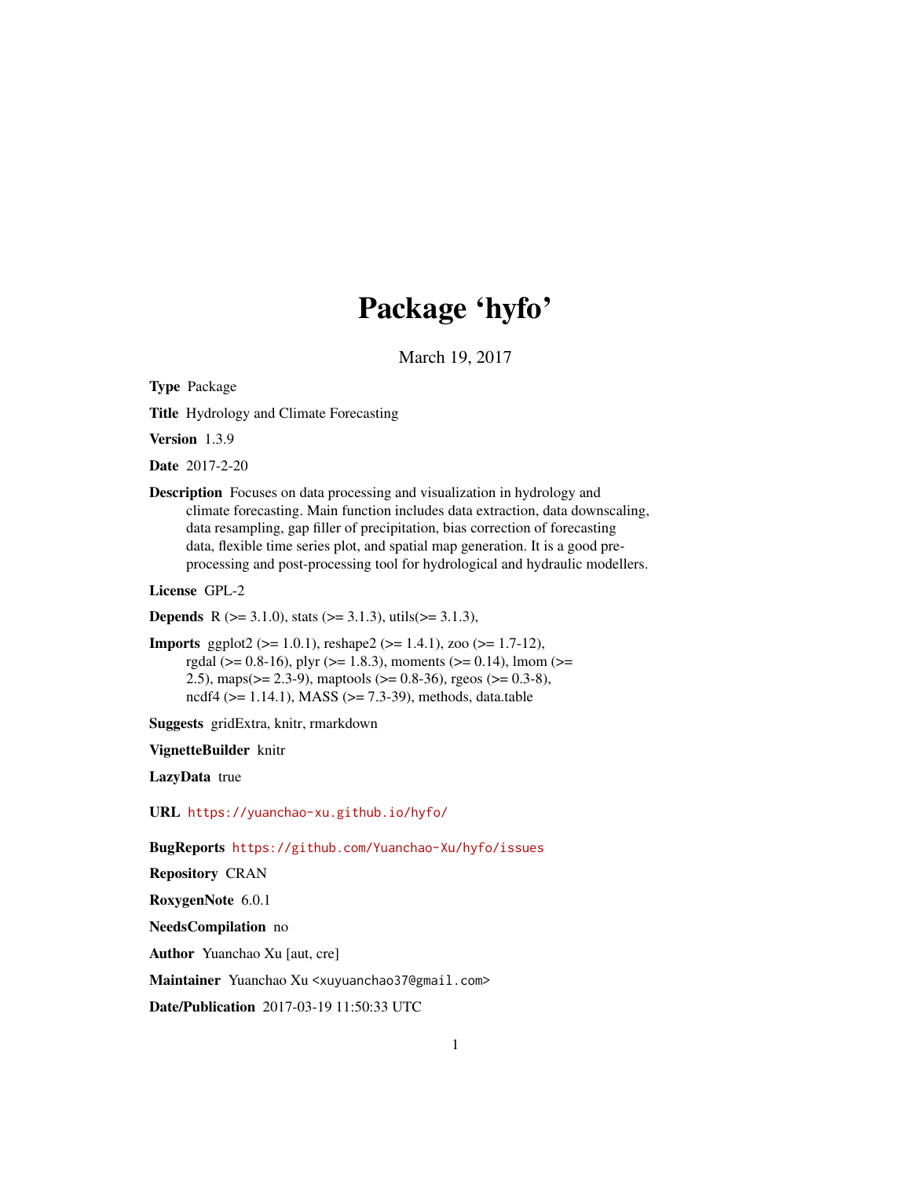# Package 'hyfo'

March 19, 2017

**Type** Package

**Title** Hydrology and Climate Forecasting

**Version** 1.3.9

**Date** 2017-2-20

**Description** Focuses on data processing and visualization in hydrology and climate forecasting. Main function includes data extraction, data downscaling, data resampling, gap filler of precipitation, bias correction of forecasting data, flexible time series plot, and spatial map generation. It is a good pre-processing and post-processing tool for hydrological and hydraulic modellers.

**License** GPL-2

**Depends** R (>= 3.1.0), stats (>= 3.1.3), utils(>= 3.1.3),

**Imports** ggplot2 (>= 1.0.1), reshape2 (>= 1.4.1), zoo (>= 1.7-12), rgdal (>= 0.8-16), plyr (>= 1.8.3), moments (>= 0.14), lmom (>= 2.5), maps(>= 2.3-9), maptools (>= 0.8-36), rgeos (>= 0.3-8), ncdf4 (>= 1.14.1), MASS (>= 7.3-39), methods, data.table

**Suggests** gridExtra, knitr, rmarkdown

**VignetteBuilder** knitr

**LazyData** true

**URL** https://yuanchao-xu.github.io/hyfo/

**BugReports** https://github.com/Yuanchao-Xu/hyfo/issues

**Repository** CRAN

**RoxygenNote** 6.0.1

**NeedsCompilation** no

**Author** Yuanchao Xu [aut, cre]

**Maintainer** Yuanchao Xu <xuyuanchao37@gmail.com>

**Date/Publication** 2017-03-19 11:50:33 UTC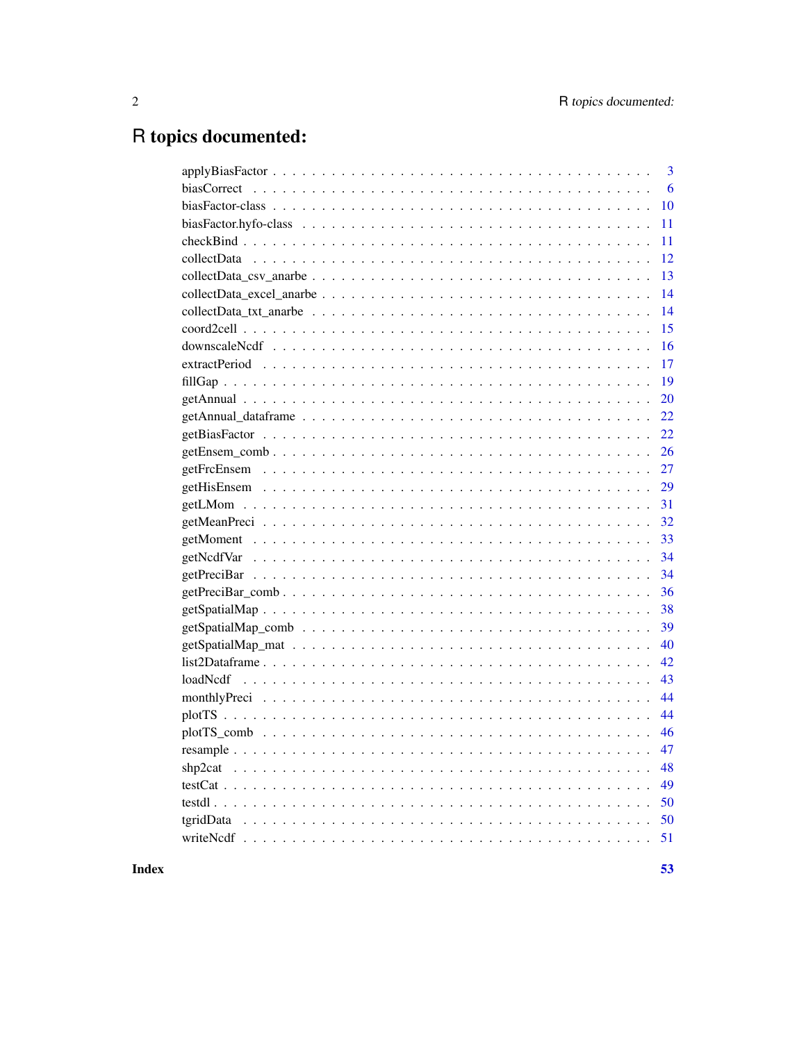# R topics documented:

applyBiasFactor . . . . . . . . . . . . . . . . . . . . . . . . . . . . . . . . . . . . . . 3
biasCorrect . . . . . . . . . . . . . . . . . . . . . . . . . . . . . . . . . . . . . . . . 6
biasFactor-class . . . . . . . . . . . . . . . . . . . . . . . . . . . . . . . . . . . . . . 10
biasFactor.hyfo-class . . . . . . . . . . . . . . . . . . . . . . . . . . . . . . . . . . . 11
checkBind . . . . . . . . . . . . . . . . . . . . . . . . . . . . . . . . . . . . . . . . . 11
collectData . . . . . . . . . . . . . . . . . . . . . . . . . . . . . . . . . . . . . . . . 12
collectData_csv_anarbe . . . . . . . . . . . . . . . . . . . . . . . . . . . . . . . . . . 13
collectData_excel_anarbe . . . . . . . . . . . . . . . . . . . . . . . . . . . . . . . . . 14
collectData_txt_anarbe . . . . . . . . . . . . . . . . . . . . . . . . . . . . . . . . . . 14
coord2cell . . . . . . . . . . . . . . . . . . . . . . . . . . . . . . . . . . . . . . . . 15
downscaleNcdf . . . . . . . . . . . . . . . . . . . . . . . . . . . . . . . . . . . . . . 16
extractPeriod . . . . . . . . . . . . . . . . . . . . . . . . . . . . . . . . . . . . . . 17
fillGap . . . . . . . . . . . . . . . . . . . . . . . . . . . . . . . . . . . . . . . . . . 19
getAnnual . . . . . . . . . . . . . . . . . . . . . . . . . . . . . . . . . . . . . . . . 20
getAnnual_dataframe . . . . . . . . . . . . . . . . . . . . . . . . . . . . . . . . . . . 22
getBiasFactor . . . . . . . . . . . . . . . . . . . . . . . . . . . . . . . . . . . . . . 22
getEnsem_comb . . . . . . . . . . . . . . . . . . . . . . . . . . . . . . . . . . . . . . 26
getFrcEnsem . . . . . . . . . . . . . . . . . . . . . . . . . . . . . . . . . . . . . . . 27
getHisEnsem . . . . . . . . . . . . . . . . . . . . . . . . . . . . . . . . . . . . . . . 29
getLMom . . . . . . . . . . . . . . . . . . . . . . . . . . . . . . . . . . . . . . . . . 31
getMeanPreci . . . . . . . . . . . . . . . . . . . . . . . . . . . . . . . . . . . . . . 32
getMoment . . . . . . . . . . . . . . . . . . . . . . . . . . . . . . . . . . . . . . . . 33
getNcdfVar . . . . . . . . . . . . . . . . . . . . . . . . . . . . . . . . . . . . . . . 34
getPreciBar . . . . . . . . . . . . . . . . . . . . . . . . . . . . . . . . . . . . . . . 34
getPreciBar_comb . . . . . . . . . . . . . . . . . . . . . . . . . . . . . . . . . . . . 36
getSpatialMap . . . . . . . . . . . . . . . . . . . . . . . . . . . . . . . . . . . . . . 38
getSpatialMap_comb . . . . . . . . . . . . . . . . . . . . . . . . . . . . . . . . . . . 39
getSpatialMap_mat . . . . . . . . . . . . . . . . . . . . . . . . . . . . . . . . . . . . 40
list2Dataframe . . . . . . . . . . . . . . . . . . . . . . . . . . . . . . . . . . . . . . 42
loadNcdf . . . . . . . . . . . . . . . . . . . . . . . . . . . . . . . . . . . . . . . . . 43
monthlyPreci . . . . . . . . . . . . . . . . . . . . . . . . . . . . . . . . . . . . . . . 44
plotTS . . . . . . . . . . . . . . . . . . . . . . . . . . . . . . . . . . . . . . . . . . 44
plotTS_comb . . . . . . . . . . . . . . . . . . . . . . . . . . . . . . . . . . . . . . . 46
resample . . . . . . . . . . . . . . . . . . . . . . . . . . . . . . . . . . . . . . . . . 47
shp2cat . . . . . . . . . . . . . . . . . . . . . . . . . . . . . . . . . . . . . . . . . . 48
testCat . . . . . . . . . . . . . . . . . . . . . . . . . . . . . . . . . . . . . . . . . . 49
testdl . . . . . . . . . . . . . . . . . . . . . . . . . . . . . . . . . . . . . . . . . . . 50
tgridData . . . . . . . . . . . . . . . . . . . . . . . . . . . . . . . . . . . . . . . . 50
writeNcdf . . . . . . . . . . . . . . . . . . . . . . . . . . . . . . . . . . . . . . . . 51

**Index** **53**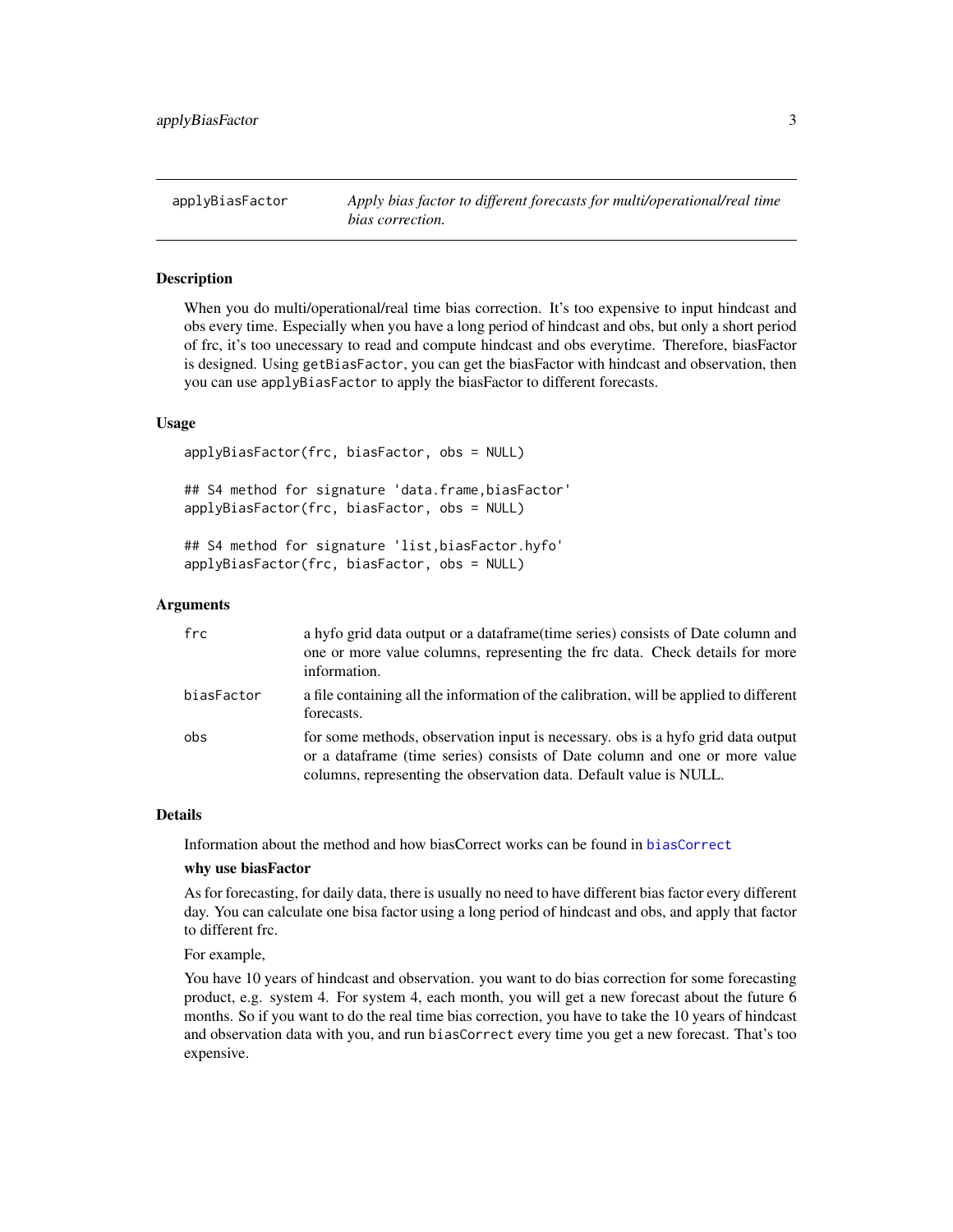## applyBiasFactor — *Apply bias factor to different forecasts for multi/operational/real time bias correction.*

### Description

When you do multi/operational/real time bias correction. It's too expensive to input hindcast and obs every time. Especially when you have a long period of hindcast and obs, but only a short period of frc, it's too unecessary to read and compute hindcast and obs everytime. Therefore, biasFactor is designed. Using `getBiasFactor`, you can get the biasFactor with hindcast and observation, then you can use `applyBiasFactor` to apply the biasFactor to different forecasts.

### Usage

```
applyBiasFactor(frc, biasFactor, obs = NULL)

## S4 method for signature 'data.frame,biasFactor'
applyBiasFactor(frc, biasFactor, obs = NULL)

## S4 method for signature 'list,biasFactor.hyfo'
applyBiasFactor(frc, biasFactor, obs = NULL)
```

### Arguments

| | |
|---|---|
| `frc` | a hyfo grid data output or a dataframe(time series) consists of Date column and one or more value columns, representing the frc data. Check details for more information. |
| `biasFactor` | a file containing all the information of the calibration, will be applied to different forecasts. |
| `obs` | for some methods, observation input is necessary. obs is a hyfo grid data output or a dataframe (time series) consists of Date column and one or more value columns, representing the observation data. Default value is NULL. |

### Details

Information about the method and how biasCorrect works can be found in `biasCorrect`

**why use biasFactor**

As for forecasting, for daily data, there is usually no need to have different bias factor every different day. You can calculate one bisa factor using a long period of hindcast and obs, and apply that factor to different frc.

For example,

You have 10 years of hindcast and observation. you want to do bias correction for some forecasting product, e.g. system 4. For system 4, each month, you will get a new forecast about the future 6 months. So if you want to do the real time bias correction, you have to take the 10 years of hindcast and observation data with you, and run `biasCorrect` every time you get a new forecast. That's too expensive.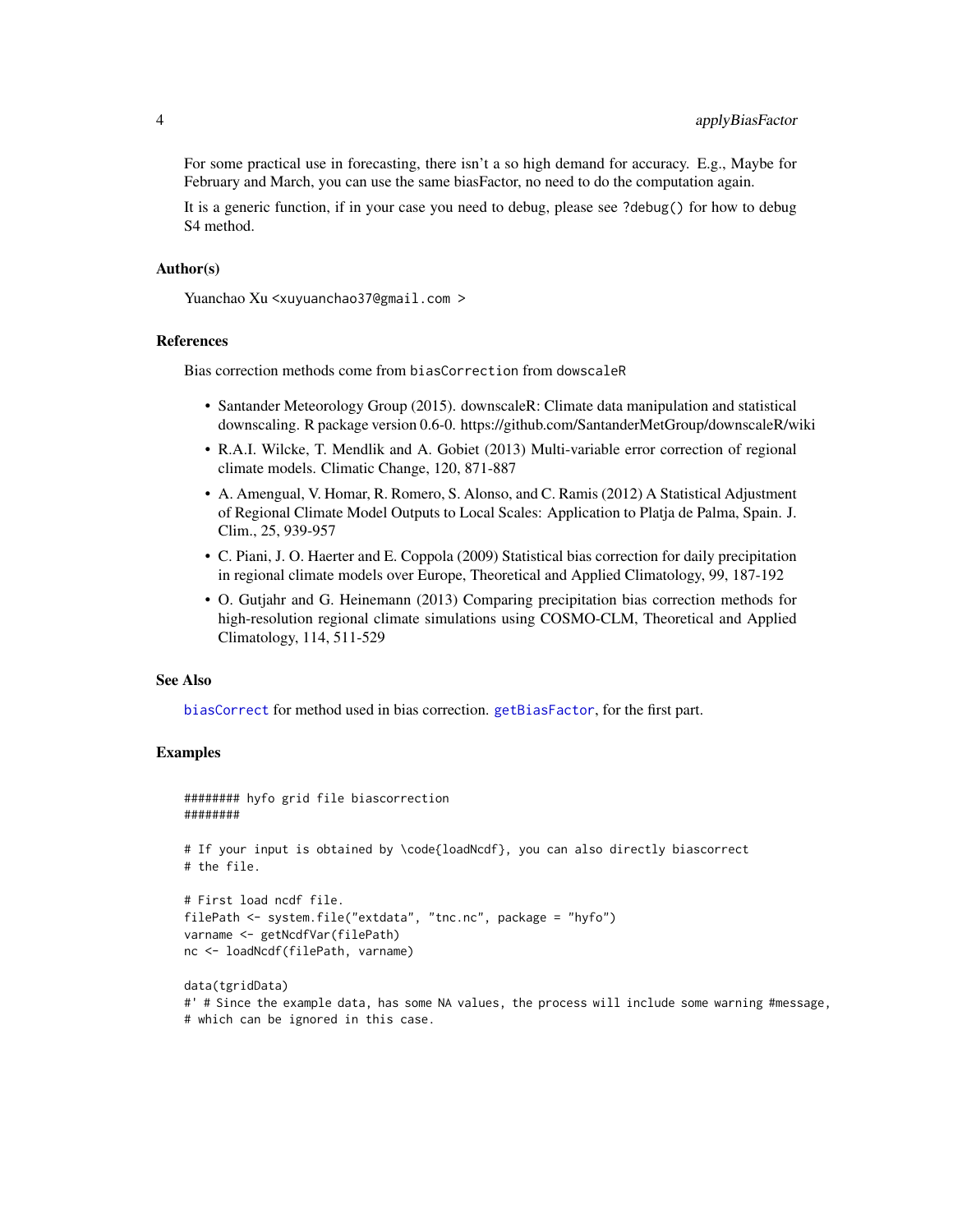For some practical use in forecasting, there isn't a so high demand for accuracy. E.g., Maybe for February and March, you can use the same biasFactor, no need to do the computation again.

It is a generic function, if in your case you need to debug, please see `?debug()` for how to debug S4 method.

### Author(s)

Yuanchao Xu <xuyuanchao37@gmail.com >

### References

Bias correction methods come from `biasCorrection` from `dowscaleR`

- Santander Meteorology Group (2015). downscaleR: Climate data manipulation and statistical downscaling. R package version 0.6-0. https://github.com/SantanderMetGroup/downscaleR/wiki
- R.A.I. Wilcke, T. Mendlik and A. Gobiet (2013) Multi-variable error correction of regional climate models. Climatic Change, 120, 871-887
- A. Amengual, V. Homar, R. Romero, S. Alonso, and C. Ramis (2012) A Statistical Adjustment of Regional Climate Model Outputs to Local Scales: Application to Platja de Palma, Spain. J. Clim., 25, 939-957
- C. Piani, J. O. Haerter and E. Coppola (2009) Statistical bias correction for daily precipitation in regional climate models over Europe, Theoretical and Applied Climatology, 99, 187-192
- O. Gutjahr and G. Heinemann (2013) Comparing precipitation bias correction methods for high-resolution regional climate simulations using COSMO-CLM, Theoretical and Applied Climatology, 114, 511-529

### See Also

`biasCorrect` for method used in bias correction. `getBiasFactor`, for the first part.

### Examples

```
######## hyfo grid file biascorrection
########

# If your input is obtained by \code{loadNcdf}, you can also directly biascorrect
# the file.

# First load ncdf file.
filePath <- system.file("extdata", "tnc.nc", package = "hyfo")
varname <- getNcdfVar(filePath)
nc <- loadNcdf(filePath, varname)

data(tgridData)
#' # Since the example data, has some NA values, the process will include some warning #message,
# which can be ignored in this case.
```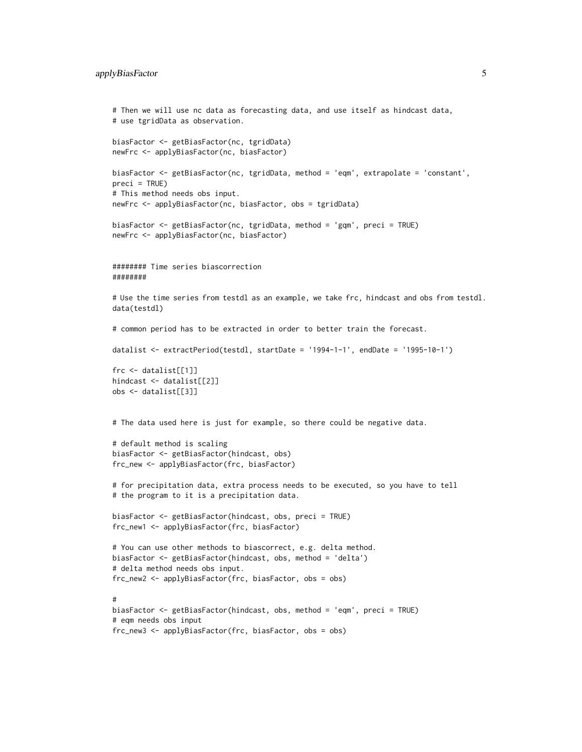```
# Then we will use nc data as forecasting data, and use itself as hindcast data,
# use tgridData as observation.

biasFactor <- getBiasFactor(nc, tgridData)
newFrc <- applyBiasFactor(nc, biasFactor)

biasFactor <- getBiasFactor(nc, tgridData, method = 'eqm', extrapolate = 'constant',
preci = TRUE)
# This method needs obs input.
newFrc <- applyBiasFactor(nc, biasFactor, obs = tgridData)

biasFactor <- getBiasFactor(nc, tgridData, method = 'gqm', preci = TRUE)
newFrc <- applyBiasFactor(nc, biasFactor)


######## Time series biascorrection
########

# Use the time series from testdl as an example, we take frc, hindcast and obs from testdl.
data(testdl)

# common period has to be extracted in order to better train the forecast.

datalist <- extractPeriod(testdl, startDate = '1994-1-1', endDate = '1995-10-1')

frc <- datalist[[1]]
hindcast <- datalist[[2]]
obs <- datalist[[3]]


# The data used here is just for example, so there could be negative data.

# default method is scaling
biasFactor <- getBiasFactor(hindcast, obs)
frc_new <- applyBiasFactor(frc, biasFactor)

# for precipitation data, extra process needs to be executed, so you have to tell
# the program to it is a precipitation data.

biasFactor <- getBiasFactor(hindcast, obs, preci = TRUE)
frc_new1 <- applyBiasFactor(frc, biasFactor)

# You can use other methods to biascorrect, e.g. delta method.
biasFactor <- getBiasFactor(hindcast, obs, method = 'delta')
# delta method needs obs input.
frc_new2 <- applyBiasFactor(frc, biasFactor, obs = obs)

#
biasFactor <- getBiasFactor(hindcast, obs, method = 'eqm', preci = TRUE)
# eqm needs obs input
frc_new3 <- applyBiasFactor(frc, biasFactor, obs = obs)
```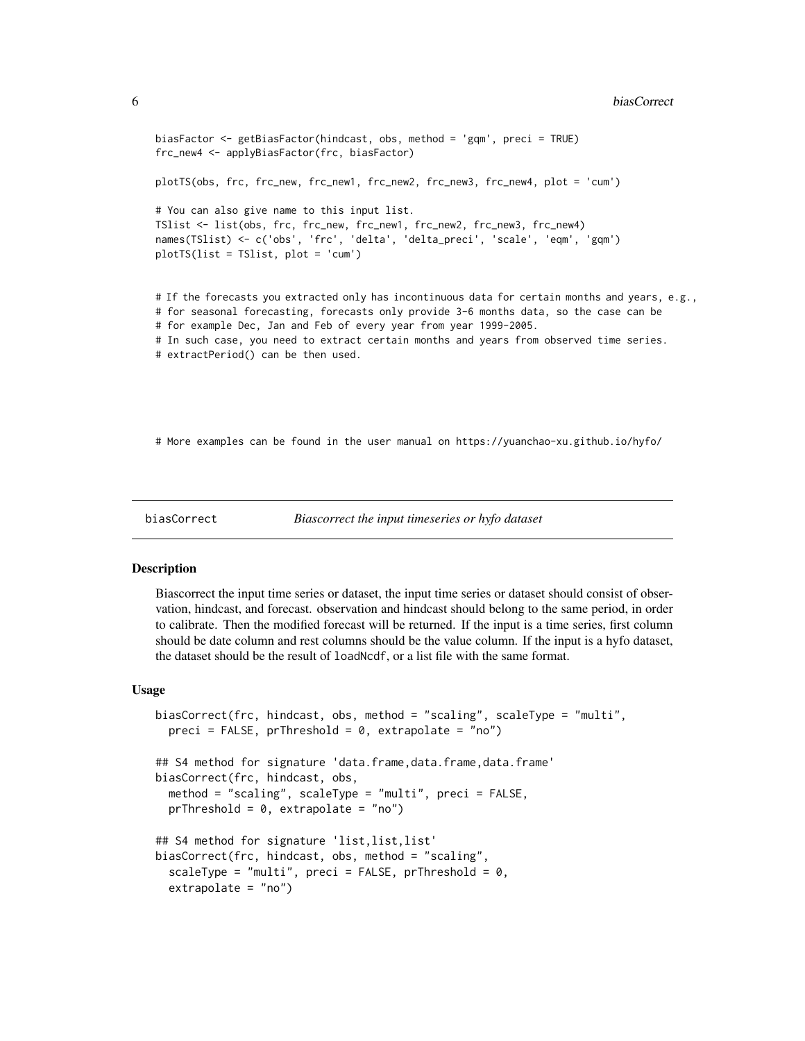```
biasFactor <- getBiasFactor(hindcast, obs, method = 'gqm', preci = TRUE)
frc_new4 <- applyBiasFactor(frc, biasFactor)

plotTS(obs, frc, frc_new, frc_new1, frc_new2, frc_new3, frc_new4, plot = 'cum')

# You can also give name to this input list.
TSlist <- list(obs, frc, frc_new, frc_new1, frc_new2, frc_new3, frc_new4)
names(TSlist) <- c('obs', 'frc', 'delta', 'delta_preci', 'scale', 'eqm', 'gqm')
plotTS(list = TSlist, plot = 'cum')


# If the forecasts you extracted only has incontinuous data for certain months and years, e.g.,
# for seasonal forecasting, forecasts only provide 3-6 months data, so the case can be
# for example Dec, Jan and Feb of every year from year 1999-2005.
# In such case, you need to extract certain months and years from observed time series.
# extractPeriod() can be then used.




# More examples can be found in the user manual on https://yuanchao-xu.github.io/hyfo/
```

## biasCorrect — *Biascorrect the input timeseries or hyfo dataset*

### Description

Biascorrect the input time series or dataset, the input time series or dataset should consist of observation, hindcast, and forecast. observation and hindcast should belong to the same period, in order to calibrate. Then the modified forecast will be returned. If the input is a time series, first column should be date column and rest columns should be the value column. If the input is a hyfo dataset, the dataset should be the result of `loadNcdf`, or a list file with the same format.

### Usage

```
biasCorrect(frc, hindcast, obs, method = "scaling", scaleType = "multi",
  preci = FALSE, prThreshold = 0, extrapolate = "no")

## S4 method for signature 'data.frame,data.frame,data.frame'
biasCorrect(frc, hindcast, obs,
  method = "scaling", scaleType = "multi", preci = FALSE,
  prThreshold = 0, extrapolate = "no")

## S4 method for signature 'list,list,list'
biasCorrect(frc, hindcast, obs, method = "scaling",
  scaleType = "multi", preci = FALSE, prThreshold = 0,
  extrapolate = "no")
```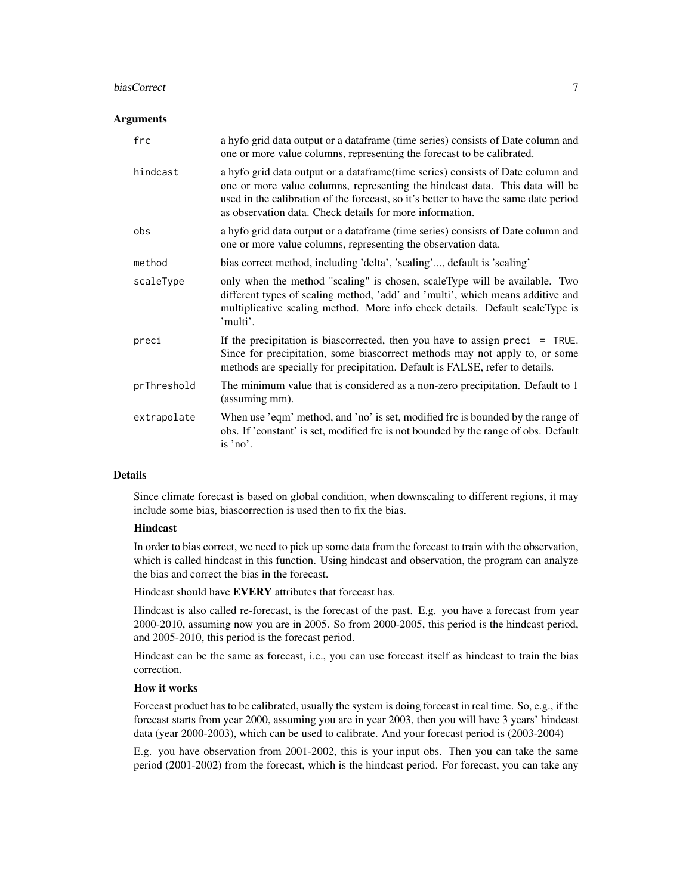### Arguments

| | |
|---|---|
| `frc` | a hyfo grid data output or a dataframe (time series) consists of Date column and one or more value columns, representing the forecast to be calibrated. |
| `hindcast` | a hyfo grid data output or a dataframe(time series) consists of Date column and one or more value columns, representing the hindcast data. This data will be used in the calibration of the forecast, so it's better to have the same date period as observation data. Check details for more information. |
| `obs` | a hyfo grid data output or a dataframe (time series) consists of Date column and one or more value columns, representing the observation data. |
| `method` | bias correct method, including 'delta', 'scaling'..., default is 'scaling' |
| `scaleType` | only when the method "scaling" is chosen, scaleType will be available. Two different types of scaling method, 'add' and 'multi', which means additive and multiplicative scaling method. More info check details. Default scaleType is 'multi'. |
| `preci` | If the precipitation is biascorrected, then you have to assign `preci = TRUE`. Since for precipitation, some biascorrect methods may not apply to, or some methods are specially for precipitation. Default is FALSE, refer to details. |
| `prThreshold` | The minimum value that is considered as a non-zero precipitation. Default to 1 (assuming mm). |
| `extrapolate` | When use 'eqm' method, and 'no' is set, modified frc is bounded by the range of obs. If 'constant' is set, modified frc is not bounded by the range of obs. Default is 'no'. |

### Details

Since climate forecast is based on global condition, when downscaling to different regions, it may include some bias, biascorrection is used then to fix the bias.

#### Hindcast

In order to bias correct, we need to pick up some data from the forecast to train with the observation, which is called hindcast in this function. Using hindcast and observation, the program can analyze the bias and correct the bias in the forecast.

Hindcast should have **EVERY** attributes that forecast has.

Hindcast is also called re-forecast, is the forecast of the past. E.g. you have a forecast from year 2000-2010, assuming now you are in 2005. So from 2000-2005, this period is the hindcast period, and 2005-2010, this period is the forecast period.

Hindcast can be the same as forecast, i.e., you can use forecast itself as hindcast to train the bias correction.

#### How it works

Forecast product has to be calibrated, usually the system is doing forecast in real time. So, e.g., if the forecast starts from year 2000, assuming you are in year 2003, then you will have 3 years' hindcast data (year 2000-2003), which can be used to calibrate. And your forecast period is (2003-2004)

E.g. you have observation from 2001-2002, this is your input obs. Then you can take the same period (2001-2002) from the forecast, which is the hindcast period. For forecast, you can take any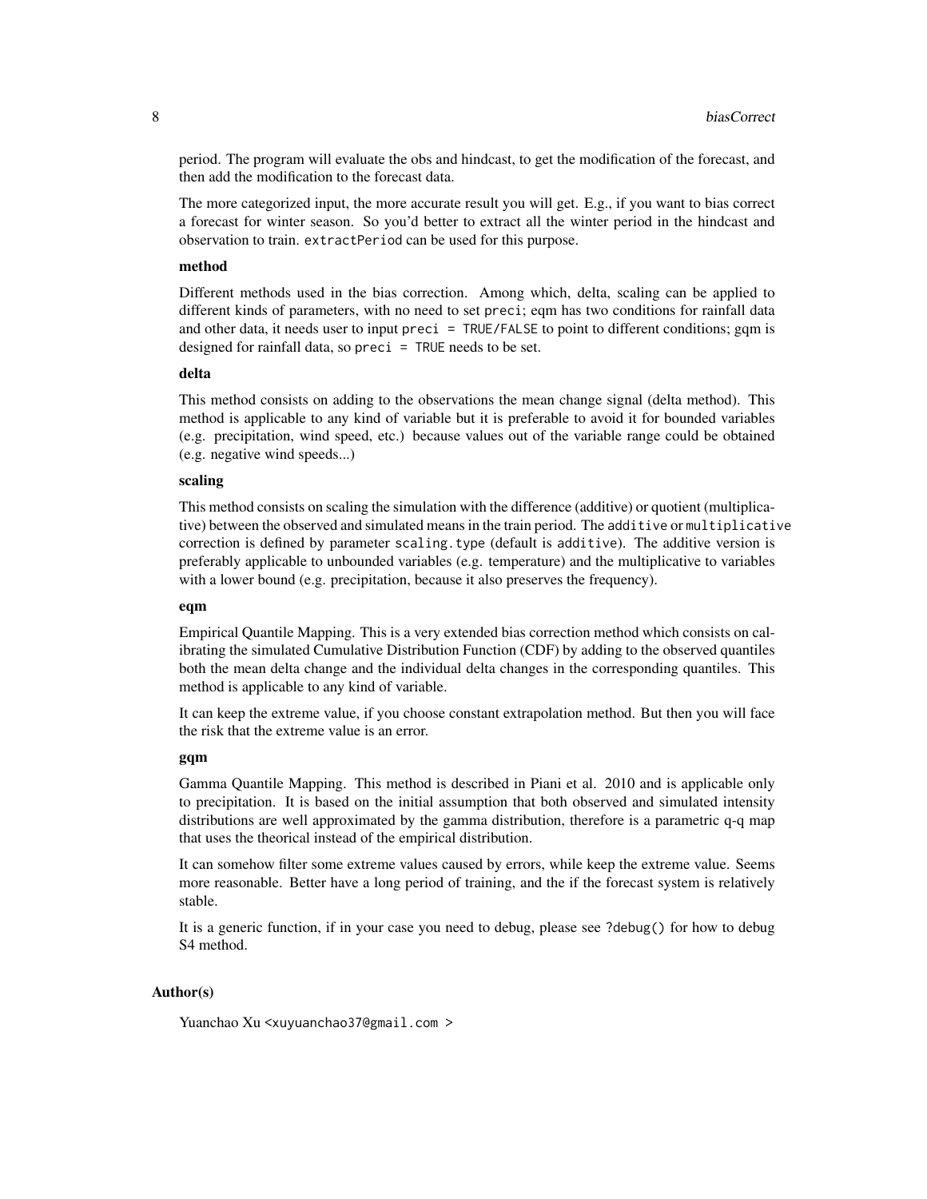period. The program will evaluate the obs and hindcast, to get the modification of the forecast, and then add the modification to the forecast data.

The more categorized input, the more accurate result you will get. E.g., if you want to bias correct a forecast for winter season. So you'd better to extract all the winter period in the hindcast and observation to train. `extractPeriod` can be used for this purpose.

**method**

Different methods used in the bias correction. Among which, delta, scaling can be applied to different kinds of parameters, with no need to set `preci`; eqm has two conditions for rainfall data and other data, it needs user to input `preci = TRUE/FALSE` to point to different conditions; gqm is designed for rainfall data, so `preci = TRUE` needs to be set.

**delta**

This method consists on adding to the observations the mean change signal (delta method). This method is applicable to any kind of variable but it is preferable to avoid it for bounded variables (e.g. precipitation, wind speed, etc.) because values out of the variable range could be obtained (e.g. negative wind speeds...)

**scaling**

This method consists on scaling the simulation with the difference (additive) or quotient (multiplicative) between the observed and simulated means in the train period. The `additive` or `multiplicative` correction is defined by parameter `scaling.type` (default is `additive`). The additive version is preferably applicable to unbounded variables (e.g. temperature) and the multiplicative to variables with a lower bound (e.g. precipitation, because it also preserves the frequency).

**eqm**

Empirical Quantile Mapping. This is a very extended bias correction method which consists on calibrating the simulated Cumulative Distribution Function (CDF) by adding to the observed quantiles both the mean delta change and the individual delta changes in the corresponding quantiles. This method is applicable to any kind of variable.

It can keep the extreme value, if you choose constant extrapolation method. But then you will face the risk that the extreme value is an error.

**gqm**

Gamma Quantile Mapping. This method is described in Piani et al. 2010 and is applicable only to precipitation. It is based on the initial assumption that both observed and simulated intensity distributions are well approximated by the gamma distribution, therefore is a parametric q-q map that uses the theorical instead of the empirical distribution.

It can somehow filter some extreme values caused by errors, while keep the extreme value. Seems more reasonable. Better have a long period of training, and the if the forecast system is relatively stable.

It is a generic function, if in your case you need to debug, please see `?debug()` for how to debug S4 method.

## Author(s)

Yuanchao Xu <xuyuanchao37@gmail.com >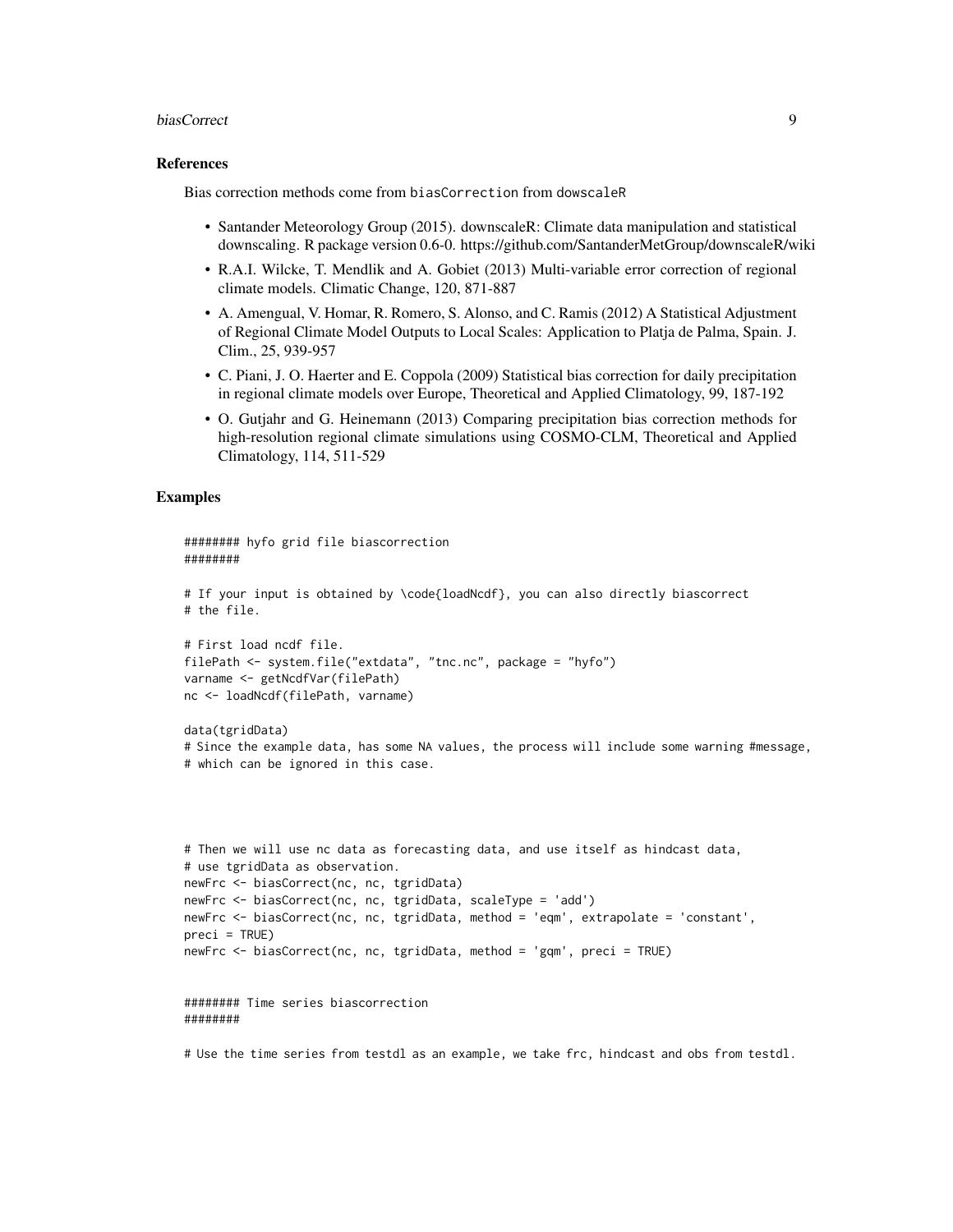## References

Bias correction methods come from `biasCorrection` from `dowscaleR`

- Santander Meteorology Group (2015). downscaleR: Climate data manipulation and statistical downscaling. R package version 0.6-0. https://github.com/SantanderMetGroup/downscaleR/wiki
- R.A.I. Wilcke, T. Mendlik and A. Gobiet (2013) Multi-variable error correction of regional climate models. Climatic Change, 120, 871-887
- A. Amengual, V. Homar, R. Romero, S. Alonso, and C. Ramis (2012) A Statistical Adjustment of Regional Climate Model Outputs to Local Scales: Application to Platja de Palma, Spain. J. Clim., 25, 939-957
- C. Piani, J. O. Haerter and E. Coppola (2009) Statistical bias correction for daily precipitation in regional climate models over Europe, Theoretical and Applied Climatology, 99, 187-192
- O. Gutjahr and G. Heinemann (2013) Comparing precipitation bias correction methods for high-resolution regional climate simulations using COSMO-CLM, Theoretical and Applied Climatology, 114, 511-529

## Examples

```
######## hyfo grid file biascorrection
########

# If your input is obtained by \code{loadNcdf}, you can also directly biascorrect
# the file.

# First load ncdf file.
filePath <- system.file("extdata", "tnc.nc", package = "hyfo")
varname <- getNcdfVar(filePath)
nc <- loadNcdf(filePath, varname)

data(tgridData)
# Since the example data, has some NA values, the process will include some warning #message,
# which can be ignored in this case.




# Then we will use nc data as forecasting data, and use itself as hindcast data,
# use tgridData as observation.
newFrc <- biasCorrect(nc, nc, tgridData)
newFrc <- biasCorrect(nc, nc, tgridData, scaleType = 'add')
newFrc <- biasCorrect(nc, nc, tgridData, method = 'eqm', extrapolate = 'constant',
preci = TRUE)
newFrc <- biasCorrect(nc, nc, tgridData, method = 'gqm', preci = TRUE)


######## Time series biascorrection
########

# Use the time series from testdl as an example, we take frc, hindcast and obs from testdl.
```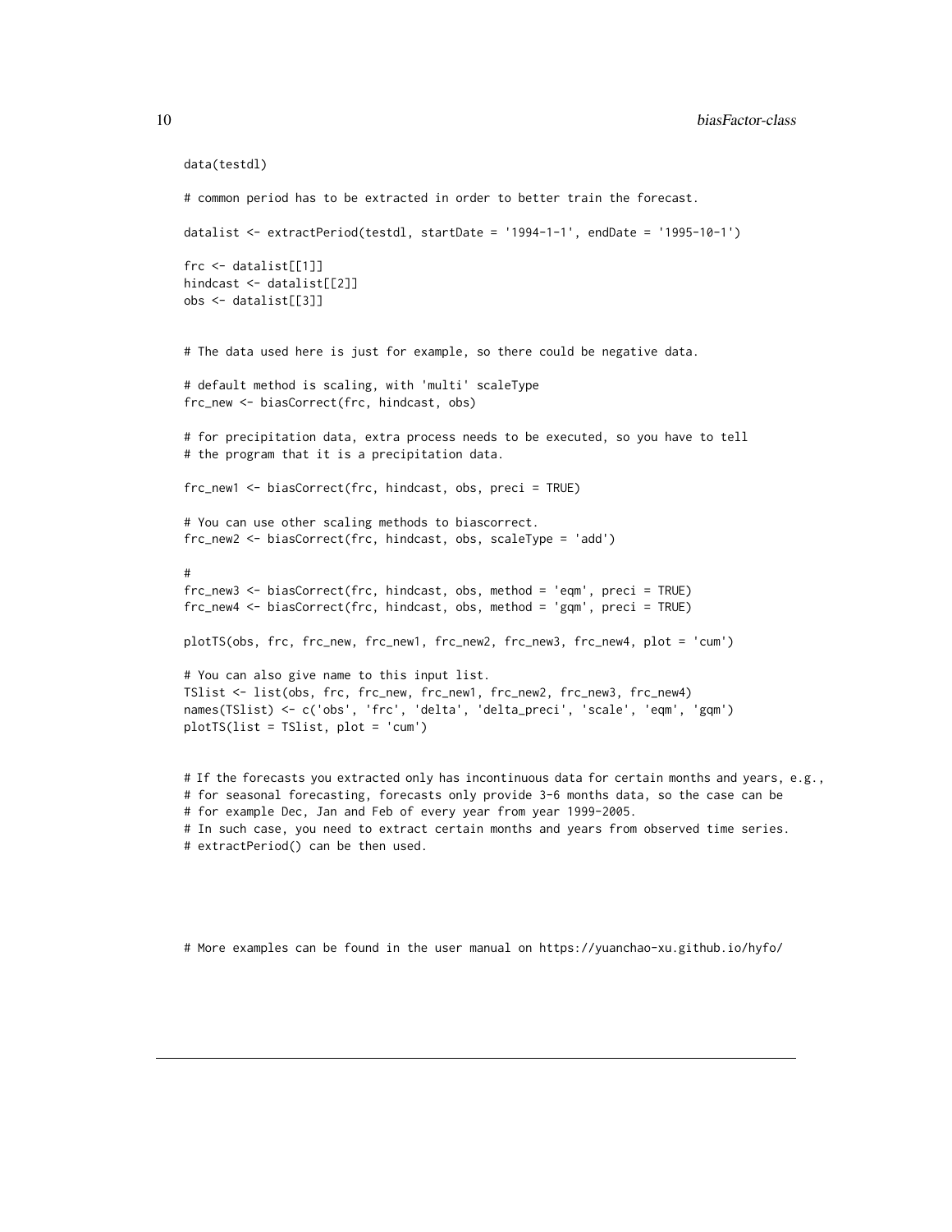```
data(testdl)

# common period has to be extracted in order to better train the forecast.

datalist <- extractPeriod(testdl, startDate = '1994-1-1', endDate = '1995-10-1')

frc <- datalist[[1]]
hindcast <- datalist[[2]]
obs <- datalist[[3]]


# The data used here is just for example, so there could be negative data.

# default method is scaling, with 'multi' scaleType
frc_new <- biasCorrect(frc, hindcast, obs)

# for precipitation data, extra process needs to be executed, so you have to tell
# the program that it is a precipitation data.

frc_new1 <- biasCorrect(frc, hindcast, obs, preci = TRUE)

# You can use other scaling methods to biascorrect.
frc_new2 <- biasCorrect(frc, hindcast, obs, scaleType = 'add')

#
frc_new3 <- biasCorrect(frc, hindcast, obs, method = 'eqm', preci = TRUE)
frc_new4 <- biasCorrect(frc, hindcast, obs, method = 'gqm', preci = TRUE)

plotTS(obs, frc, frc_new, frc_new1, frc_new2, frc_new3, frc_new4, plot = 'cum')

# You can also give name to this input list.
TSlist <- list(obs, frc, frc_new, frc_new1, frc_new2, frc_new3, frc_new4)
names(TSlist) <- c('obs', 'frc', 'delta', 'delta_preci', 'scale', 'eqm', 'gqm')
plotTS(list = TSlist, plot = 'cum')


# If the forecasts you extracted only has incontinuous data for certain months and years, e.g.,
# for seasonal forecasting, forecasts only provide 3-6 months data, so the case can be
# for example Dec, Jan and Feb of every year from year 1999-2005.
# In such case, you need to extract certain months and years from observed time series.
# extractPeriod() can be then used.




# More examples can be found in the user manual on https://yuanchao-xu.github.io/hyfo/
```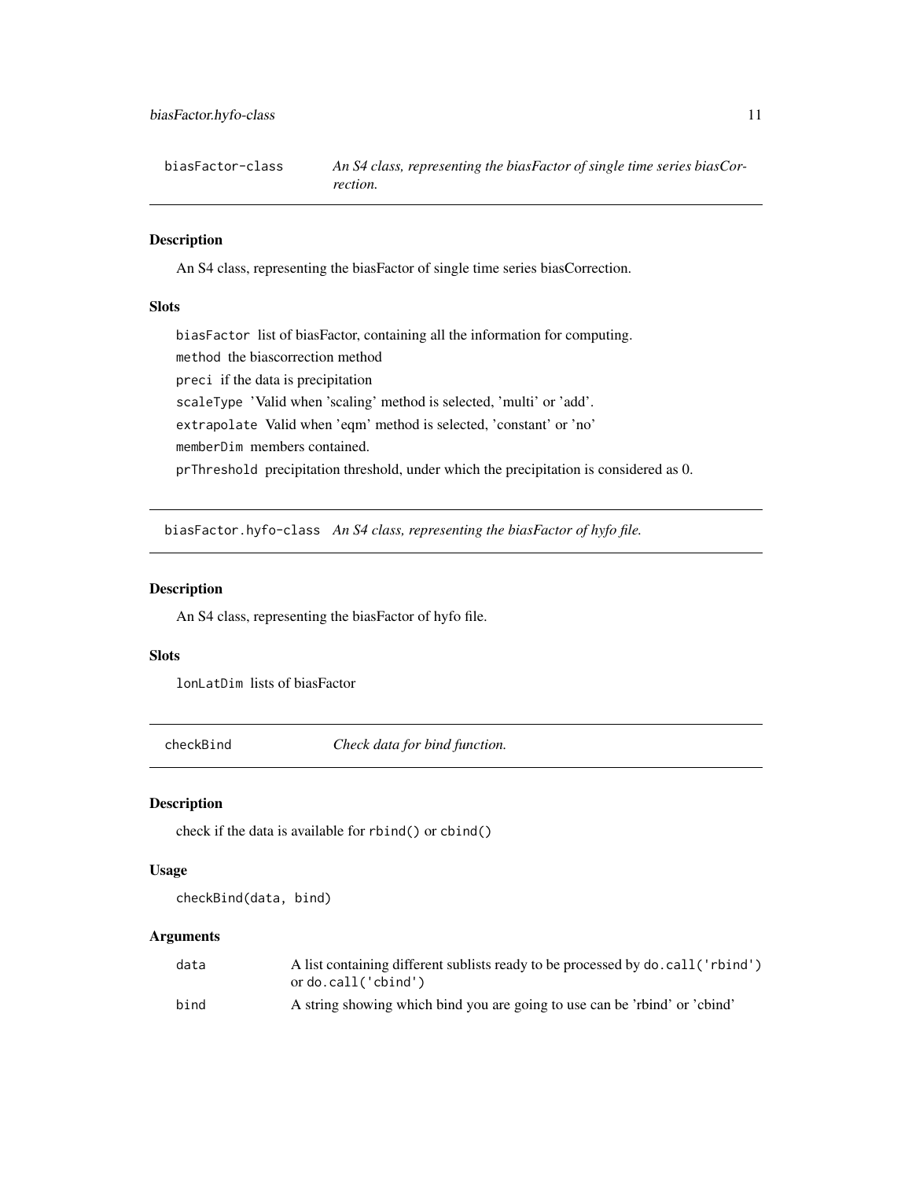## biasFactor-class

*An S4 class, representing the biasFactor of single time series biasCorrection.*

### Description

An S4 class, representing the biasFactor of single time series biasCorrection.

### Slots

`biasFactor` list of biasFactor, containing all the information for computing.

`method` the biascorrection method

`preci` if the data is precipitation

`scaleType` 'Valid when 'scaling' method is selected, 'multi' or 'add'.

`extrapolate` Valid when 'eqm' method is selected, 'constant' or 'no'

`memberDim` members contained.

`prThreshold` precipitation threshold, under which the precipitation is considered as 0.

## biasFactor.hyfo-class

*An S4 class, representing the biasFactor of hyfo file.*

### Description

An S4 class, representing the biasFactor of hyfo file.

### Slots

`lonLatDim` lists of biasFactor

## checkBind

*Check data for bind function.*

### Description

check if the data is available for `rbind()` or `cbind()`

### Usage

```
checkBind(data, bind)
```

### Arguments

| | |
|---|---|
| `data` | A list containing different sublists ready to be processed by `do.call('rbind')` or `do.call('cbind')` |
| `bind` | A string showing which bind you are going to use can be 'rbind' or 'cbind' |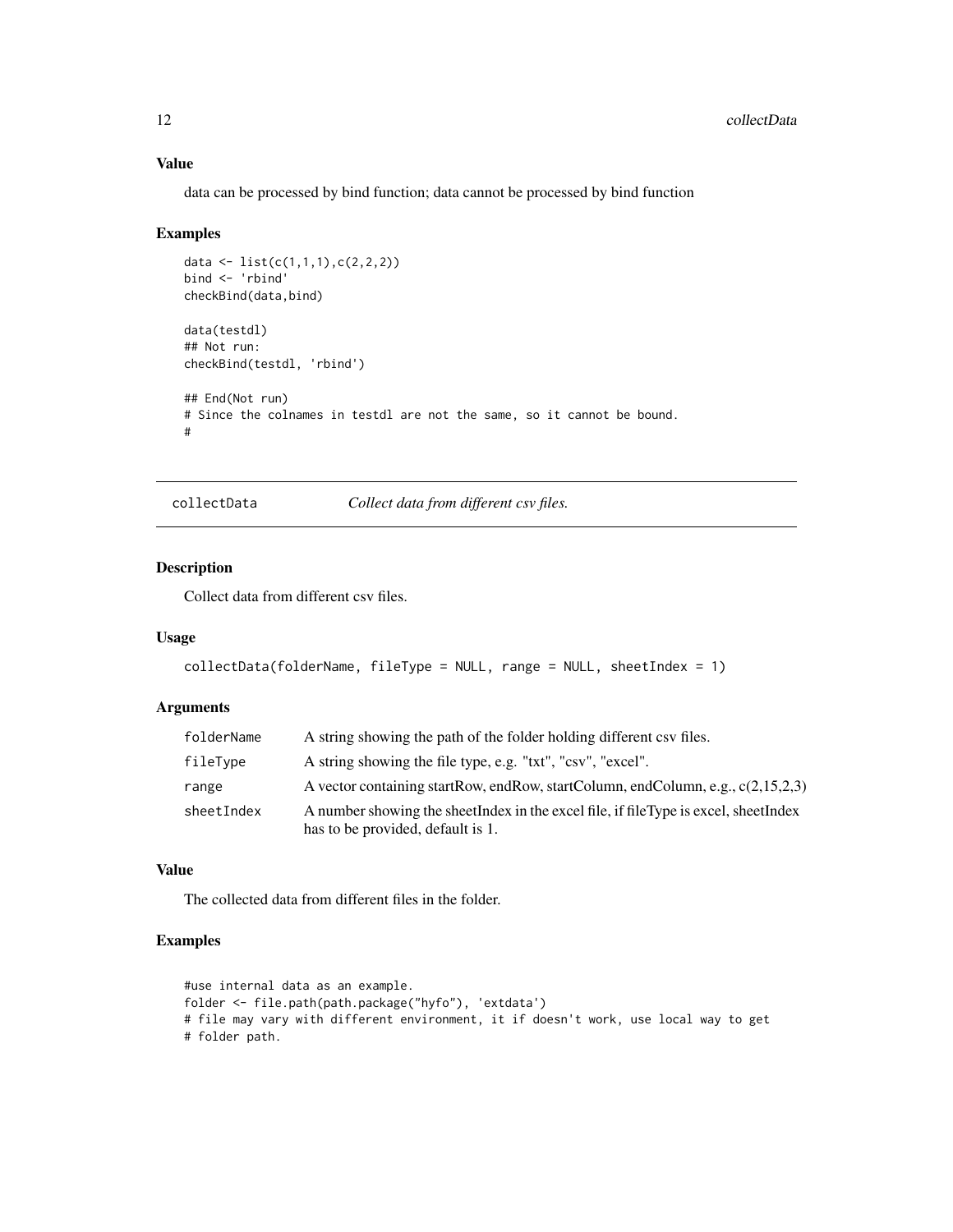### Value

data can be processed by bind function; data cannot be processed by bind function

### Examples

```
data <- list(c(1,1,1),c(2,2,2))
bind <- 'rbind'
checkBind(data,bind)

data(testdl)
## Not run:
checkBind(testdl, 'rbind')

## End(Not run)
# Since the colnames in testdl are not the same, so it cannot be bound.
#
```

---

## collectData — *Collect data from different csv files.*

### Description

Collect data from different csv files.

### Usage

```
collectData(folderName, fileType = NULL, range = NULL, sheetIndex = 1)
```

### Arguments

| | |
|---|---|
| folderName | A string showing the path of the folder holding different csv files. |
| fileType | A string showing the file type, e.g. "txt", "csv", "excel". |
| range | A vector containing startRow, endRow, startColumn, endColumn, e.g., c(2,15,2,3) |
| sheetIndex | A number showing the sheetIndex in the excel file, if fileType is excel, sheetIndex has to be provided, default is 1. |

### Value

The collected data from different files in the folder.

### Examples

```
#use internal data as an example.
folder <- file.path(path.package("hyfo"), 'extdata')
# file may vary with different environment, it if doesn't work, use local way to get
# folder path.
```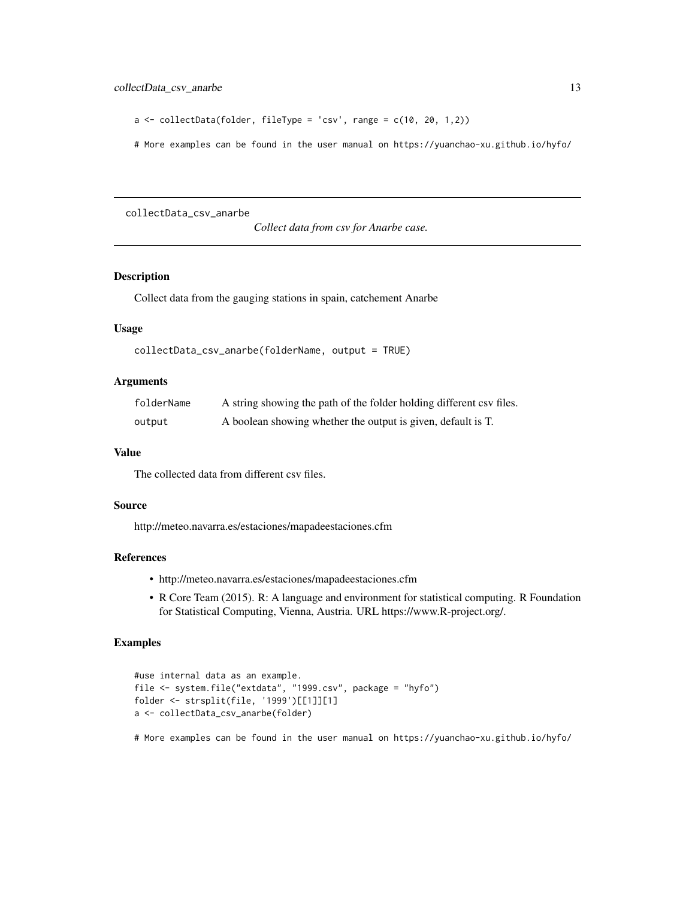```
a <- collectData(folder, fileType = 'csv', range = c(10, 20, 1,2))

# More examples can be found in the user manual on https://yuanchao-xu.github.io/hyfo/
```

---

## collectData_csv_anarbe

*Collect data from csv for Anarbe case.*

---

### Description

Collect data from the gauging stations in spain, catchement Anarbe

### Usage

```
collectData_csv_anarbe(folderName, output = TRUE)
```

### Arguments

| | |
|---|---|
| `folderName` | A string showing the path of the folder holding different csv files. |
| `output` | A boolean showing whether the output is given, default is T. |

### Value

The collected data from different csv files.

### Source

http://meteo.navarra.es/estaciones/mapadeestaciones.cfm

### References

- http://meteo.navarra.es/estaciones/mapadeestaciones.cfm
- R Core Team (2015). R: A language and environment for statistical computing. R Foundation for Statistical Computing, Vienna, Austria. URL https://www.R-project.org/.

### Examples

```
#use internal data as an example.
file <- system.file("extdata", "1999.csv", package = "hyfo")
folder <- strsplit(file, '1999')[[1]][1]
a <- collectData_csv_anarbe(folder)

# More examples can be found in the user manual on https://yuanchao-xu.github.io/hyfo/
```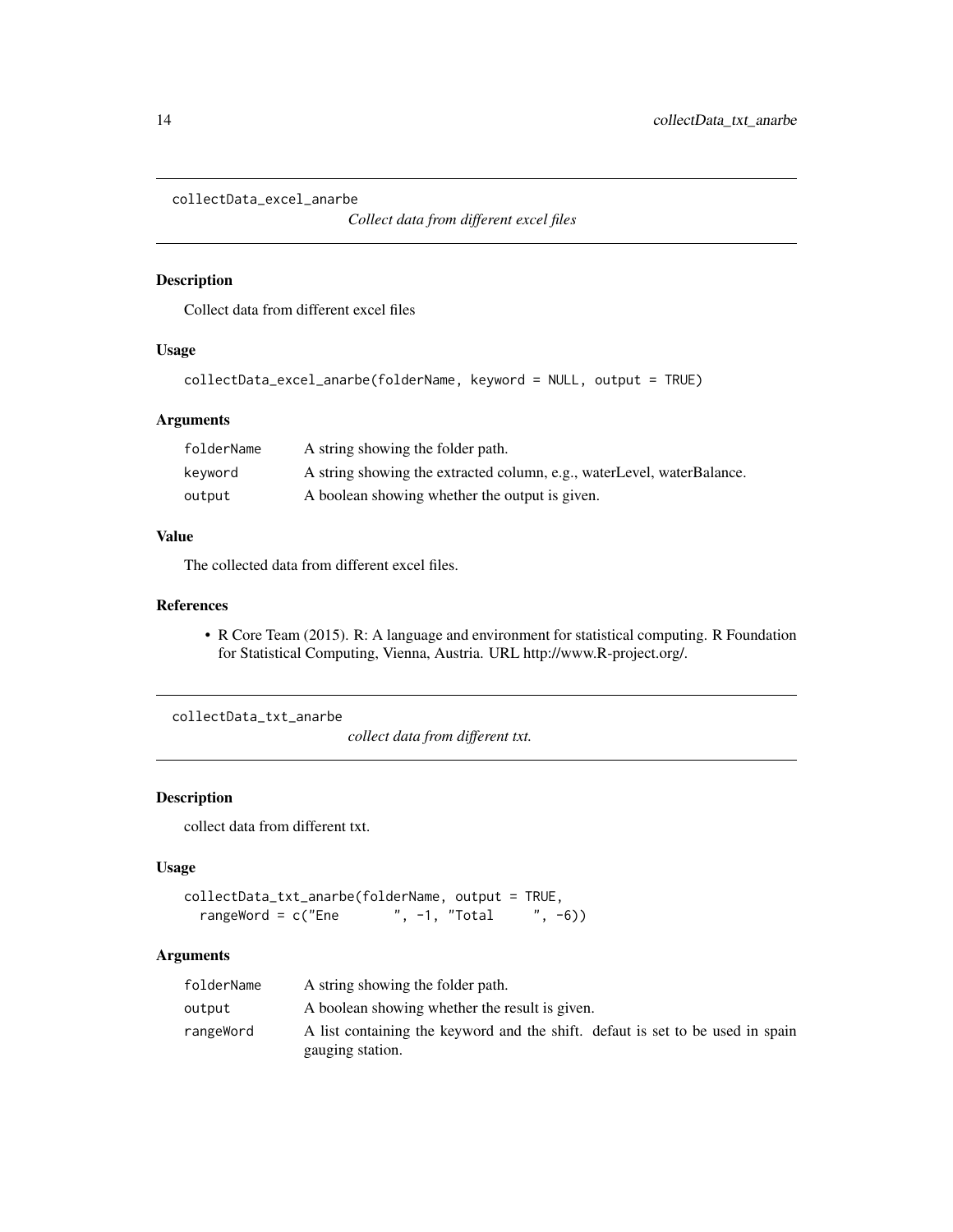## collectData_excel_anarbe

*Collect data from different excel files*

### Description

Collect data from different excel files

### Usage

```
collectData_excel_anarbe(folderName, keyword = NULL, output = TRUE)
```

### Arguments

| | |
|---|---|
| folderName | A string showing the folder path. |
| keyword | A string showing the extracted column, e.g., waterLevel, waterBalance. |
| output | A boolean showing whether the output is given. |

### Value

The collected data from different excel files.

### References

- R Core Team (2015). R: A language and environment for statistical computing. R Foundation for Statistical Computing, Vienna, Austria. URL http://www.R-project.org/.

## collectData_txt_anarbe

*collect data from different txt.*

### Description

collect data from different txt.

### Usage

```
collectData_txt_anarbe(folderName, output = TRUE,
  rangeWord = c("Ene       ", -1, "Total     ", -6))
```

### Arguments

| | |
|---|---|
| folderName | A string showing the folder path. |
| output | A boolean showing whether the result is given. |
| rangeWord | A list containing the keyword and the shift. defaut is set to be used in spain gauging station. |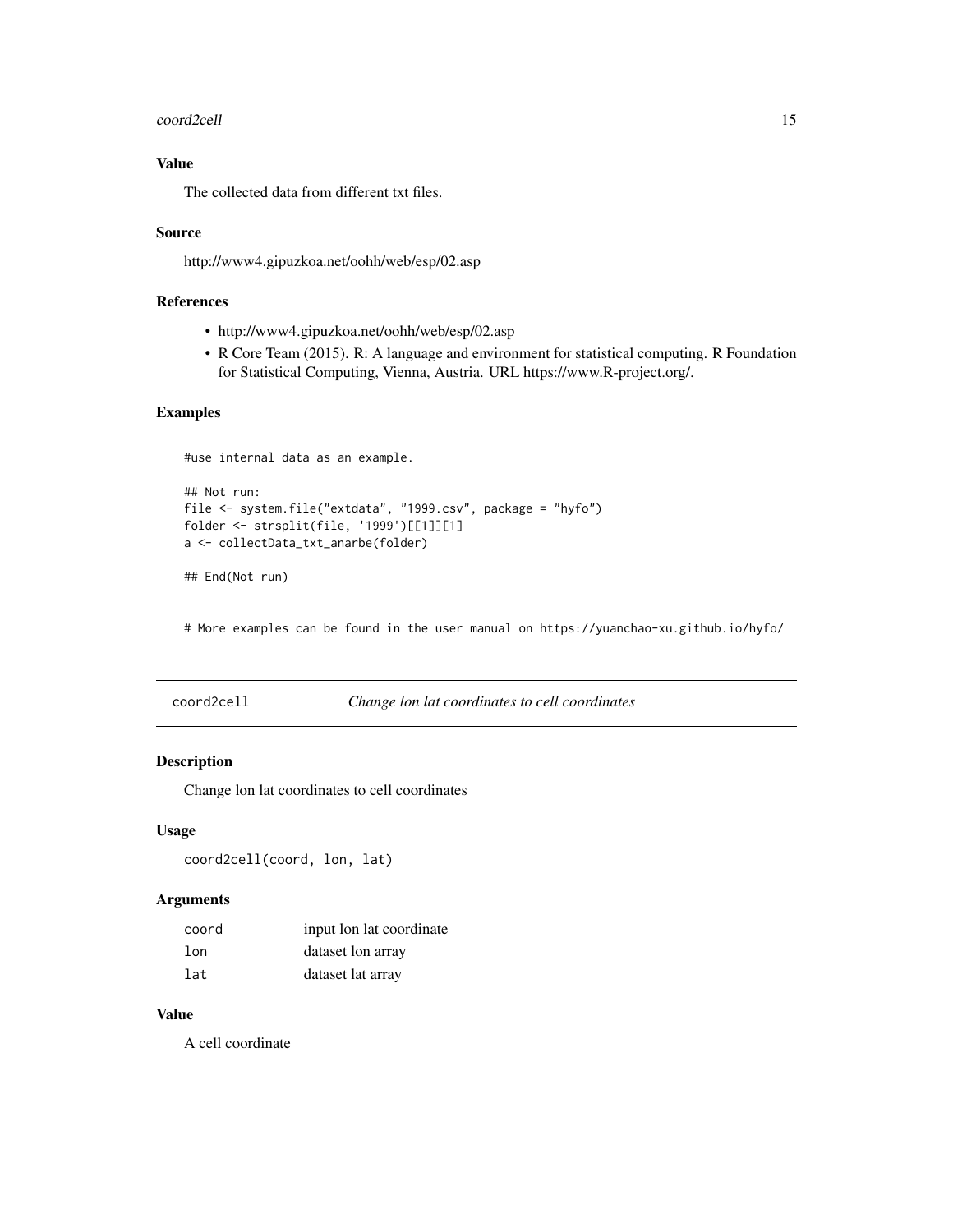### Value

The collected data from different txt files.

### Source

http://www4.gipuzkoa.net/oohh/web/esp/02.asp

### References

- http://www4.gipuzkoa.net/oohh/web/esp/02.asp
- R Core Team (2015). R: A language and environment for statistical computing. R Foundation for Statistical Computing, Vienna, Austria. URL https://www.R-project.org/.

### Examples

```
#use internal data as an example.

## Not run:
file <- system.file("extdata", "1999.csv", package = "hyfo")
folder <- strsplit(file, '1999')[[1]][1]
a <- collectData_txt_anarbe(folder)

## End(Not run)


# More examples can be found in the user manual on https://yuanchao-xu.github.io/hyfo/
```

## coord2cell *Change lon lat coordinates to cell coordinates*

### Description

Change lon lat coordinates to cell coordinates

### Usage

```
coord2cell(coord, lon, lat)
```

### Arguments

| | |
|---|---|
| coord | input lon lat coordinate |
| lon | dataset lon array |
| lat | dataset lat array |

### Value

A cell coordinate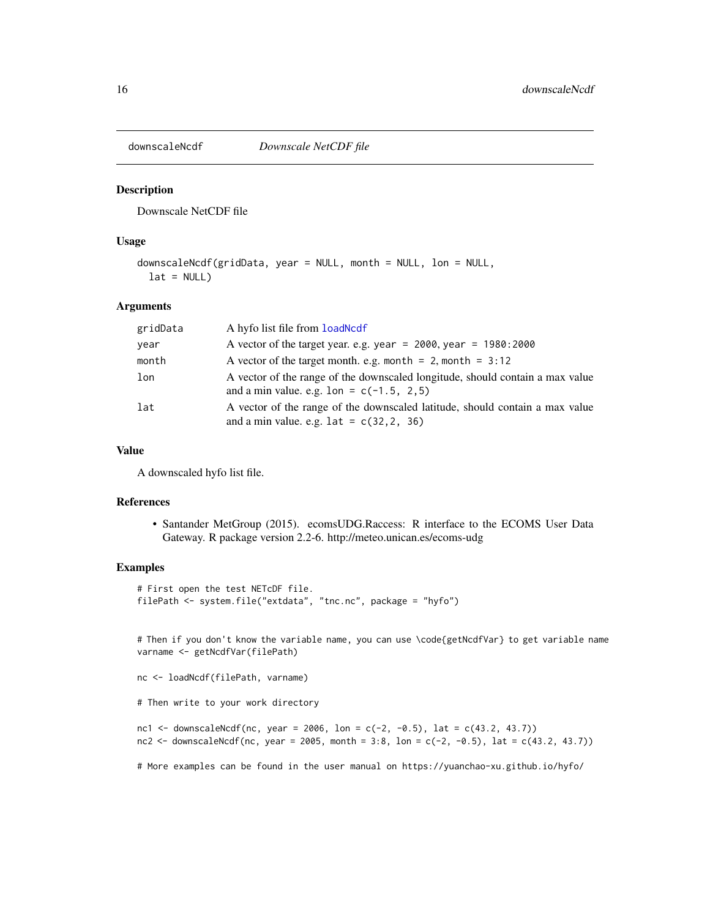# downscaleNcdf *Downscale NetCDF file*

## Description

Downscale NetCDF file

## Usage

```
downscaleNcdf(gridData, year = NULL, month = NULL, lon = NULL,
  lat = NULL)
```

## Arguments

| | |
|---|---|
| gridData | A hyfo list file from `loadNcdf` |
| year | A vector of the target year. e.g. `year = 2000`, `year = 1980:2000` |
| month | A vector of the target month. e.g. `month = 2`, `month = 3:12` |
| lon | A vector of the range of the downscaled longitude, should contain a max value and a min value. e.g. `lon = c(-1.5, 2,5)` |
| lat | A vector of the range of the downscaled latitude, should contain a max value and a min value. e.g. `lat = c(32,2, 36)` |

## Value

A downscaled hyfo list file.

## References

- Santander MetGroup (2015). ecomsUDG.Raccess: R interface to the ECOMS User Data Gateway. R package version 2.2-6. http://meteo.unican.es/ecoms-udg

## Examples

```
# First open the test NETcDF file.
filePath <- system.file("extdata", "tnc.nc", package = "hyfo")


# Then if you don't know the variable name, you can use \code{getNcdfVar} to get variable name
varname <- getNcdfVar(filePath)

nc <- loadNcdf(filePath, varname)

# Then write to your work directory

nc1 <- downscaleNcdf(nc, year = 2006, lon = c(-2, -0.5), lat = c(43.2, 43.7))
nc2 <- downscaleNcdf(nc, year = 2005, month = 3:8, lon = c(-2, -0.5), lat = c(43.2, 43.7))

# More examples can be found in the user manual on https://yuanchao-xu.github.io/hyfo/
```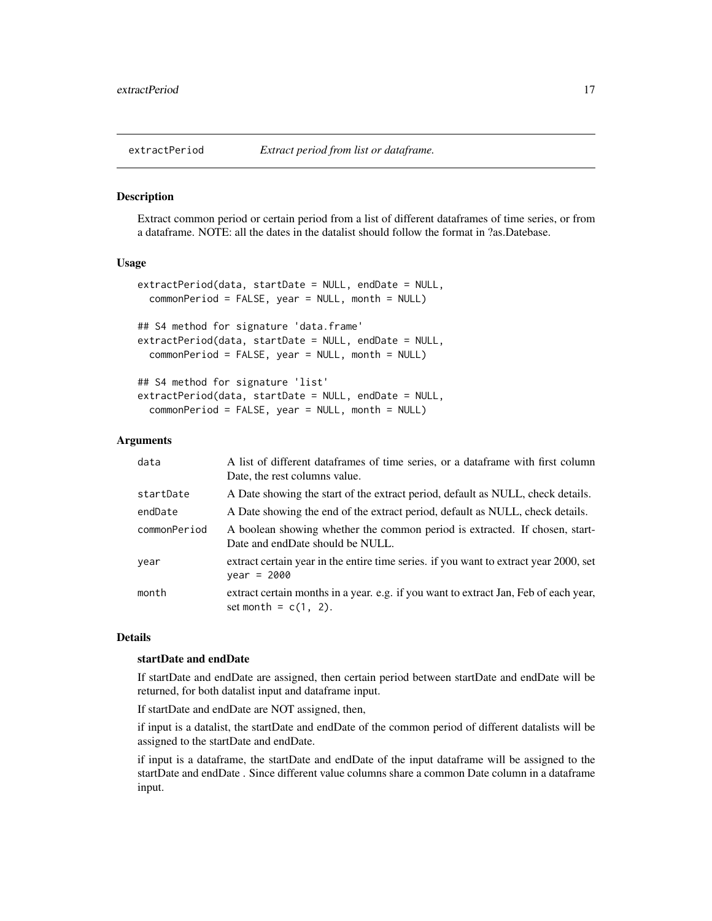extractPeriod *Extract period from list or dataframe.*

## Description

Extract common period or certain period from a list of different dataframes of time series, or from a dataframe. NOTE: all the dates in the datalist should follow the format in ?as.Datebase.

## Usage

```
extractPeriod(data, startDate = NULL, endDate = NULL,
  commonPeriod = FALSE, year = NULL, month = NULL)

## S4 method for signature 'data.frame'
extractPeriod(data, startDate = NULL, endDate = NULL,
  commonPeriod = FALSE, year = NULL, month = NULL)

## S4 method for signature 'list'
extractPeriod(data, startDate = NULL, endDate = NULL,
  commonPeriod = FALSE, year = NULL, month = NULL)
```

## Arguments

| | |
|---|---|
| `data` | A list of different dataframes of time series, or a dataframe with first column Date, the rest columns value. |
| `startDate` | A Date showing the start of the extract period, default as NULL, check details. |
| `endDate` | A Date showing the end of the extract period, default as NULL, check details. |
| `commonPeriod` | A boolean showing whether the common period is extracted. If chosen, startDate and endDate should be NULL. |
| `year` | extract certain year in the entire time series. if you want to extract year 2000, set `year = 2000` |
| `month` | extract certain months in a year. e.g. if you want to extract Jan, Feb of each year, set `month = c(1, 2)`. |

## Details

### startDate and endDate

If startDate and endDate are assigned, then certain period between startDate and endDate will be returned, for both datalist input and dataframe input.

If startDate and endDate are NOT assigned, then,

if input is a datalist, the startDate and endDate of the common period of different datalists will be assigned to the startDate and endDate.

if input is a dataframe, the startDate and endDate of the input dataframe will be assigned to the startDate and endDate . Since different value columns share a common Date column in a dataframe input.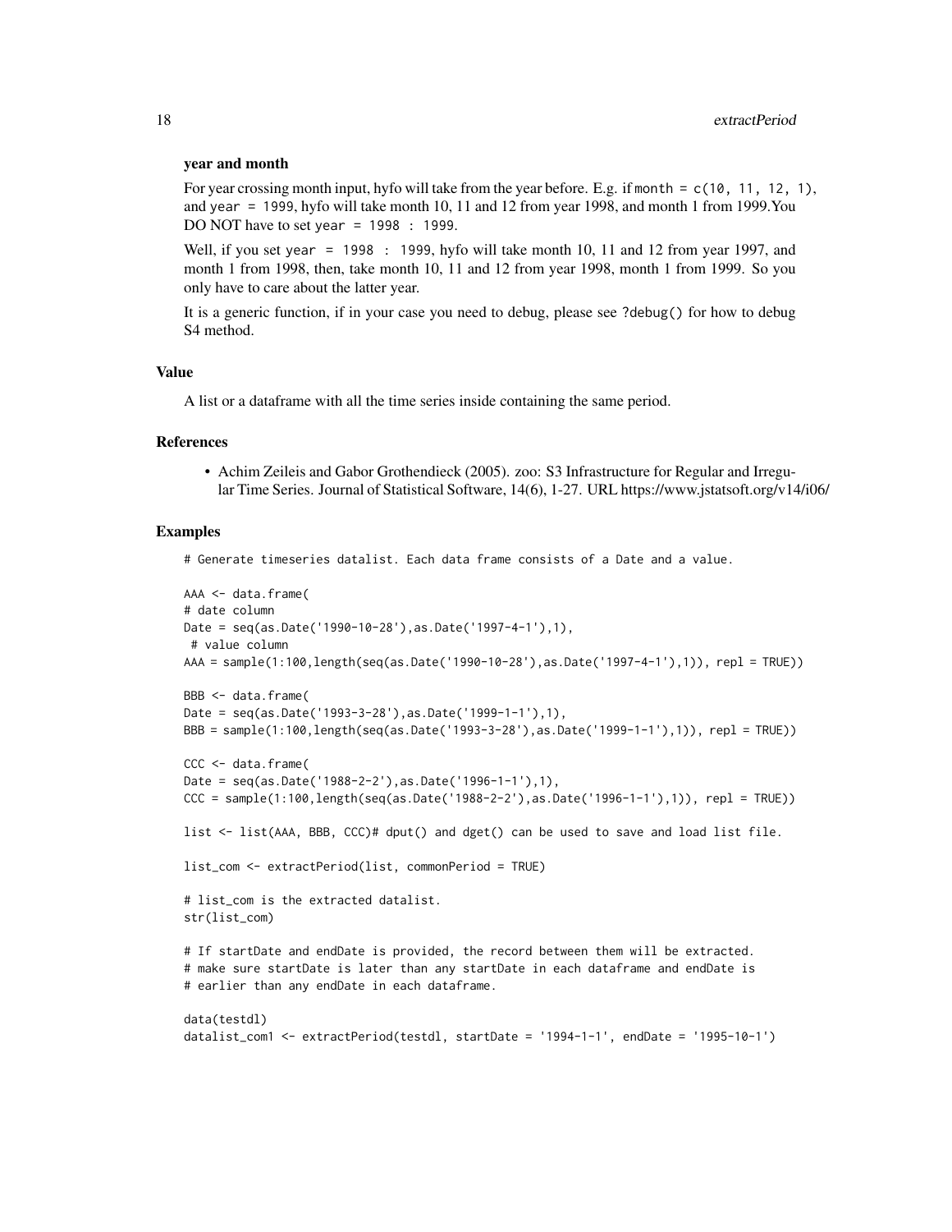**year and month**

For year crossing month input, hyfo will take from the year before. E.g. if `month = c(10, 11, 12, 1)`, and `year = 1999`, hyfo will take month 10, 11 and 12 from year 1998, and month 1 from 1999.You DO NOT have to set `year = 1998 : 1999`.

Well, if you set `year = 1998 : 1999`, hyfo will take month 10, 11 and 12 from year 1997, and month 1 from 1998, then, take month 10, 11 and 12 from year 1998, month 1 from 1999. So you only have to care about the latter year.

It is a generic function, if in your case you need to debug, please see `?debug()` for how to debug S4 method.

## Value

A list or a dataframe with all the time series inside containing the same period.

## References

- Achim Zeileis and Gabor Grothendieck (2005). zoo: S3 Infrastructure for Regular and Irregular Time Series. Journal of Statistical Software, 14(6), 1-27. URL https://www.jstatsoft.org/v14/i06/

## Examples

```
# Generate timeseries datalist. Each data frame consists of a Date and a value.

AAA <- data.frame(
# date column
Date = seq(as.Date('1990-10-28'),as.Date('1997-4-1'),1),
 # value column
AAA = sample(1:100,length(seq(as.Date('1990-10-28'),as.Date('1997-4-1'),1)), repl = TRUE))

BBB <- data.frame(
Date = seq(as.Date('1993-3-28'),as.Date('1999-1-1'),1),
BBB = sample(1:100,length(seq(as.Date('1993-3-28'),as.Date('1999-1-1'),1)), repl = TRUE))

CCC <- data.frame(
Date = seq(as.Date('1988-2-2'),as.Date('1996-1-1'),1),
CCC = sample(1:100,length(seq(as.Date('1988-2-2'),as.Date('1996-1-1'),1)), repl = TRUE))

list <- list(AAA, BBB, CCC)# dput() and dget() can be used to save and load list file.

list_com <- extractPeriod(list, commonPeriod = TRUE)

# list_com is the extracted datalist.
str(list_com)

# If startDate and endDate is provided, the record between them will be extracted.
# make sure startDate is later than any startDate in each dataframe and endDate is
# earlier than any endDate in each dataframe.

data(testdl)
datalist_com1 <- extractPeriod(testdl, startDate = '1994-1-1', endDate = '1995-10-1')
```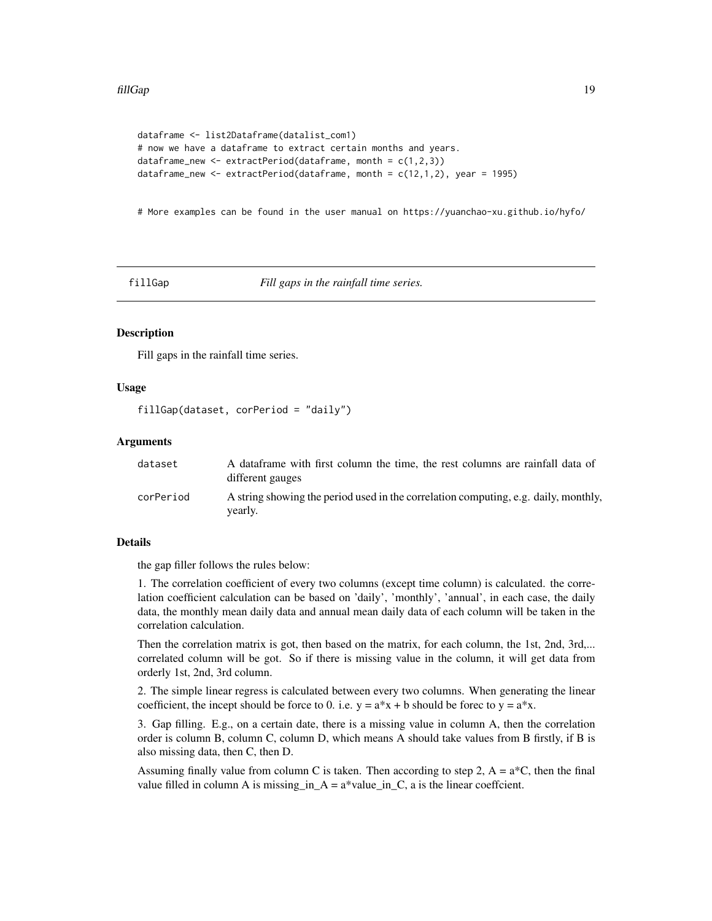```
dataframe <- list2Dataframe(datalist_com1)
# now we have a dataframe to extract certain months and years.
dataframe_new <- extractPeriod(dataframe, month = c(1,2,3))
dataframe_new <- extractPeriod(dataframe, month = c(12,1,2), year = 1995)


# More examples can be found in the user manual on https://yuanchao-xu.github.io/hyfo/
```

## fillGap — *Fill gaps in the rainfall time series.*

### Description

Fill gaps in the rainfall time series.

### Usage

```
fillGap(dataset, corPeriod = "daily")
```

### Arguments

| | |
|---|---|
| dataset | A dataframe with first column the time, the rest columns are rainfall data of different gauges |
| corPeriod | A string showing the period used in the correlation computing, e.g. daily, monthly, yearly. |

### Details

the gap filler follows the rules below:

1. The correlation coefficient of every two columns (except time column) is calculated. the correlation coefficient calculation can be based on 'daily', 'monthly', 'annual', in each case, the daily data, the monthly mean daily data and annual mean daily data of each column will be taken in the correlation calculation.

Then the correlation matrix is got, then based on the matrix, for each column, the 1st, 2nd, 3rd,... correlated column will be got. So if there is missing value in the column, it will get data from orderly 1st, 2nd, 3rd column.

2. The simple linear regress is calculated between every two columns. When generating the linear coefficient, the incept should be force to 0. i.e. y = a*x + b should be forec to y = a*x.

3. Gap filling. E.g., on a certain date, there is a missing value in column A, then the correlation order is column B, column C, column D, which means A should take values from B firstly, if B is also missing data, then C, then D.

Assuming finally value from column C is taken. Then according to step 2, A = a*C, then the final value filled in column A is missing_in_A = a*value_in_C, a is the linear coeffcient.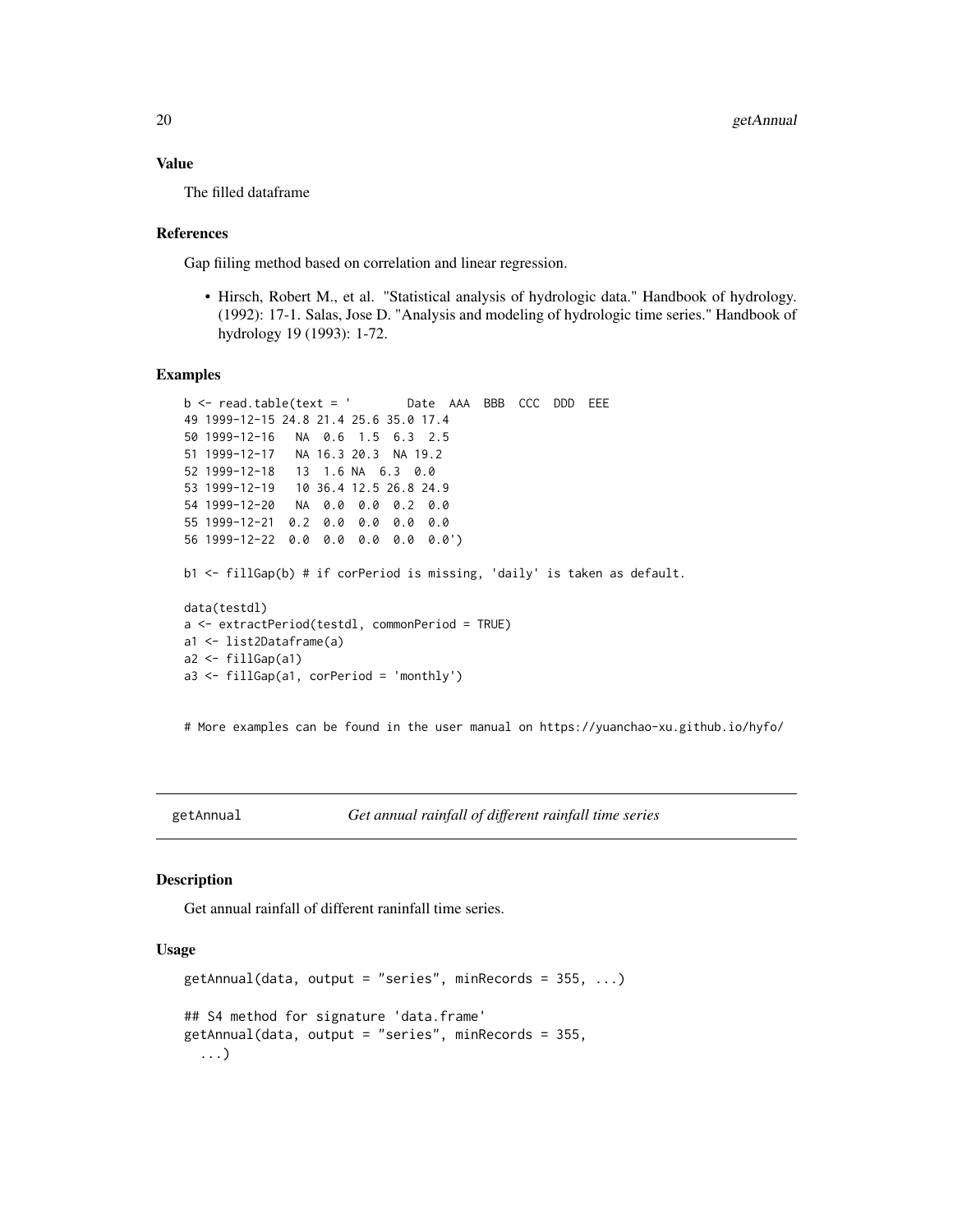### Value

The filled dataframe

### References

Gap fiiling method based on correlation and linear regression.

- Hirsch, Robert M., et al. "Statistical analysis of hydrologic data." Handbook of hydrology. (1992): 17-1. Salas, Jose D. "Analysis and modeling of hydrologic time series." Handbook of hydrology 19 (1993): 1-72.

### Examples

```
b <- read.table(text = '        Date  AAA  BBB  CCC  DDD  EEE
49 1999-12-15 24.8 21.4 25.6 35.0 17.4
50 1999-12-16   NA  0.6  1.5  6.3  2.5
51 1999-12-17   NA 16.3 20.3  NA 19.2
52 1999-12-18   13  1.6 NA  6.3  0.0
53 1999-12-19   10 36.4 12.5 26.8 24.9
54 1999-12-20   NA  0.0  0.0  0.2  0.0
55 1999-12-21  0.2  0.0  0.0  0.0  0.0
56 1999-12-22  0.0  0.0  0.0  0.0  0.0')

b1 <- fillGap(b) # if corPeriod is missing, 'daily' is taken as default.

data(testdl)
a <- extractPeriod(testdl, commonPeriod = TRUE)
a1 <- list2Dataframe(a)
a2 <- fillGap(a1)
a3 <- fillGap(a1, corPeriod = 'monthly')


# More examples can be found in the user manual on https://yuanchao-xu.github.io/hyfo/
```

---

## getAnnual *Get annual rainfall of different rainfall time series*

### Description

Get annual rainfall of different raninfall time series.

### Usage

```
getAnnual(data, output = "series", minRecords = 355, ...)

## S4 method for signature 'data.frame'
getAnnual(data, output = "series", minRecords = 355,
  ...)
```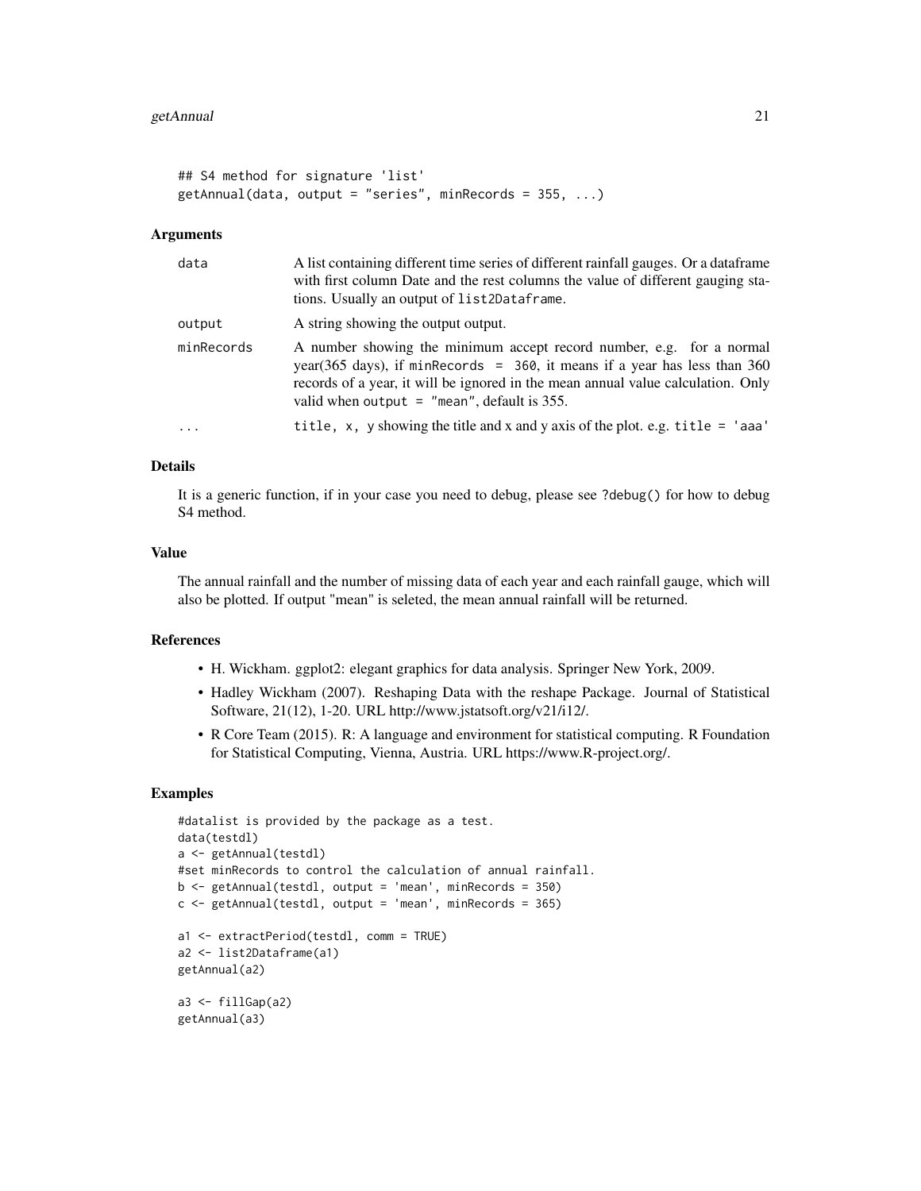```
## S4 method for signature 'list'
getAnnual(data, output = "series", minRecords = 355, ...)
```

### Arguments

| | |
|---|---|
| data | A list containing different time series of different rainfall gauges. Or a dataframe with first column Date and the rest columns the value of different gauging stations. Usually an output of `list2Dataframe`. |
| output | A string showing the output output. |
| minRecords | A number showing the minimum accept record number, e.g. for a normal year(365 days), if `minRecords = 360`, it means if a year has less than 360 records of a year, it will be ignored in the mean annual value calculation. Only valid when `output = "mean"`, default is 355. |
| ... | `title, x, y` showing the title and x and y axis of the plot. e.g. `title = 'aaa'` |

### Details

It is a generic function, if in your case you need to debug, please see `?debug()` for how to debug S4 method.

### Value

The annual rainfall and the number of missing data of each year and each rainfall gauge, which will also be plotted. If output "mean" is seleted, the mean annual rainfall will be returned.

### References

- H. Wickham. ggplot2: elegant graphics for data analysis. Springer New York, 2009.
- Hadley Wickham (2007). Reshaping Data with the reshape Package. Journal of Statistical Software, 21(12), 1-20. URL http://www.jstatsoft.org/v21/i12/.
- R Core Team (2015). R: A language and environment for statistical computing. R Foundation for Statistical Computing, Vienna, Austria. URL https://www.R-project.org/.

### Examples

```
#datalist is provided by the package as a test.
data(testdl)
a <- getAnnual(testdl)
#set minRecords to control the calculation of annual rainfall.
b <- getAnnual(testdl, output = 'mean', minRecords = 350)
c <- getAnnual(testdl, output = 'mean', minRecords = 365)

a1 <- extractPeriod(testdl, comm = TRUE)
a2 <- list2Dataframe(a1)
getAnnual(a2)

a3 <- fillGap(a2)
getAnnual(a3)
```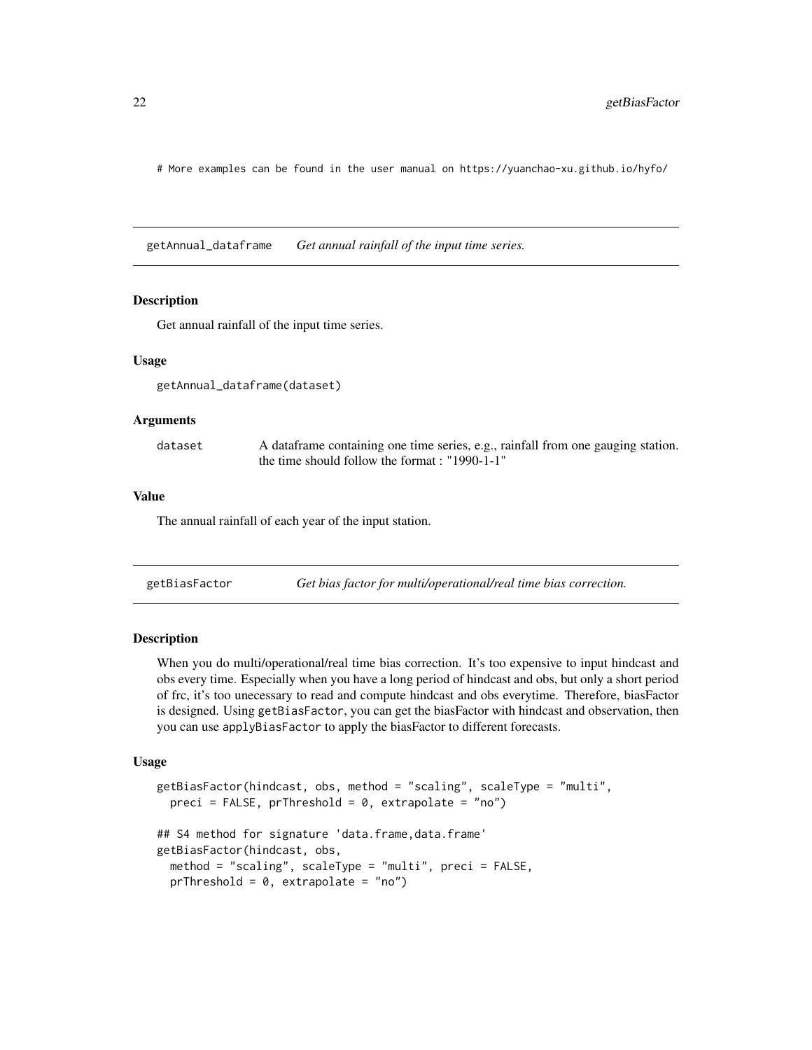```
# More examples can be found in the user manual on https://yuanchao-xu.github.io/hyfo/
```

## getAnnual_dataframe — *Get annual rainfall of the input time series.*

### Description

Get annual rainfall of the input time series.

### Usage

```
getAnnual_dataframe(dataset)
```

### Arguments

| | |
|---|---|
| dataset | A dataframe containing one time series, e.g., rainfall from one gauging station. the time should follow the format : "1990-1-1" |

### Value

The annual rainfall of each year of the input station.

## getBiasFactor — *Get bias factor for multi/operational/real time bias correction.*

### Description

When you do multi/operational/real time bias correction. It's too expensive to input hindcast and obs every time. Especially when you have a long period of hindcast and obs, but only a short period of frc, it's too unecessary to read and compute hindcast and obs everytime. Therefore, biasFactor is designed. Using `getBiasFactor`, you can get the biasFactor with hindcast and observation, then you can use `applyBiasFactor` to apply the biasFactor to different forecasts.

### Usage

```
getBiasFactor(hindcast, obs, method = "scaling", scaleType = "multi",
  preci = FALSE, prThreshold = 0, extrapolate = "no")

## S4 method for signature 'data.frame,data.frame'
getBiasFactor(hindcast, obs,
  method = "scaling", scaleType = "multi", preci = FALSE,
  prThreshold = 0, extrapolate = "no")
```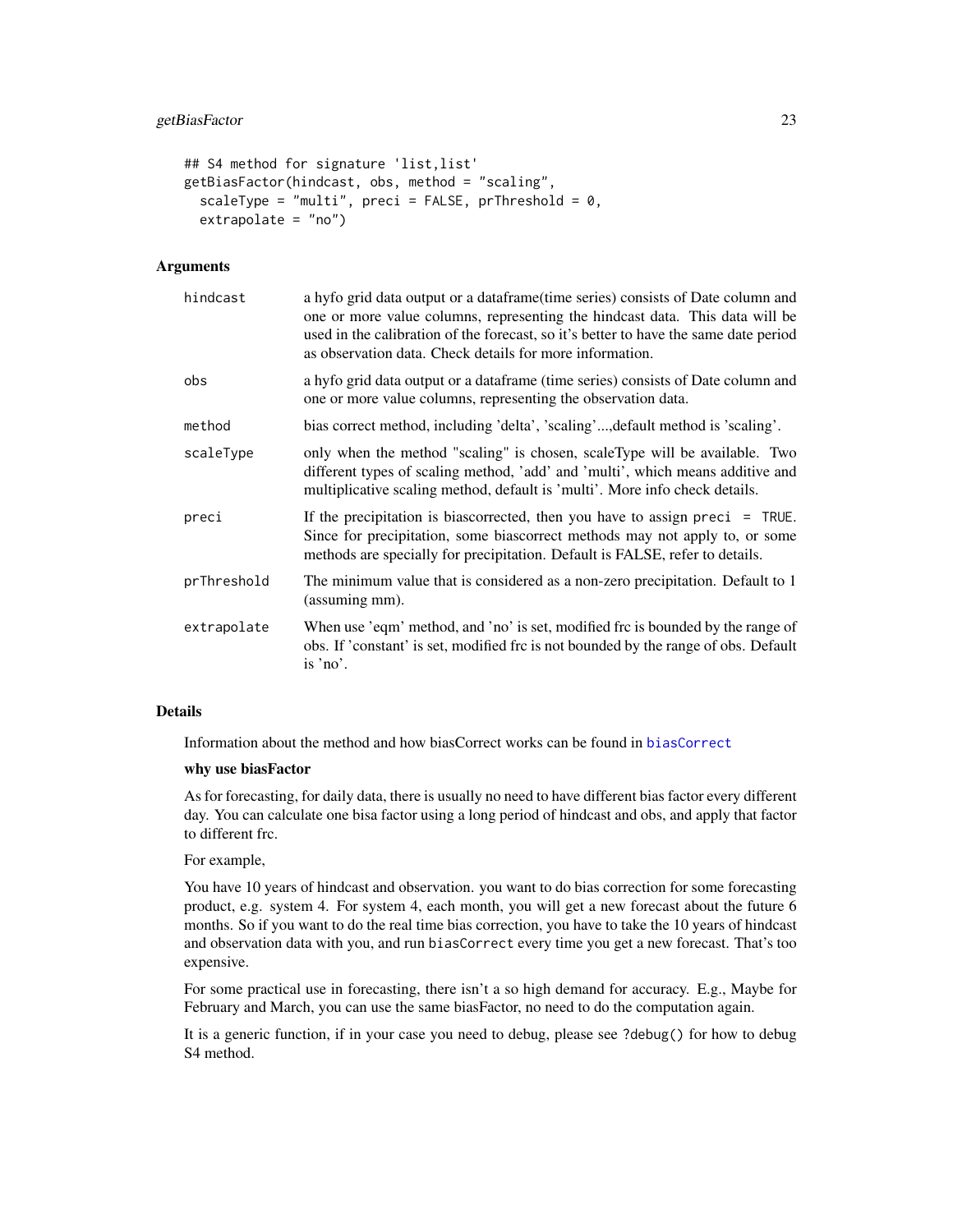```
## S4 method for signature 'list,list'
getBiasFactor(hindcast, obs, method = "scaling",
  scaleType = "multi", preci = FALSE, prThreshold = 0,
  extrapolate = "no")
```

### Arguments

| | |
|---|---|
| hindcast | a hyfo grid data output or a dataframe(time series) consists of Date column and one or more value columns, representing the hindcast data. This data will be used in the calibration of the forecast, so it's better to have the same date period as observation data. Check details for more information. |
| obs | a hyfo grid data output or a dataframe (time series) consists of Date column and one or more value columns, representing the observation data. |
| method | bias correct method, including 'delta', 'scaling'...,default method is 'scaling'. |
| scaleType | only when the method "scaling" is chosen, scaleType will be available. Two different types of scaling method, 'add' and 'multi', which means additive and multiplicative scaling method, default is 'multi'. More info check details. |
| preci | If the precipitation is biascorrected, then you have to assign `preci = TRUE`. Since for precipitation, some biascorrect methods may not apply to, or some methods are specially for precipitation. Default is FALSE, refer to details. |
| prThreshold | The minimum value that is considered as a non-zero precipitation. Default to 1 (assuming mm). |
| extrapolate | When use 'eqm' method, and 'no' is set, modified frc is bounded by the range of obs. If 'constant' is set, modified frc is not bounded by the range of obs. Default is 'no'. |

### Details

Information about the method and how biasCorrect works can be found in `biasCorrect`

**why use biasFactor**

As for forecasting, for daily data, there is usually no need to have different bias factor every different day. You can calculate one bisa factor using a long period of hindcast and obs, and apply that factor to different frc.

For example,

You have 10 years of hindcast and observation. you want to do bias correction for some forecasting product, e.g. system 4. For system 4, each month, you will get a new forecast about the future 6 months. So if you want to do the real time bias correction, you have to take the 10 years of hindcast and observation data with you, and run `biasCorrect` every time you get a new forecast. That's too expensive.

For some practical use in forecasting, there isn't a so high demand for accuracy. E.g., Maybe for February and March, you can use the same biasFactor, no need to do the computation again.

It is a generic function, if in your case you need to debug, please see `?debug()` for how to debug S4 method.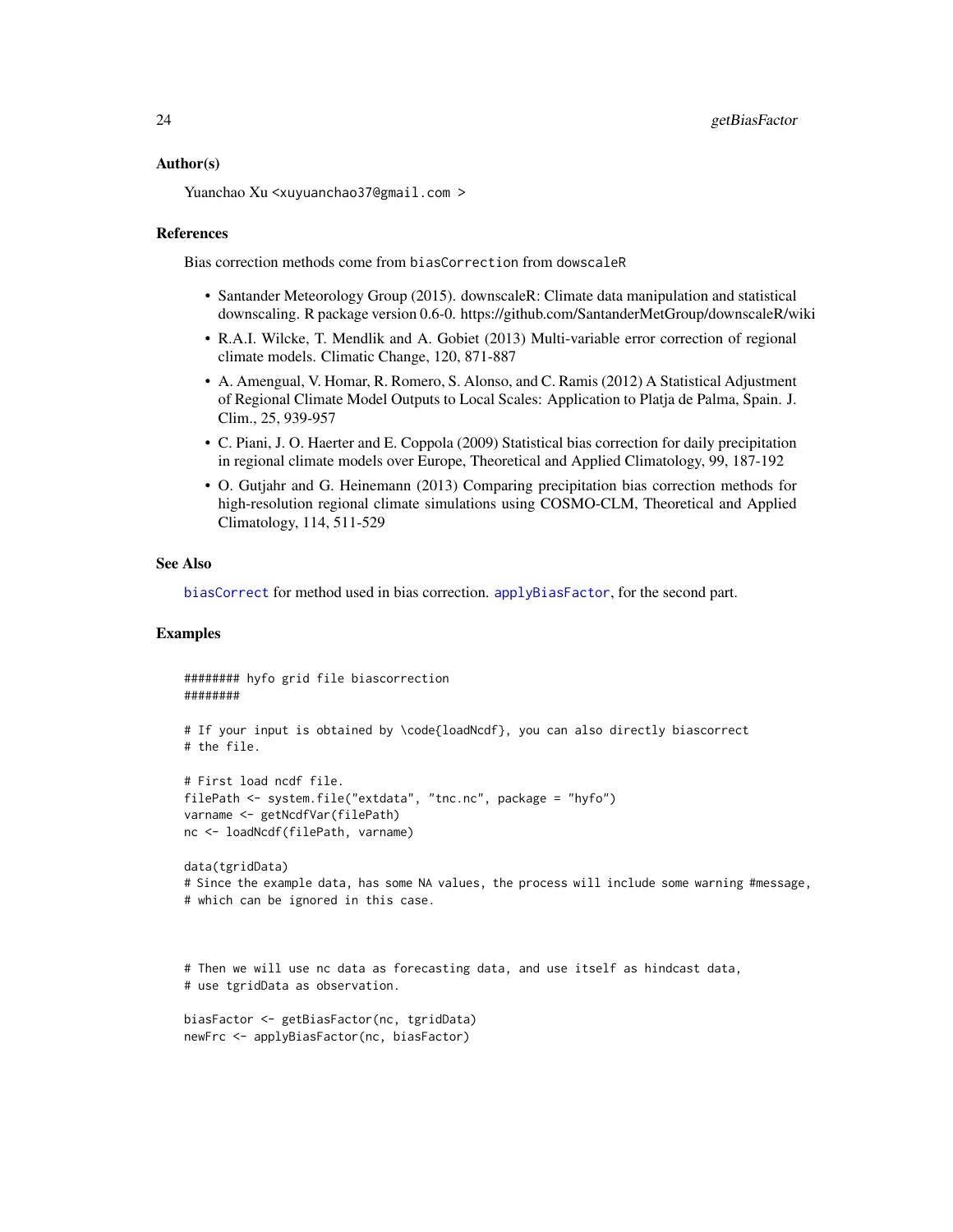### Author(s)

Yuanchao Xu <xuyuanchao37@gmail.com >

### References

Bias correction methods come from `biasCorrection` from `dowscaleR`

- Santander Meteorology Group (2015). downscaleR: Climate data manipulation and statistical downscaling. R package version 0.6-0. https://github.com/SantanderMetGroup/downscaleR/wiki
- R.A.I. Wilcke, T. Mendlik and A. Gobiet (2013) Multi-variable error correction of regional climate models. Climatic Change, 120, 871-887
- A. Amengual, V. Homar, R. Romero, S. Alonso, and C. Ramis (2012) A Statistical Adjustment of Regional Climate Model Outputs to Local Scales: Application to Platja de Palma, Spain. J. Clim., 25, 939-957
- C. Piani, J. O. Haerter and E. Coppola (2009) Statistical bias correction for daily precipitation in regional climate models over Europe, Theoretical and Applied Climatology, 99, 187-192
- O. Gutjahr and G. Heinemann (2013) Comparing precipitation bias correction methods for high-resolution regional climate simulations using COSMO-CLM, Theoretical and Applied Climatology, 114, 511-529

### See Also

`biasCorrect` for method used in bias correction. `applyBiasFactor`, for the second part.

### Examples

```
######## hyfo grid file biascorrection
########

# If your input is obtained by \code{loadNcdf}, you can also directly biascorrect
# the file.

# First load ncdf file.
filePath <- system.file("extdata", "tnc.nc", package = "hyfo")
varname <- getNcdfVar(filePath)
nc <- loadNcdf(filePath, varname)

data(tgridData)
# Since the example data, has some NA values, the process will include some warning #message,
# which can be ignored in this case.



# Then we will use nc data as forecasting data, and use itself as hindcast data,
# use tgridData as observation.

biasFactor <- getBiasFactor(nc, tgridData)
newFrc <- applyBiasFactor(nc, biasFactor)
```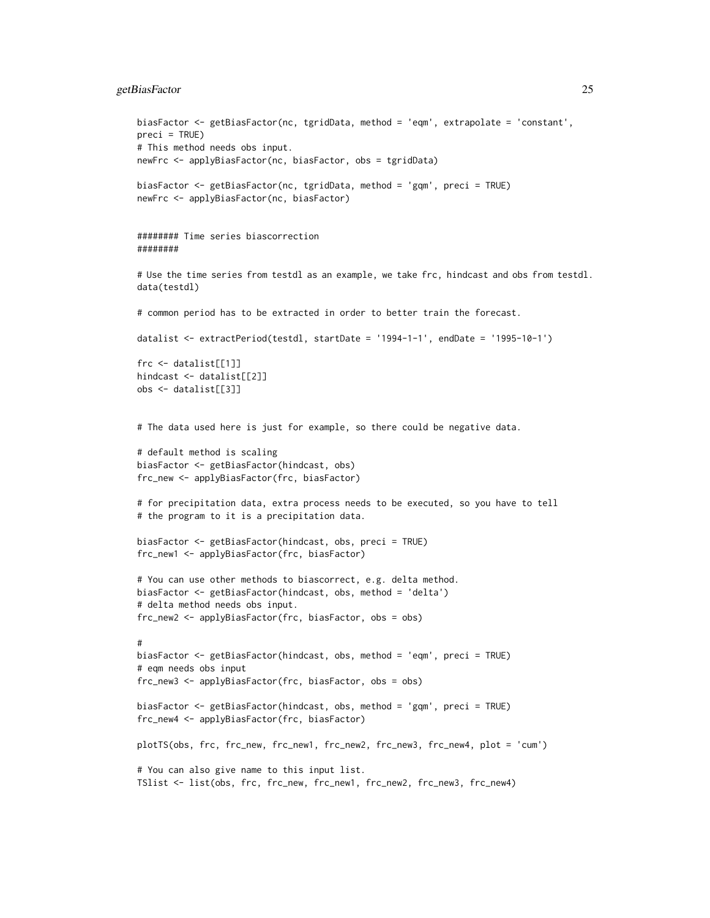```
biasFactor <- getBiasFactor(nc, tgridData, method = 'eqm', extrapolate = 'constant',
preci = TRUE)
# This method needs obs input.
newFrc <- applyBiasFactor(nc, biasFactor, obs = tgridData)

biasFactor <- getBiasFactor(nc, tgridData, method = 'gqm', preci = TRUE)
newFrc <- applyBiasFactor(nc, biasFactor)


######## Time series biascorrection
########

# Use the time series from testdl as an example, we take frc, hindcast and obs from testdl.
data(testdl)

# common period has to be extracted in order to better train the forecast.

datalist <- extractPeriod(testdl, startDate = '1994-1-1', endDate = '1995-10-1')

frc <- datalist[[1]]
hindcast <- datalist[[2]]
obs <- datalist[[3]]


# The data used here is just for example, so there could be negative data.

# default method is scaling
biasFactor <- getBiasFactor(hindcast, obs)
frc_new <- applyBiasFactor(frc, biasFactor)

# for precipitation data, extra process needs to be executed, so you have to tell
# the program to it is a precipitation data.

biasFactor <- getBiasFactor(hindcast, obs, preci = TRUE)
frc_new1 <- applyBiasFactor(frc, biasFactor)

# You can use other methods to biascorrect, e.g. delta method.
biasFactor <- getBiasFactor(hindcast, obs, method = 'delta')
# delta method needs obs input.
frc_new2 <- applyBiasFactor(frc, biasFactor, obs = obs)

#
biasFactor <- getBiasFactor(hindcast, obs, method = 'eqm', preci = TRUE)
# eqm needs obs input
frc_new3 <- applyBiasFactor(frc, biasFactor, obs = obs)

biasFactor <- getBiasFactor(hindcast, obs, method = 'gqm', preci = TRUE)
frc_new4 <- applyBiasFactor(frc, biasFactor)

plotTS(obs, frc, frc_new, frc_new1, frc_new2, frc_new3, frc_new4, plot = 'cum')

# You can also give name to this input list.
TSlist <- list(obs, frc, frc_new, frc_new1, frc_new2, frc_new3, frc_new4)
```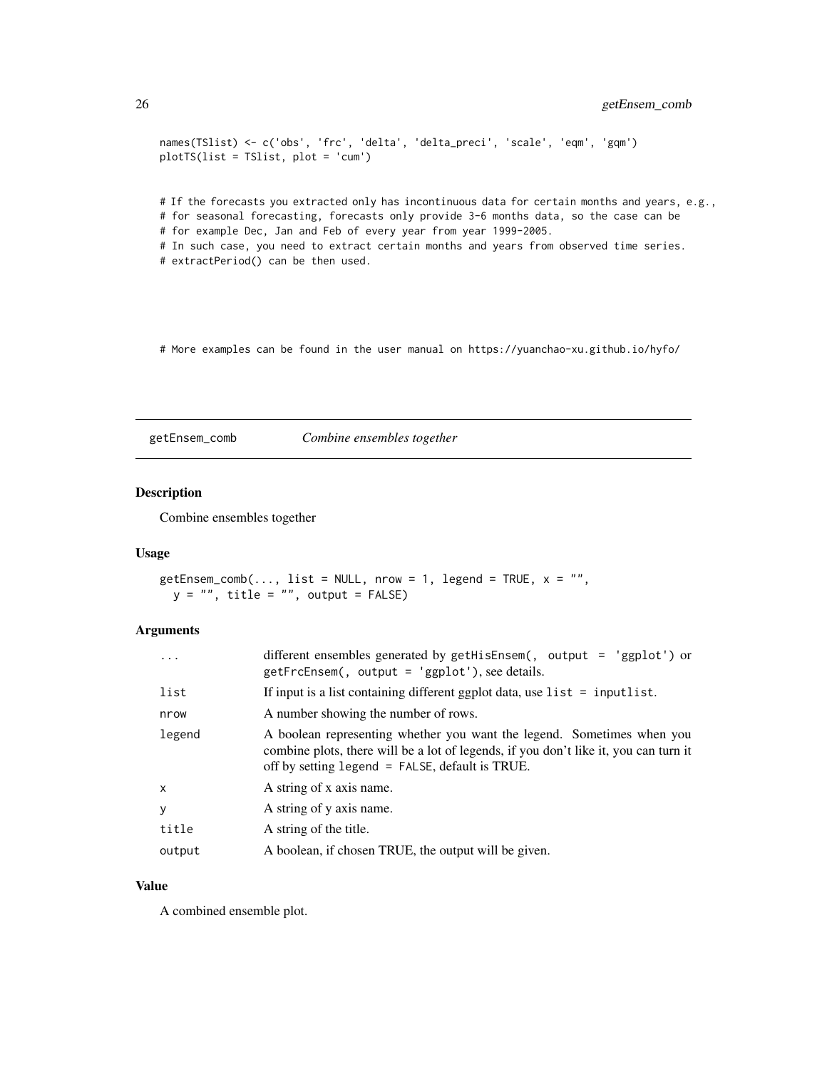```
names(TSlist) <- c('obs', 'frc', 'delta', 'delta_preci', 'scale', 'eqm', 'gqm')
plotTS(list = TSlist, plot = 'cum')


# If the forecasts you extracted only has incontinuous data for certain months and years, e.g.,
# for seasonal forecasting, forecasts only provide 3-6 months data, so the case can be
# for example Dec, Jan and Feb of every year from year 1999-2005.
# In such case, you need to extract certain months and years from observed time series.
# extractPeriod() can be then used.




# More examples can be found in the user manual on https://yuanchao-xu.github.io/hyfo/
```

## getEnsem_comb — *Combine ensembles together*

### Description

Combine ensembles together

### Usage

```
getEnsem_comb(..., list = NULL, nrow = 1, legend = TRUE, x = "",
  y = "", title = "", output = FALSE)
```

### Arguments

| | |
|---|---|
| ... | different ensembles generated by `getHisEnsem(, output = 'ggplot')` or `getFrcEnsem(, output = 'ggplot')`, see details. |
| list | If input is a list containing different ggplot data, use `list = inputlist`. |
| nrow | A number showing the number of rows. |
| legend | A boolean representing whether you want the legend. Sometimes when you combine plots, there will be a lot of legends, if you don't like it, you can turn it off by setting `legend = FALSE`, default is TRUE. |
| x | A string of x axis name. |
| y | A string of y axis name. |
| title | A string of the title. |
| output | A boolean, if chosen TRUE, the output will be given. |

### Value

A combined ensemble plot.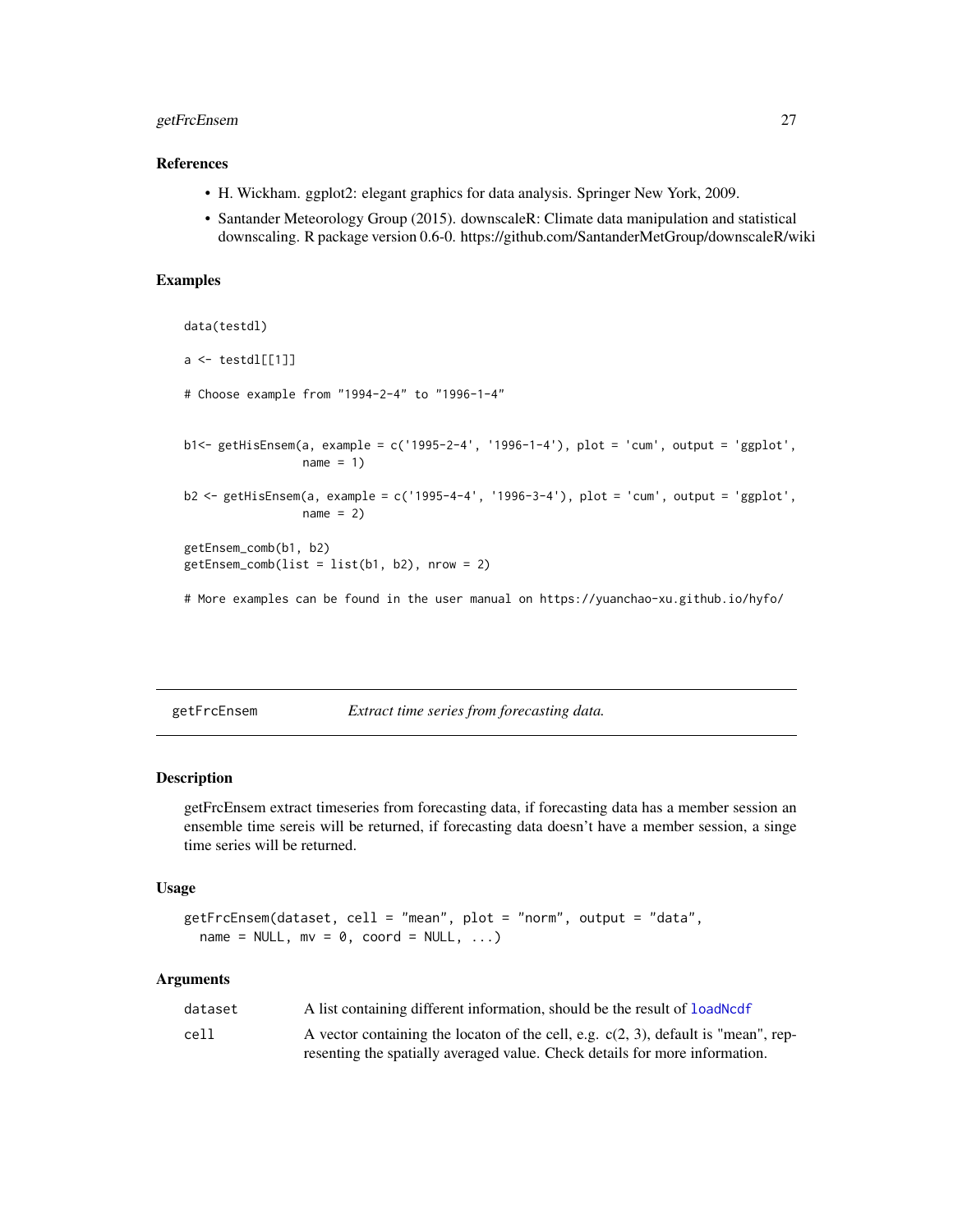### References

- H. Wickham. ggplot2: elegant graphics for data analysis. Springer New York, 2009.
- Santander Meteorology Group (2015). downscaleR: Climate data manipulation and statistical downscaling. R package version 0.6-0. https://github.com/SantanderMetGroup/downscaleR/wiki

### Examples

```
data(testdl)

a <- testdl[[1]]

# Choose example from "1994-2-4" to "1996-1-4"


b1<- getHisEnsem(a, example = c('1995-2-4', '1996-1-4'), plot = 'cum', output = 'ggplot',
                 name = 1)

b2 <- getHisEnsem(a, example = c('1995-4-4', '1996-3-4'), plot = 'cum', output = 'ggplot',
                 name = 2)

getEnsem_comb(b1, b2)
getEnsem_comb(list = list(b1, b2), nrow = 2)

# More examples can be found in the user manual on https://yuanchao-xu.github.io/hyfo/
```

---

## getFrcEnsem — *Extract time series from forecasting data.*

### Description

getFrcEnsem extract timeseries from forecasting data, if forecasting data has a member session an ensemble time sereis will be returned, if forecasting data doesn't have a member session, a singe time series will be returned.

### Usage

```
getFrcEnsem(dataset, cell = "mean", plot = "norm", output = "data",
  name = NULL, mv = 0, coord = NULL, ...)
```

### Arguments

| | |
|---|---|
| dataset | A list containing different information, should be the result of loadNcdf |
| cell | A vector containing the locaton of the cell, e.g. c(2, 3), default is "mean", representing the spatially averaged value. Check details for more information. |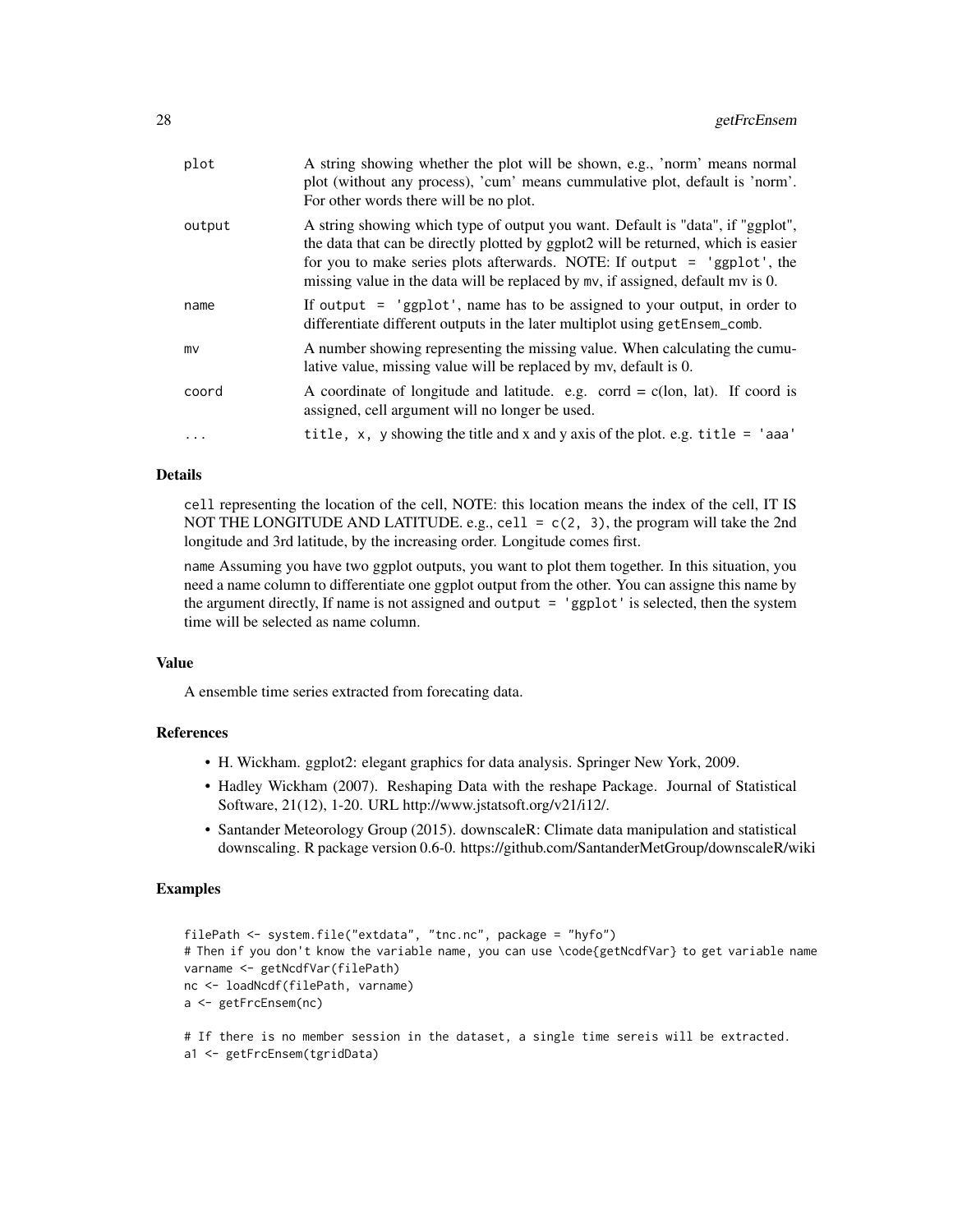| | |
|---|---|
| plot | A string showing whether the plot will be shown, e.g., 'norm' means normal plot (without any process), 'cum' means cummulative plot, default is 'norm'. For other words there will be no plot. |
| output | A string showing which type of output you want. Default is "data", if "ggplot", the data that can be directly plotted by ggplot2 will be returned, which is easier for you to make series plots afterwards. NOTE: If `output = 'ggplot'`, the missing value in the data will be replaced by `mv`, if assigned, default mv is 0. |
| name | If `output = 'ggplot'`, name has to be assigned to your output, in order to differentiate different outputs in the later multiplot using `getEnsem_comb`. |
| mv | A number showing representing the missing value. When calculating the cumulative value, missing value will be replaced by mv, default is 0. |
| coord | A coordinate of longitude and latitude. e.g. corrd = c(lon, lat). If coord is assigned, cell argument will no longer be used. |
| ... | `title, x, y` showing the title and x and y axis of the plot. e.g. `title = 'aaa'` |

### Details

`cell` representing the location of the cell, NOTE: this location means the index of the cell, IT IS NOT THE LONGITUDE AND LATITUDE. e.g., `cell = c(2, 3)`, the program will take the 2nd longitude and 3rd latitude, by the increasing order. Longitude comes first.

`name` Assuming you have two ggplot outputs, you want to plot them together. In this situation, you need a name column to differentiate one ggplot output from the other. You can assigne this name by the argument directly, If name is not assigned and `output = 'ggplot'` is selected, then the system time will be selected as name column.

### Value

A ensemble time series extracted from forecating data.

### References

- H. Wickham. ggplot2: elegant graphics for data analysis. Springer New York, 2009.
- Hadley Wickham (2007). Reshaping Data with the reshape Package. Journal of Statistical Software, 21(12), 1-20. URL http://www.jstatsoft.org/v21/i12/.
- Santander Meteorology Group (2015). downscaleR: Climate data manipulation and statistical downscaling. R package version 0.6-0. https://github.com/SantanderMetGroup/downscaleR/wiki

### Examples

```
filePath <- system.file("extdata", "tnc.nc", package = "hyfo")
# Then if you don't know the variable name, you can use \code{getNcdfVar} to get variable name
varname <- getNcdfVar(filePath)
nc <- loadNcdf(filePath, varname)
a <- getFrcEnsem(nc)

# If there is no member session in the dataset, a single time sereis will be extracted.
a1 <- getFrcEnsem(tgridData)
```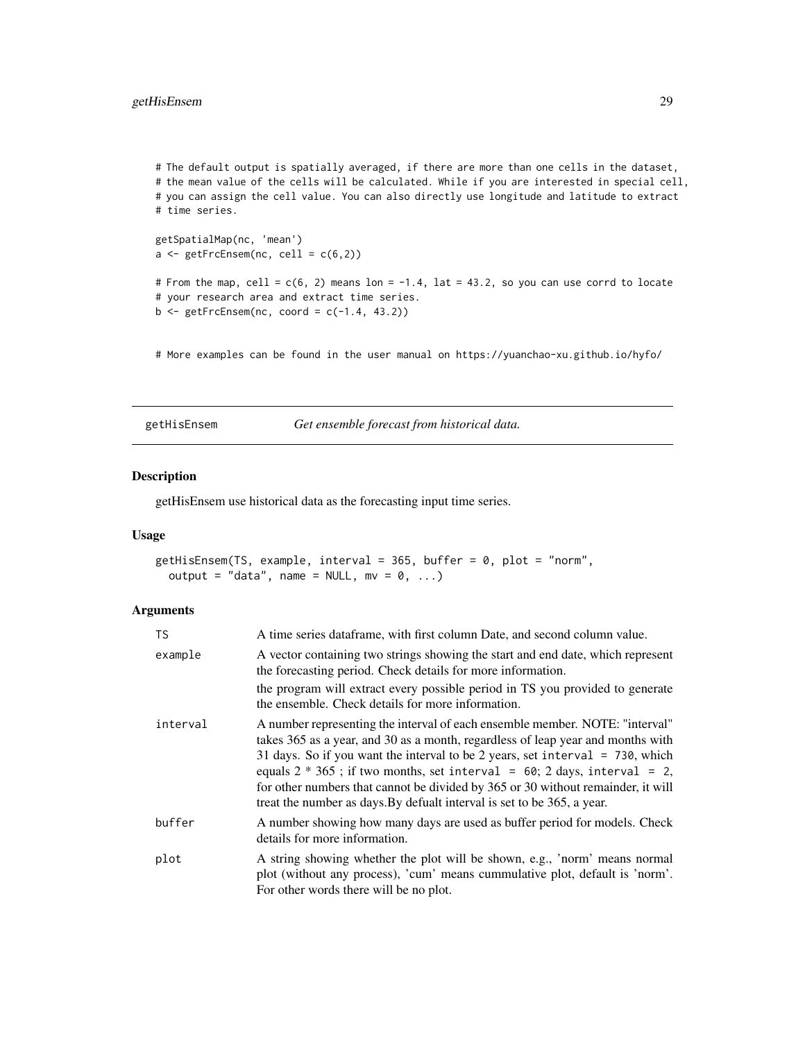```
# The default output is spatially averaged, if there are more than one cells in the dataset,
# the mean value of the cells will be calculated. While if you are interested in special cell,
# you can assign the cell value. You can also directly use longitude and latitude to extract
# time series.

getSpatialMap(nc, 'mean')
a <- getFrcEnsem(nc, cell = c(6,2))

# From the map, cell = c(6, 2) means lon = -1.4, lat = 43.2, so you can use corrd to locate
# your research area and extract time series.
b <- getFrcEnsem(nc, coord = c(-1.4, 43.2))


# More examples can be found in the user manual on https://yuanchao-xu.github.io/hyfo/
```

---

## getHisEnsem — *Get ensemble forecast from historical data.*

### Description

getHisEnsem use historical data as the forecasting input time series.

### Usage

```
getHisEnsem(TS, example, interval = 365, buffer = 0, plot = "norm",
  output = "data", name = NULL, mv = 0, ...)
```

### Arguments

| | |
|---|---|
| TS | A time series dataframe, with first column Date, and second column value. |
| example | A vector containing two strings showing the start and end date, which represent the forecasting period. Check details for more information. <br> the program will extract every possible period in TS you provided to generate the ensemble. Check details for more information. |
| interval | A number representing the interval of each ensemble member. NOTE: "interval" takes 365 as a year, and 30 as a month, regardless of leap year and months with 31 days. So if you want the interval to be 2 years, set `interval = 730`, which equals 2 * 365 ; if two months, set `interval = 60`; 2 days, `interval = 2`, for other numbers that cannot be divided by 365 or 30 without remainder, it will treat the number as days.By defualt interval is set to be 365, a year. |
| buffer | A number showing how many days are used as buffer period for models. Check details for more information. |
| plot | A string showing whether the plot will be shown, e.g., 'norm' means normal plot (without any process), 'cum' means cummulative plot, default is 'norm'. For other words there will be no plot. |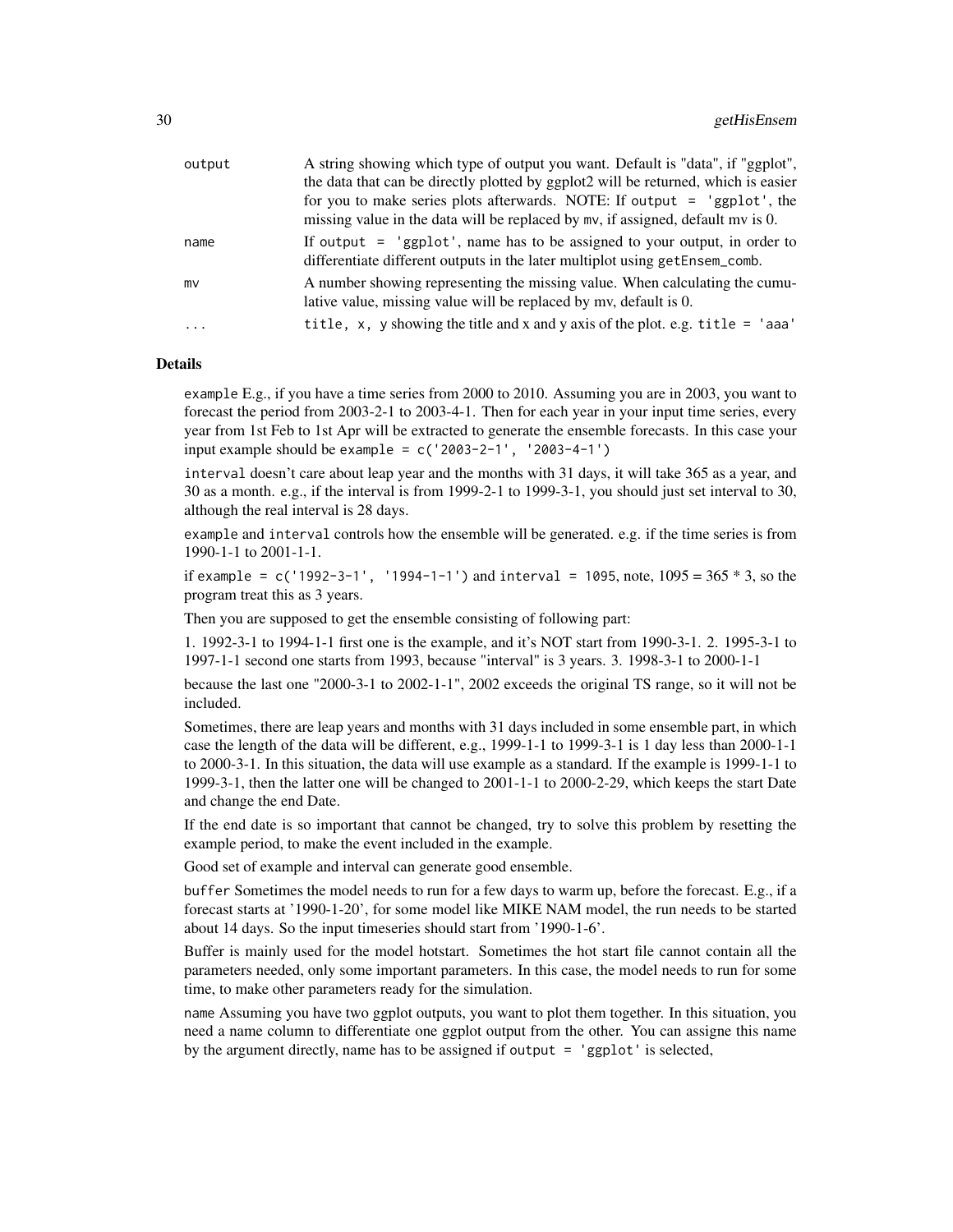| | |
|---|---|
| `output` | A string showing which type of output you want. Default is "data", if "ggplot", the data that can be directly plotted by ggplot2 will be returned, which is easier for you to make series plots afterwards. NOTE: If `output = 'ggplot'`, the missing value in the data will be replaced by `mv`, if assigned, default mv is 0. |
| `name` | If `output = 'ggplot'`, name has to be assigned to your output, in order to differentiate different outputs in the later multiplot using `getEnsem_comb`. |
| `mv` | A number showing representing the missing value. When calculating the cumulative value, missing value will be replaced by mv, default is 0. |
| `...` | `title, x, y` showing the title and x and y axis of the plot. e.g. `title = 'aaa'` |

## Details

`example` E.g., if you have a time series from 2000 to 2010. Assuming you are in 2003, you want to forecast the period from 2003-2-1 to 2003-4-1. Then for each year in your input time series, every year from 1st Feb to 1st Apr will be extracted to generate the ensemble forecasts. In this case your input example should be `example = c('2003-2-1', '2003-4-1')`

`interval` doesn't care about leap year and the months with 31 days, it will take 365 as a year, and 30 as a month. e.g., if the interval is from 1999-2-1 to 1999-3-1, you should just set interval to 30, although the real interval is 28 days.

`example` and `interval` controls how the ensemble will be generated. e.g. if the time series is from 1990-1-1 to 2001-1-1.

if `example = c('1992-3-1', '1994-1-1')` and `interval = 1095`, note, 1095 = 365 * 3, so the program treat this as 3 years.

Then you are supposed to get the ensemble consisting of following part:

1. 1992-3-1 to 1994-1-1 first one is the example, and it's NOT start from 1990-3-1. 2. 1995-3-1 to 1997-1-1 second one starts from 1993, because "interval" is 3 years. 3. 1998-3-1 to 2000-1-1

because the last one "2000-3-1 to 2002-1-1", 2002 exceeds the original TS range, so it will not be included.

Sometimes, there are leap years and months with 31 days included in some ensemble part, in which case the length of the data will be different, e.g., 1999-1-1 to 1999-3-1 is 1 day less than 2000-1-1 to 2000-3-1. In this situation, the data will use example as a standard. If the example is 1999-1-1 to 1999-3-1, then the latter one will be changed to 2001-1-1 to 2000-2-29, which keeps the start Date and change the end Date.

If the end date is so important that cannot be changed, try to solve this problem by resetting the example period, to make the event included in the example.

Good set of example and interval can generate good ensemble.

`buffer` Sometimes the model needs to run for a few days to warm up, before the forecast. E.g., if a forecast starts at '1990-1-20', for some model like MIKE NAM model, the run needs to be started about 14 days. So the input timeseries should start from '1990-1-6'.

Buffer is mainly used for the model hotstart. Sometimes the hot start file cannot contain all the parameters needed, only some important parameters. In this case, the model needs to run for some time, to make other parameters ready for the simulation.

`name` Assuming you have two ggplot outputs, you want to plot them together. In this situation, you need a name column to differentiate one ggplot output from the other. You can assigne this name by the argument directly, name has to be assigned if `output = 'ggplot'` is selected,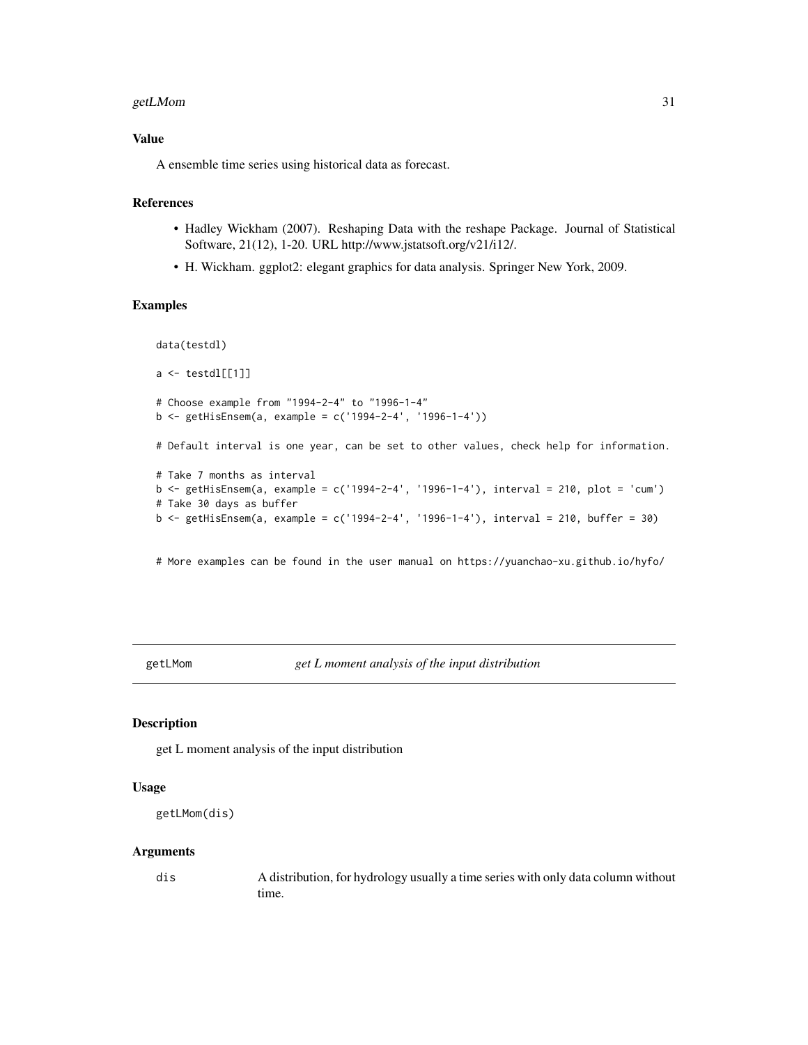### Value

A ensemble time series using historical data as forecast.

### References

- Hadley Wickham (2007). Reshaping Data with the reshape Package. Journal of Statistical Software, 21(12), 1-20. URL http://www.jstatsoft.org/v21/i12/.
- H. Wickham. ggplot2: elegant graphics for data analysis. Springer New York, 2009.

### Examples

```
data(testdl)

a <- testdl[[1]]

# Choose example from "1994-2-4" to "1996-1-4"
b <- getHisEnsem(a, example = c('1994-2-4', '1996-1-4'))

# Default interval is one year, can be set to other values, check help for information.

# Take 7 months as interval
b <- getHisEnsem(a, example = c('1994-2-4', '1996-1-4'), interval = 210, plot = 'cum')
# Take 30 days as buffer
b <- getHisEnsem(a, example = c('1994-2-4', '1996-1-4'), interval = 210, buffer = 30)


# More examples can be found in the user manual on https://yuanchao-xu.github.io/hyfo/
```

---

## getLMom *get L moment analysis of the input distribution*

### Description

get L moment analysis of the input distribution

### Usage

```
getLMom(dis)
```

### Arguments

| | |
|---|---|
| dis | A distribution, for hydrology usually a time series with only data column without time. |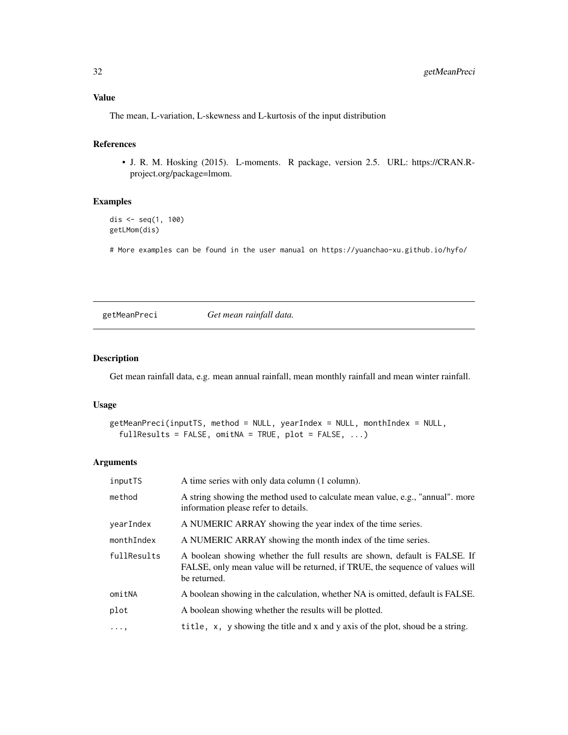### Value

The mean, L-variation, L-skewness and L-kurtosis of the input distribution

### References

- J. R. M. Hosking (2015). L-moments. R package, version 2.5. URL: https://CRAN.R-project.org/package=lmom.

### Examples

```
dis <- seq(1, 100)
getLMom(dis)

# More examples can be found in the user manual on https://yuanchao-xu.github.io/hyfo/
```

---

## getMeanPreci *Get mean rainfall data.*

---

### Description

Get mean rainfall data, e.g. mean annual rainfall, mean monthly rainfall and mean winter rainfall.

### Usage

```
getMeanPreci(inputTS, method = NULL, yearIndex = NULL, monthIndex = NULL,
  fullResults = FALSE, omitNA = TRUE, plot = FALSE, ...)
```

### Arguments

| | |
|---|---|
| inputTS | A time series with only data column (1 column). |
| method | A string showing the method used to calculate mean value, e.g., "annual". more information please refer to details. |
| yearIndex | A NUMERIC ARRAY showing the year index of the time series. |
| monthIndex | A NUMERIC ARRAY showing the month index of the time series. |
| fullResults | A boolean showing whether the full results are shown, default is FALSE. If FALSE, only mean value will be returned, if TRUE, the sequence of values will be returned. |
| omitNA | A boolean showing in the calculation, whether NA is omitted, default is FALSE. |
| plot | A boolean showing whether the results will be plotted. |
| ..., | `title, x, y` showing the title and x and y axis of the plot, shoud be a string. |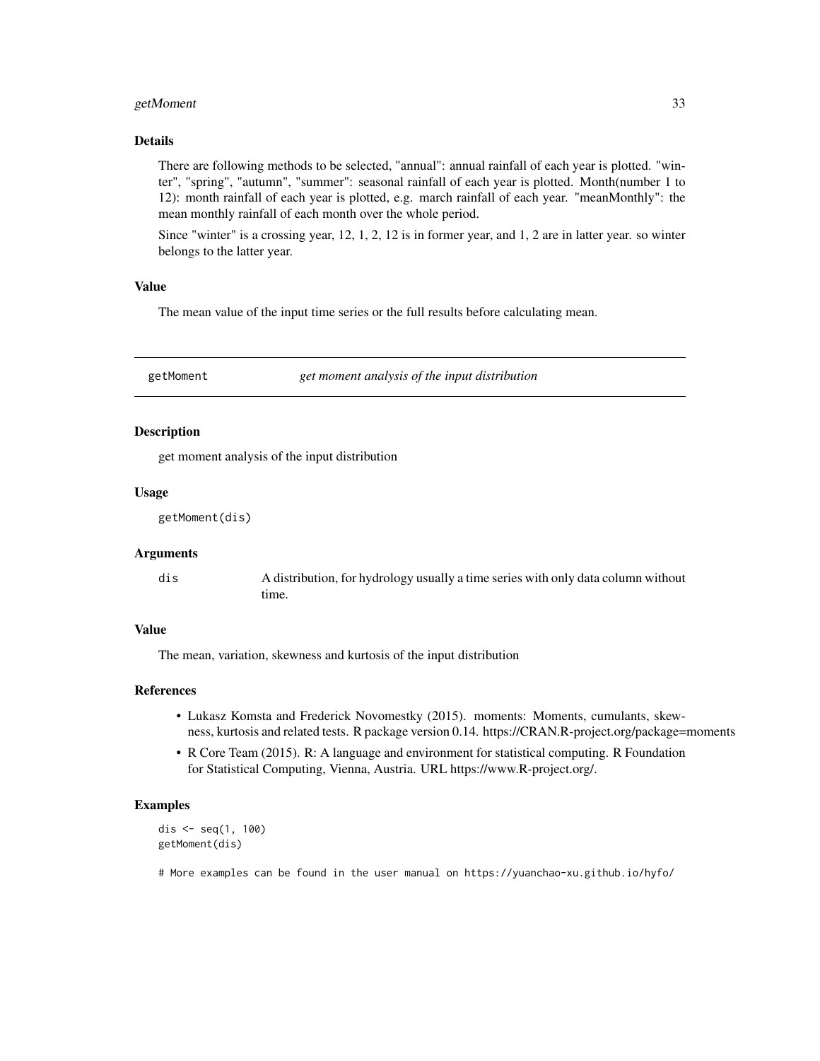### Details

There are following methods to be selected, "annual": annual rainfall of each year is plotted. "winter", "spring", "autumn", "summer": seasonal rainfall of each year is plotted. Month(number 1 to 12): month rainfall of each year is plotted, e.g. march rainfall of each year. "meanMonthly": the mean monthly rainfall of each month over the whole period.

Since "winter" is a crossing year, 12, 1, 2, 12 is in former year, and 1, 2 are in latter year. so winter belongs to the latter year.

### Value

The mean value of the input time series or the full results before calculating mean.

---

## getMoment *get moment analysis of the input distribution*

---

### Description

get moment analysis of the input distribution

### Usage

```
getMoment(dis)
```

### Arguments

| | |
|---|---|
| dis | A distribution, for hydrology usually a time series with only data column without time. |

### Value

The mean, variation, skewness and kurtosis of the input distribution

### References

- Lukasz Komsta and Frederick Novomestky (2015). moments: Moments, cumulants, skewness, kurtosis and related tests. R package version 0.14. https://CRAN.R-project.org/package=moments
- R Core Team (2015). R: A language and environment for statistical computing. R Foundation for Statistical Computing, Vienna, Austria. URL https://www.R-project.org/.

### Examples

```
dis <- seq(1, 100)
getMoment(dis)

# More examples can be found in the user manual on https://yuanchao-xu.github.io/hyfo/
```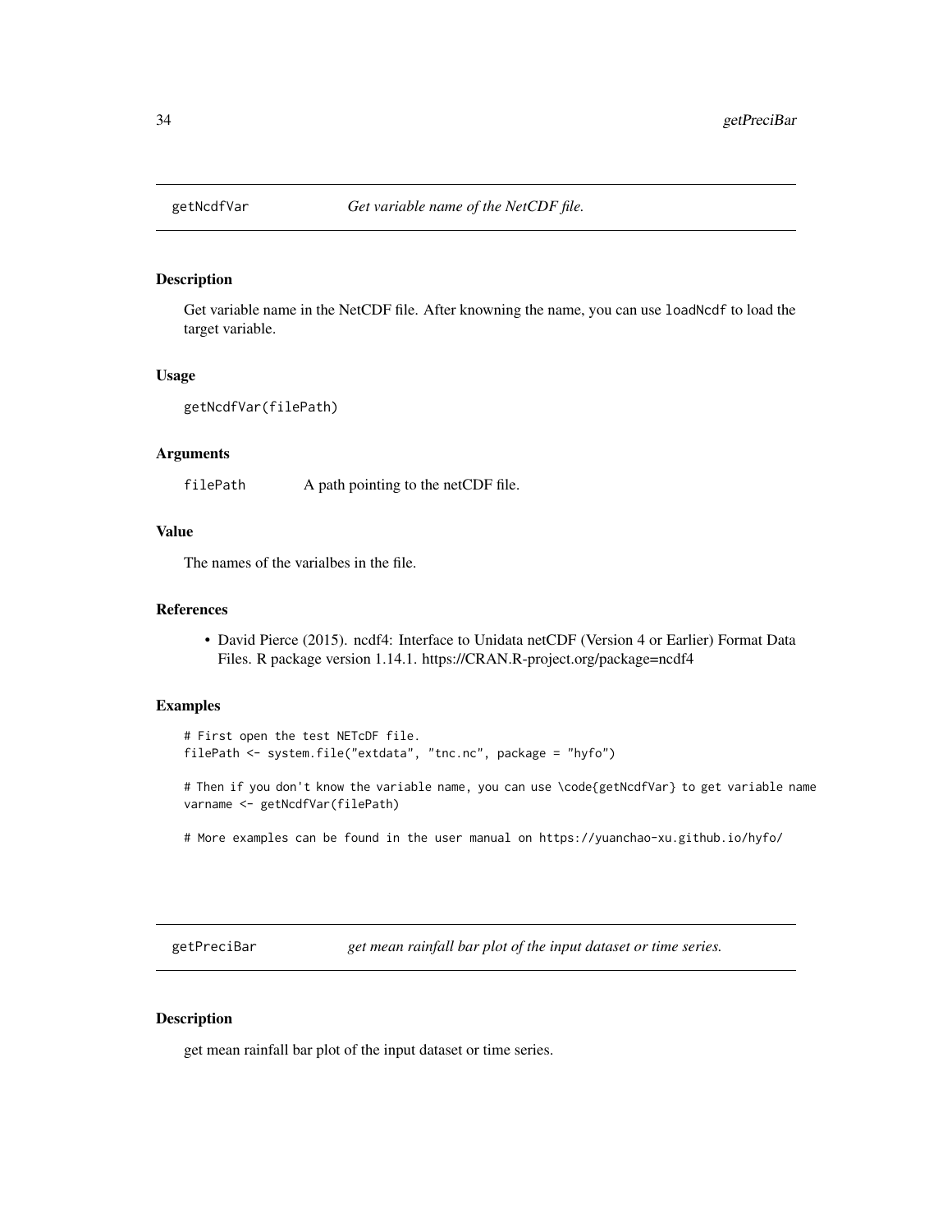## getNcdfVar *Get variable name of the NetCDF file.*

### Description

Get variable name in the NetCDF file. After knowning the name, you can use `loadNcdf` to load the target variable.

### Usage

```
getNcdfVar(filePath)
```

### Arguments

| | |
|---|---|
| filePath | A path pointing to the netCDF file. |

### Value

The names of the varialbes in the file.

### References

- David Pierce (2015). ncdf4: Interface to Unidata netCDF (Version 4 or Earlier) Format Data Files. R package version 1.14.1. https://CRAN.R-project.org/package=ncdf4

### Examples

```
# First open the test NETcDF file.
filePath <- system.file("extdata", "tnc.nc", package = "hyfo")

# Then if you don't know the variable name, you can use \code{getNcdfVar} to get variable name
varname <- getNcdfVar(filePath)

# More examples can be found in the user manual on https://yuanchao-xu.github.io/hyfo/
```

## getPreciBar *get mean rainfall bar plot of the input dataset or time series.*

### Description

get mean rainfall bar plot of the input dataset or time series.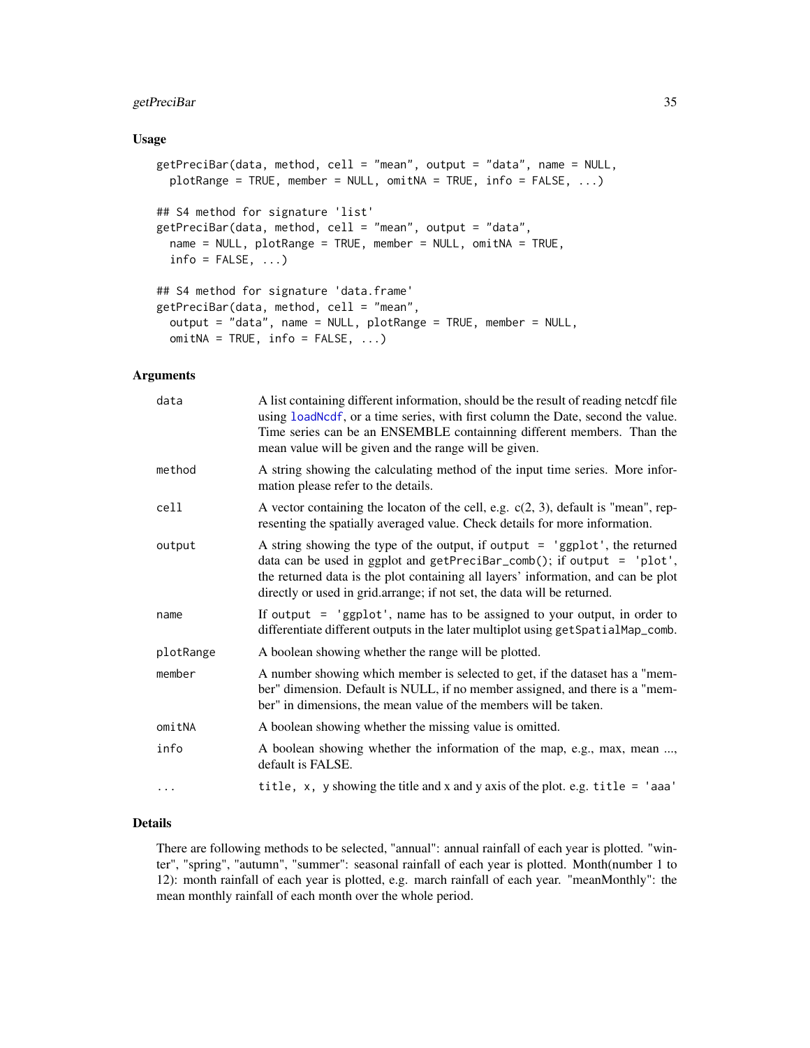## Usage

```
getPreciBar(data, method, cell = "mean", output = "data", name = NULL,
  plotRange = TRUE, member = NULL, omitNA = TRUE, info = FALSE, ...)

## S4 method for signature 'list'
getPreciBar(data, method, cell = "mean", output = "data",
  name = NULL, plotRange = TRUE, member = NULL, omitNA = TRUE,
  info = FALSE, ...)

## S4 method for signature 'data.frame'
getPreciBar(data, method, cell = "mean",
  output = "data", name = NULL, plotRange = TRUE, member = NULL,
  omitNA = TRUE, info = FALSE, ...)
```

## Arguments

| | |
|---|---|
| `data` | A list containing different information, should be the result of reading netcdf file using `loadNcdf`, or a time series, with first column the Date, second the value. Time series can be an ENSEMBLE containning different members. Than the mean value will be given and the range will be given. |
| `method` | A string showing the calculating method of the input time series. More information please refer to the details. |
| `cell` | A vector containing the locaton of the cell, e.g. c(2, 3), default is "mean", representing the spatially averaged value. Check details for more information. |
| `output` | A string showing the type of the output, if `output = 'ggplot'`, the returned data can be used in ggplot and `getPreciBar_comb()`; if `output = 'plot'`, the returned data is the plot containing all layers' information, and can be plot directly or used in grid.arrange; if not set, the data will be returned. |
| `name` | If `output = 'ggplot'`, name has to be assigned to your output, in order to differentiate different outputs in the later multiplot using `getSpatialMap_comb`. |
| `plotRange` | A boolean showing whether the range will be plotted. |
| `member` | A number showing which member is selected to get, if the dataset has a "member" dimension. Default is NULL, if no member assigned, and there is a "member" in dimensions, the mean value of the members will be taken. |
| `omitNA` | A boolean showing whether the missing value is omitted. |
| `info` | A boolean showing whether the information of the map, e.g., max, mean ..., default is FALSE. |
| `...` | `title, x, y` showing the title and x and y axis of the plot. e.g. `title = 'aaa'` |

## Details

There are following methods to be selected, "annual": annual rainfall of each year is plotted. "winter", "spring", "autumn", "summer": seasonal rainfall of each year is plotted. Month(number 1 to 12): month rainfall of each year is plotted, e.g. march rainfall of each year. "meanMonthly": the mean monthly rainfall of each month over the whole period.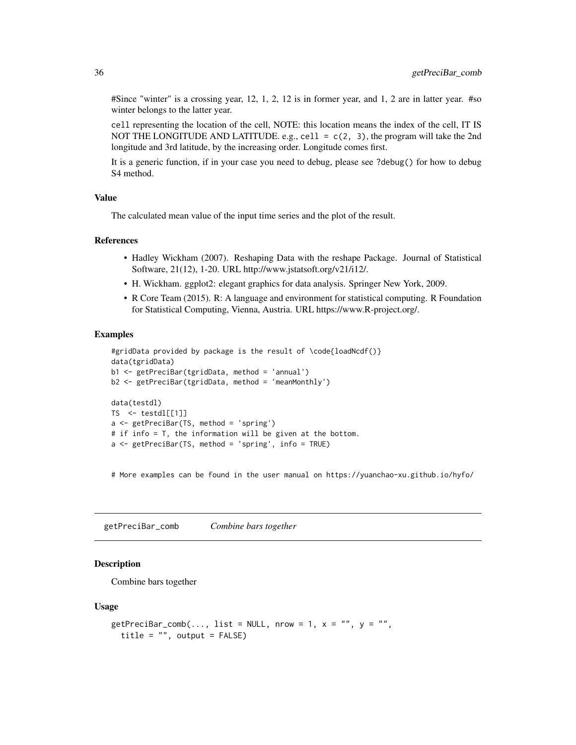#Since "winter" is a crossing year, 12, 1, 2, 12 is in former year, and 1, 2 are in latter year. #so winter belongs to the latter year.

`cell` representing the location of the cell, NOTE: this location means the index of the cell, IT IS NOT THE LONGITUDE AND LATITUDE. e.g., `cell = c(2, 3)`, the program will take the 2nd longitude and 3rd latitude, by the increasing order. Longitude comes first.

It is a generic function, if in your case you need to debug, please see `?debug()` for how to debug S4 method.

### Value

The calculated mean value of the input time series and the plot of the result.

### References

- Hadley Wickham (2007). Reshaping Data with the reshape Package. Journal of Statistical Software, 21(12), 1-20. URL http://www.jstatsoft.org/v21/i12/.
- H. Wickham. ggplot2: elegant graphics for data analysis. Springer New York, 2009.
- R Core Team (2015). R: A language and environment for statistical computing. R Foundation for Statistical Computing, Vienna, Austria. URL https://www.R-project.org/.

### Examples

```
#gridData provided by package is the result of \code{loadNcdf()}
data(tgridData)
b1 <- getPreciBar(tgridData, method = 'annual')
b2 <- getPreciBar(tgridData, method = 'meanMonthly')

data(testdl)
TS  <- testdl[[1]]
a <- getPreciBar(TS, method = 'spring')
# if info = T, the information will be given at the bottom.
a <- getPreciBar(TS, method = 'spring', info = TRUE)


# More examples can be found in the user manual on https://yuanchao-xu.github.io/hyfo/
```

---

## getPreciBar_comb — *Combine bars together*

### Description

Combine bars together

### Usage

```
getPreciBar_comb(..., list = NULL, nrow = 1, x = "", y = "",
  title = "", output = FALSE)
```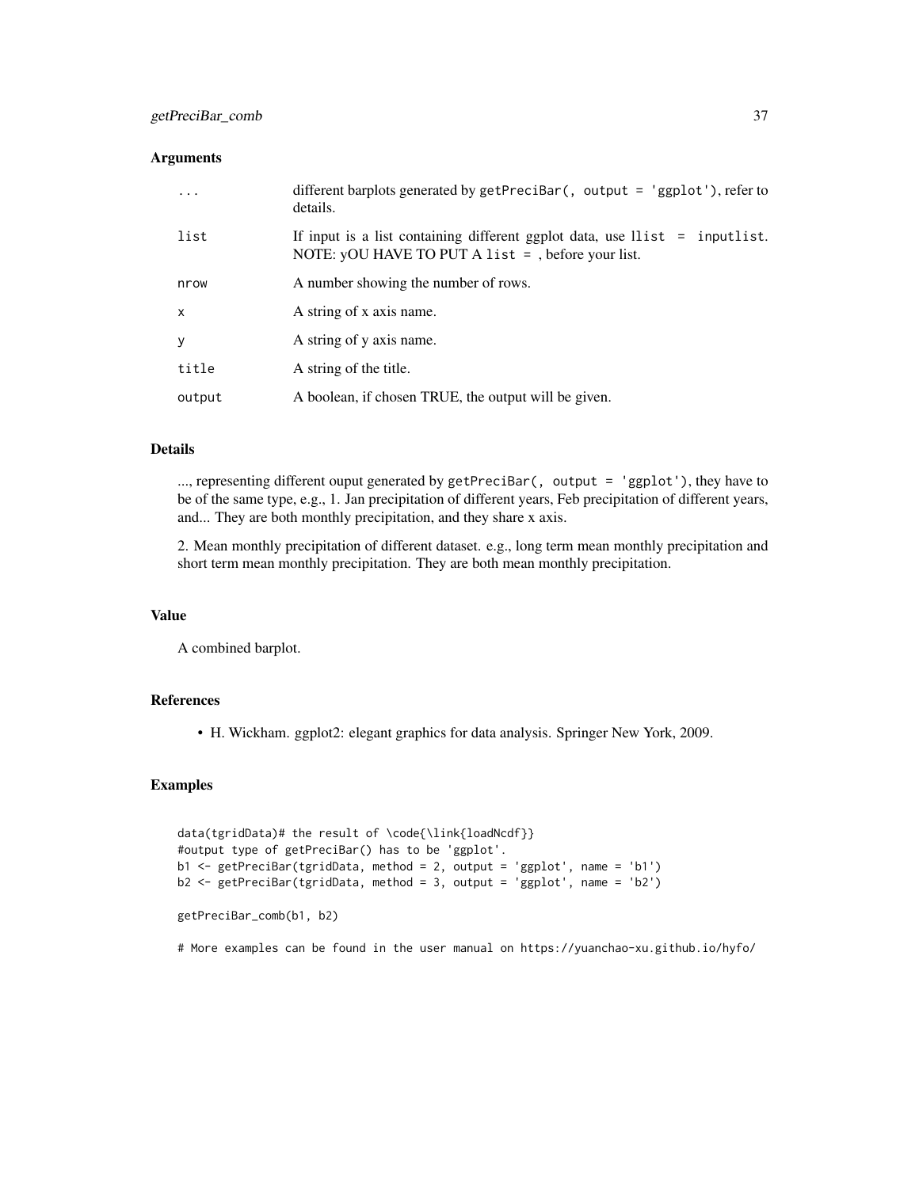## Arguments

| | |
|---|---|
| `...` | different barplots generated by `getPreciBar(, output = 'ggplot')`, refer to details. |
| `list` | If input is a list containing different ggplot data, use `llist = inputlist`. NOTE: yOU HAVE TO PUT A `list =` , before your list. |
| `nrow` | A number showing the number of rows. |
| `x` | A string of x axis name. |
| `y` | A string of y axis name. |
| `title` | A string of the title. |
| `output` | A boolean, if chosen TRUE, the output will be given. |

## Details

..., representing different ouput generated by `getPreciBar(, output = 'ggplot')`, they have to be of the same type, e.g., 1. Jan precipitation of different years, Feb precipitation of different years, and... They are both monthly precipitation, and they share x axis.

2. Mean monthly precipitation of different dataset. e.g., long term mean monthly precipitation and short term mean monthly precipitation. They are both mean monthly precipitation.

## Value

A combined barplot.

## References

- H. Wickham. ggplot2: elegant graphics for data analysis. Springer New York, 2009.

## Examples

```
data(tgridData)# the result of \code{\link{loadNcdf}}
#output type of getPreciBar() has to be 'ggplot'.
b1 <- getPreciBar(tgridData, method = 2, output = 'ggplot', name = 'b1')
b2 <- getPreciBar(tgridData, method = 3, output = 'ggplot', name = 'b2')

getPreciBar_comb(b1, b2)

# More examples can be found in the user manual on https://yuanchao-xu.github.io/hyfo/
```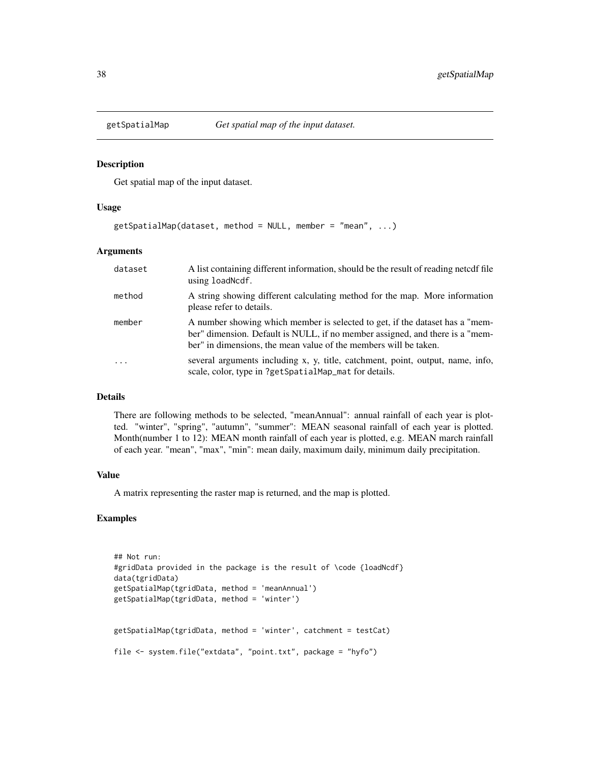## getSpatialMap — *Get spatial map of the input dataset.*

### Description

Get spatial map of the input dataset.

### Usage

```
getSpatialMap(dataset, method = NULL, member = "mean", ...)
```

### Arguments

| | |
|---|---|
| `dataset` | A list containing different information, should be the result of reading netcdf file using `loadNcdf`. |
| `method` | A string showing different calculating method for the map. More information please refer to details. |
| `member` | A number showing which member is selected to get, if the dataset has a "member" dimension. Default is NULL, if no member assigned, and there is a "member" in dimensions, the mean value of the members will be taken. |
| `...` | several arguments including x, y, title, catchment, point, output, name, info, scale, color, type in `?getSpatialMap_mat` for details. |

### Details

There are following methods to be selected, "meanAnnual": annual rainfall of each year is plotted. "winter", "spring", "autumn", "summer": MEAN seasonal rainfall of each year is plotted. Month(number 1 to 12): MEAN month rainfall of each year is plotted, e.g. MEAN march rainfall of each year. "mean", "max", "min": mean daily, maximum daily, minimum daily precipitation.

### Value

A matrix representing the raster map is returned, and the map is plotted.

### Examples

```
## Not run:
#gridData provided in the package is the result of \code {loadNcdf}
data(tgridData)
getSpatialMap(tgridData, method = 'meanAnnual')
getSpatialMap(tgridData, method = 'winter')


getSpatialMap(tgridData, method = 'winter', catchment = testCat)

file <- system.file("extdata", "point.txt", package = "hyfo")
```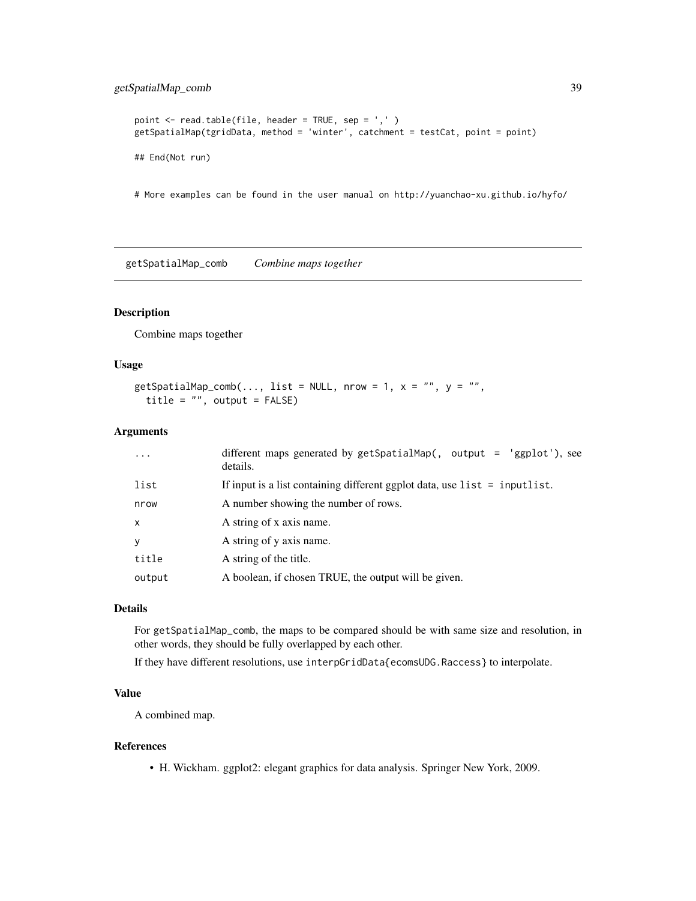```
point <- read.table(file, header = TRUE, sep = ',' )
getSpatialMap(tgridData, method = 'winter', catchment = testCat, point = point)

## End(Not run)


# More examples can be found in the user manual on http://yuanchao-xu.github.io/hyfo/
```

## getSpatialMap_comb *Combine maps together*

### Description

Combine maps together

### Usage

```
getSpatialMap_comb(..., list = NULL, nrow = 1, x = "", y = "",
  title = "", output = FALSE)
```

### Arguments

| | |
|---|---|
| ... | different maps generated by `getSpatialMap(, output = 'ggplot')`, see details. |
| list | If input is a list containing different ggplot data, use `list = inputlist`. |
| nrow | A number showing the number of rows. |
| x | A string of x axis name. |
| y | A string of y axis name. |
| title | A string of the title. |
| output | A boolean, if chosen TRUE, the output will be given. |

### Details

For `getSpatialMap_comb`, the maps to be compared should be with same size and resolution, in other words, they should be fully overlapped by each other.

If they have different resolutions, use `interpGridData{ecomsUDG.Raccess}` to interpolate.

### Value

A combined map.

### References

- H. Wickham. ggplot2: elegant graphics for data analysis. Springer New York, 2009.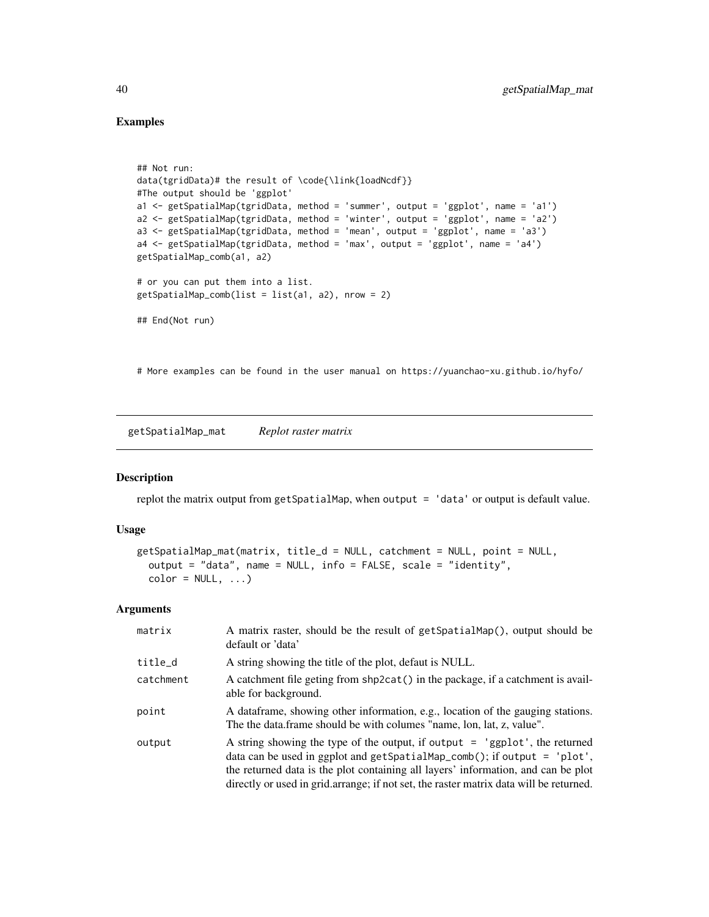## Examples

```
## Not run:
data(tgridData)# the result of \code{\link{loadNcdf}}
#The output should be 'ggplot'
a1 <- getSpatialMap(tgridData, method = 'summer', output = 'ggplot', name = 'a1')
a2 <- getSpatialMap(tgridData, method = 'winter', output = 'ggplot', name = 'a2')
a3 <- getSpatialMap(tgridData, method = 'mean', output = 'ggplot', name = 'a3')
a4 <- getSpatialMap(tgridData, method = 'max', output = 'ggplot', name = 'a4')
getSpatialMap_comb(a1, a2)

# or you can put them into a list.
getSpatialMap_comb(list = list(a1, a2), nrow = 2)

## End(Not run)


# More examples can be found in the user manual on https://yuanchao-xu.github.io/hyfo/
```

---

# getSpatialMap_mat *Replot raster matrix*

---

## Description

replot the matrix output from getSpatialMap, when output = 'data' or output is default value.

## Usage

```
getSpatialMap_mat(matrix, title_d = NULL, catchment = NULL, point = NULL,
  output = "data", name = NULL, info = FALSE, scale = "identity",
  color = NULL, ...)
```

## Arguments

| | |
|---|---|
| matrix | A matrix raster, should be the result of getSpatialMap(), output should be default or 'data' |
| title_d | A string showing the title of the plot, defaut is NULL. |
| catchment | A catchment file geting from shp2cat() in the package, if a catchment is available for background. |
| point | A dataframe, showing other information, e.g., location of the gauging stations. The the data.frame should be with columes "name, lon, lat, z, value". |
| output | A string showing the type of the output, if output = 'ggplot', the returned data can be used in ggplot and getSpatialMap_comb(); if output = 'plot', the returned data is the plot containing all layers' information, and can be plot directly or used in grid.arrange; if not set, the raster matrix data will be returned. |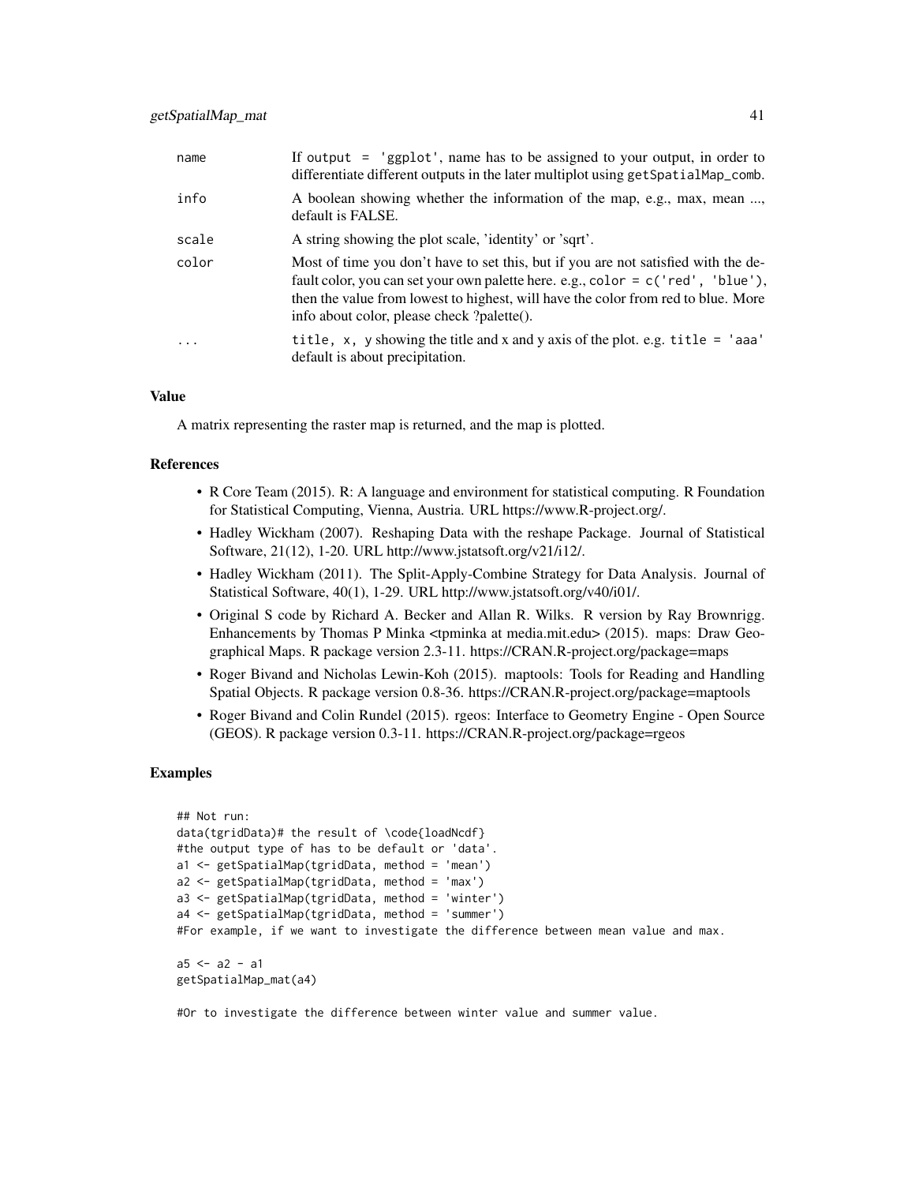| | |
|---|---|
| name | If `output = 'ggplot'`, name has to be assigned to your output, in order to differentiate different outputs in the later multiplot using `getSpatialMap_comb`. |
| info | A boolean showing whether the information of the map, e.g., max, mean ..., default is FALSE. |
| scale | A string showing the plot scale, 'identity' or 'sqrt'. |
| color | Most of time you don't have to set this, but if you are not satisfied with the default color, you can set your own palette here. e.g., `color = c('red', 'blue')`, then the value from lowest to highest, will have the color from red to blue. More info about color, please check ?palette(). |
| ... | `title, x, y` showing the title and x and y axis of the plot. e.g. `title = 'aaa'` default is about precipitation. |

### Value

A matrix representing the raster map is returned, and the map is plotted.

### References

- R Core Team (2015). R: A language and environment for statistical computing. R Foundation for Statistical Computing, Vienna, Austria. URL https://www.R-project.org/.
- Hadley Wickham (2007). Reshaping Data with the reshape Package. Journal of Statistical Software, 21(12), 1-20. URL http://www.jstatsoft.org/v21/i12/.
- Hadley Wickham (2011). The Split-Apply-Combine Strategy for Data Analysis. Journal of Statistical Software, 40(1), 1-29. URL http://www.jstatsoft.org/v40/i01/.
- Original S code by Richard A. Becker and Allan R. Wilks. R version by Ray Brownrigg. Enhancements by Thomas P Minka <tpminka at media.mit.edu> (2015). maps: Draw Geographical Maps. R package version 2.3-11. https://CRAN.R-project.org/package=maps
- Roger Bivand and Nicholas Lewin-Koh (2015). maptools: Tools for Reading and Handling Spatial Objects. R package version 0.8-36. https://CRAN.R-project.org/package=maptools
- Roger Bivand and Colin Rundel (2015). rgeos: Interface to Geometry Engine - Open Source (GEOS). R package version 0.3-11. https://CRAN.R-project.org/package=rgeos

### Examples

```
## Not run:
data(tgridData)# the result of \code{loadNcdf}
#the output type of has to be default or 'data'.
a1 <- getSpatialMap(tgridData, method = 'mean')
a2 <- getSpatialMap(tgridData, method = 'max')
a3 <- getSpatialMap(tgridData, method = 'winter')
a4 <- getSpatialMap(tgridData, method = 'summer')
#For example, if we want to investigate the difference between mean value and max.

a5 <- a2 - a1
getSpatialMap_mat(a4)

#Or to investigate the difference between winter value and summer value.
```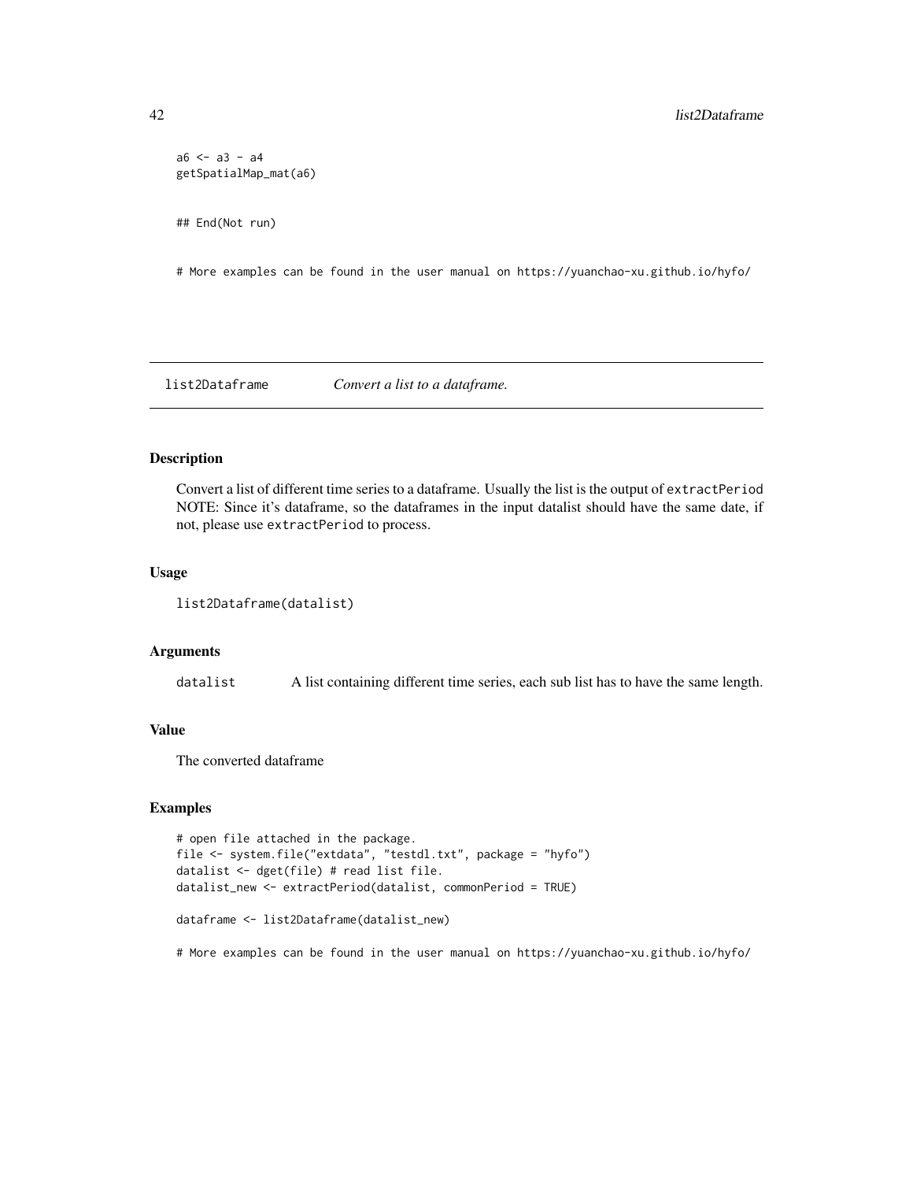```
a6 <- a3 - a4
getSpatialMap_mat(a6)


## End(Not run)


# More examples can be found in the user manual on https://yuanchao-xu.github.io/hyfo/
```

## list2Dataframe *Convert a list to a dataframe.*

### Description

Convert a list of different time series to a dataframe. Usually the list is the output of `extractPeriod` NOTE: Since it's dataframe, so the dataframes in the input datalist should have the same date, if not, please use `extractPeriod` to process.

### Usage

```
list2Dataframe(datalist)
```

### Arguments

`datalist` A list containing different time series, each sub list has to have the same length.

### Value

The converted dataframe

### Examples

```
# open file attached in the package.
file <- system.file("extdata", "testdl.txt", package = "hyfo")
datalist <- dget(file) # read list file.
datalist_new <- extractPeriod(datalist, commonPeriod = TRUE)

dataframe <- list2Dataframe(datalist_new)

# More examples can be found in the user manual on https://yuanchao-xu.github.io/hyfo/
```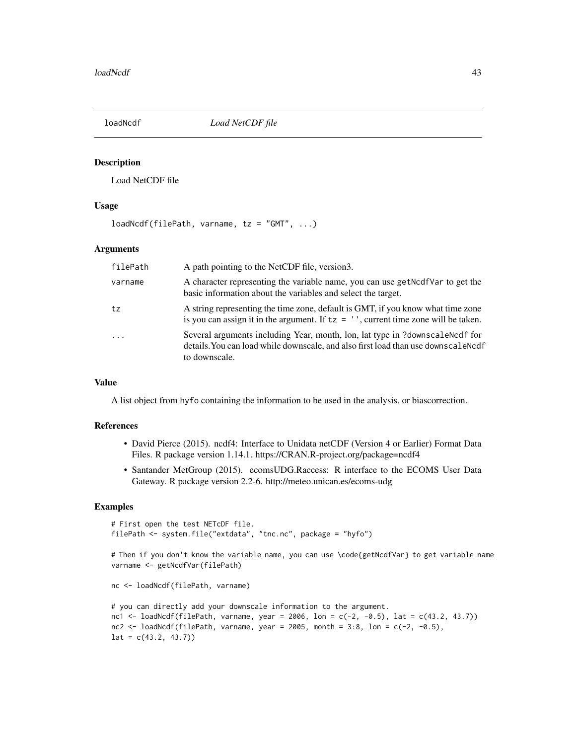# loadNcdf *Load NetCDF file*

## Description

Load NetCDF file

## Usage

```
loadNcdf(filePath, varname, tz = "GMT", ...)
```

## Arguments

| | |
|---|---|
| filePath | A path pointing to the NetCDF file, version3. |
| varname | A character representing the variable name, you can use `getNcdfVar` to get the basic information about the variables and select the target. |
| tz | A string representing the time zone, default is GMT, if you know what time zone is you can assign it in the argument. If `tz = ''`, current time zone will be taken. |
| ... | Several arguments including Year, month, lon, lat type in `?downscaleNcdf` for details.You can load while downscale, and also first load than use `downscaleNcdf` to downscale. |

## Value

A list object from `hyfo` containing the information to be used in the analysis, or biascorrection.

## References

- David Pierce (2015). ncdf4: Interface to Unidata netCDF (Version 4 or Earlier) Format Data Files. R package version 1.14.1. https://CRAN.R-project.org/package=ncdf4
- Santander MetGroup (2015). ecomsUDG.Raccess: R interface to the ECOMS User Data Gateway. R package version 2.2-6. http://meteo.unican.es/ecoms-udg

## Examples

```
# First open the test NETcDF file.
filePath <- system.file("extdata", "tnc.nc", package = "hyfo")

# Then if you don't know the variable name, you can use \code{getNcdfVar} to get variable name
varname <- getNcdfVar(filePath)

nc <- loadNcdf(filePath, varname)

# you can directly add your downscale information to the argument.
nc1 <- loadNcdf(filePath, varname, year = 2006, lon = c(-2, -0.5), lat = c(43.2, 43.7))
nc2 <- loadNcdf(filePath, varname, year = 2005, month = 3:8, lon = c(-2, -0.5),
lat = c(43.2, 43.7))
```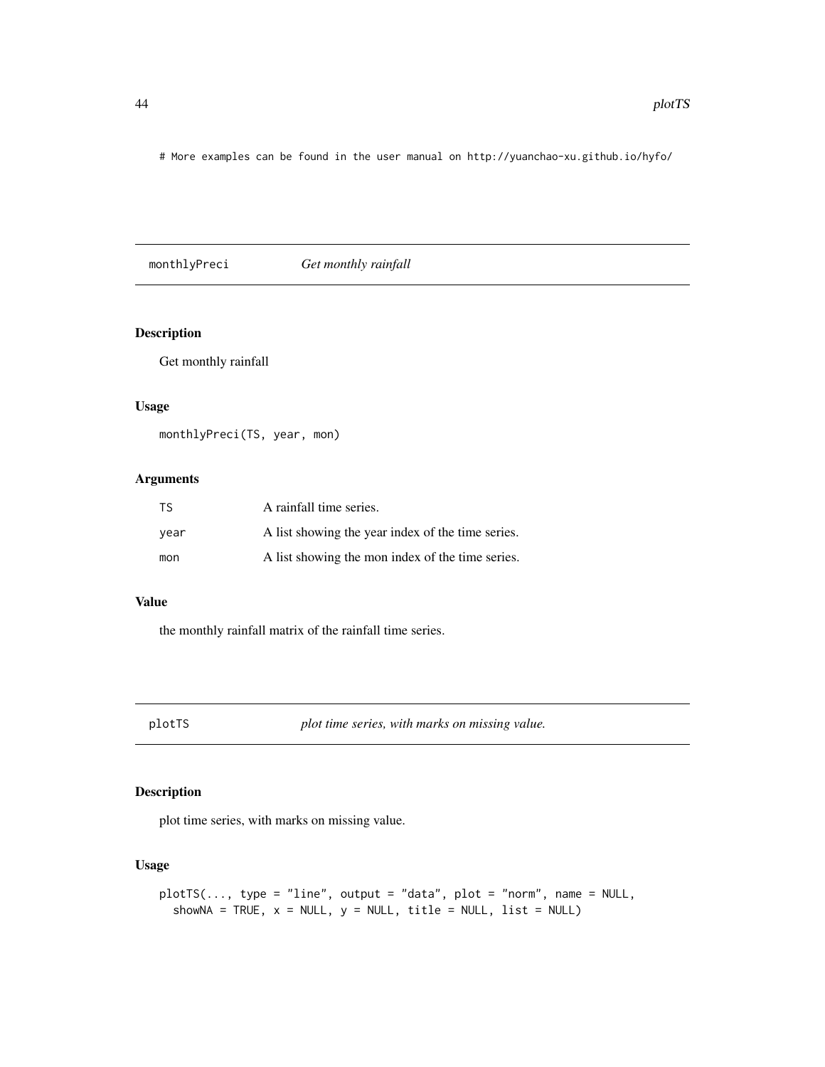```
# More examples can be found in the user manual on http://yuanchao-xu.github.io/hyfo/
```

## monthlyPreci — *Get monthly rainfall*

### Description

Get monthly rainfall

### Usage

```
monthlyPreci(TS, year, mon)
```

### Arguments

| | |
|---|---|
| TS | A rainfall time series. |
| year | A list showing the year index of the time series. |
| mon | A list showing the mon index of the time series. |

### Value

the monthly rainfall matrix of the rainfall time series.

## plotTS — *plot time series, with marks on missing value.*

### Description

plot time series, with marks on missing value.

### Usage

```
plotTS(..., type = "line", output = "data", plot = "norm", name = NULL,
  showNA = TRUE, x = NULL, y = NULL, title = NULL, list = NULL)
```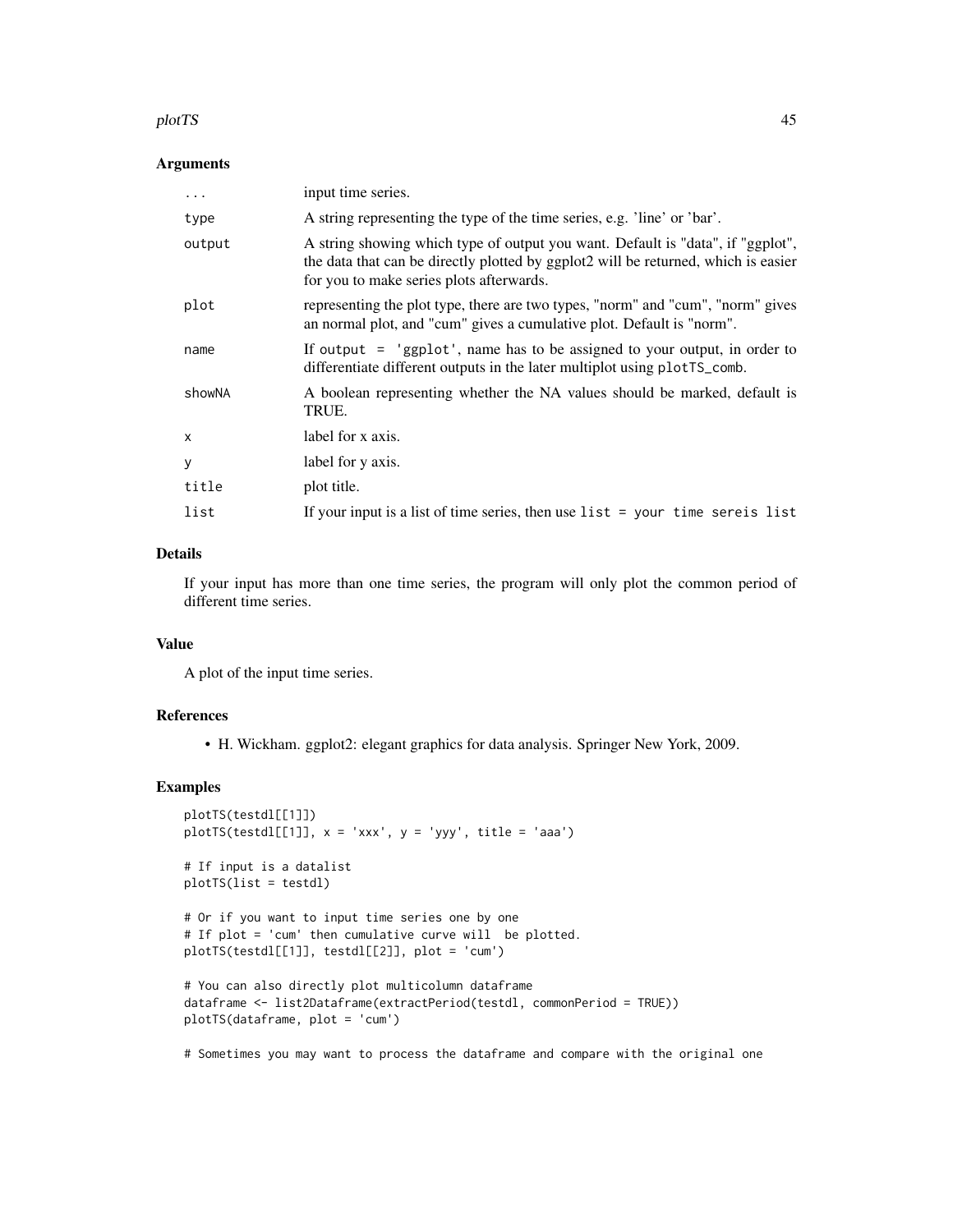## Arguments

| | |
|---|---|
| ... | input time series. |
| type | A string representing the type of the time series, e.g. 'line' or 'bar'. |
| output | A string showing which type of output you want. Default is "data", if "ggplot", the data that can be directly plotted by ggplot2 will be returned, which is easier for you to make series plots afterwards. |
| plot | representing the plot type, there are two types, "norm" and "cum", "norm" gives an normal plot, and "cum" gives a cumulative plot. Default is "norm". |
| name | If `output = 'ggplot'`, name has to be assigned to your output, in order to differentiate different outputs in the later multiplot using `plotTS_comb`. |
| showNA | A boolean representing whether the NA values should be marked, default is TRUE. |
| x | label for x axis. |
| y | label for y axis. |
| title | plot title. |
| list | If your input is a list of time series, then use `list = your time sereis list` |

## Details

If your input has more than one time series, the program will only plot the common period of different time series.

## Value

A plot of the input time series.

## References

- H. Wickham. ggplot2: elegant graphics for data analysis. Springer New York, 2009.

## Examples

```
plotTS(testdl[[1]])
plotTS(testdl[[1]], x = 'xxx', y = 'yyy', title = 'aaa')

# If input is a datalist
plotTS(list = testdl)

# Or if you want to input time series one by one
# If plot = 'cum' then cumulative curve will  be plotted.
plotTS(testdl[[1]], testdl[[2]], plot = 'cum')

# You can also directly plot multicolumn dataframe
dataframe <- list2Dataframe(extractPeriod(testdl, commonPeriod = TRUE))
plotTS(dataframe, plot = 'cum')

# Sometimes you may want to process the dataframe and compare with the original one
```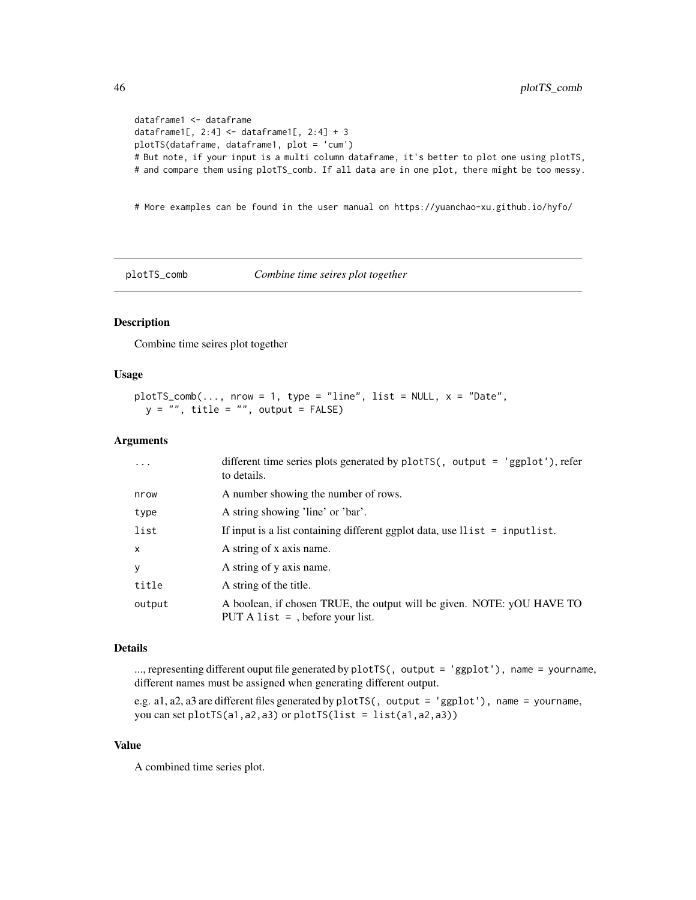```
dataframe1 <- dataframe
dataframe1[, 2:4] <- dataframe1[, 2:4] + 3
plotTS(dataframe, dataframe1, plot = 'cum')
# But note, if your input is a multi column dataframe, it's better to plot one using plotTS,
# and compare them using plotTS_comb. If all data are in one plot, there might be too messy.


# More examples can be found in the user manual on https://yuanchao-xu.github.io/hyfo/
```

---

## plotTS_comb — *Combine time seires plot together*

---

### Description

Combine time seires plot together

### Usage

```
plotTS_comb(..., nrow = 1, type = "line", list = NULL, x = "Date",
  y = "", title = "", output = FALSE)
```

### Arguments

| | |
|---|---|
| `...` | different time series plots generated by `plotTS(, output = 'ggplot')`, refer to details. |
| `nrow` | A number showing the number of rows. |
| `type` | A string showing 'line' or 'bar'. |
| `list` | If input is a list containing different ggplot data, use `llist = inputlist`. |
| `x` | A string of x axis name. |
| `y` | A string of y axis name. |
| `title` | A string of the title. |
| `output` | A boolean, if chosen TRUE, the output will be given. NOTE: yOU HAVE TO PUT A `list =` , before your list. |

### Details

..., representing different ouput file generated by `plotTS(, output = 'ggplot'), name = yourname`, different names must be assigned when generating different output.

e.g. a1, a2, a3 are different files generated by `plotTS(, output = 'ggplot'), name = yourname`, you can set `plotTS(a1,a2,a3)` or `plotTS(list = list(a1,a2,a3))`

### Value

A combined time series plot.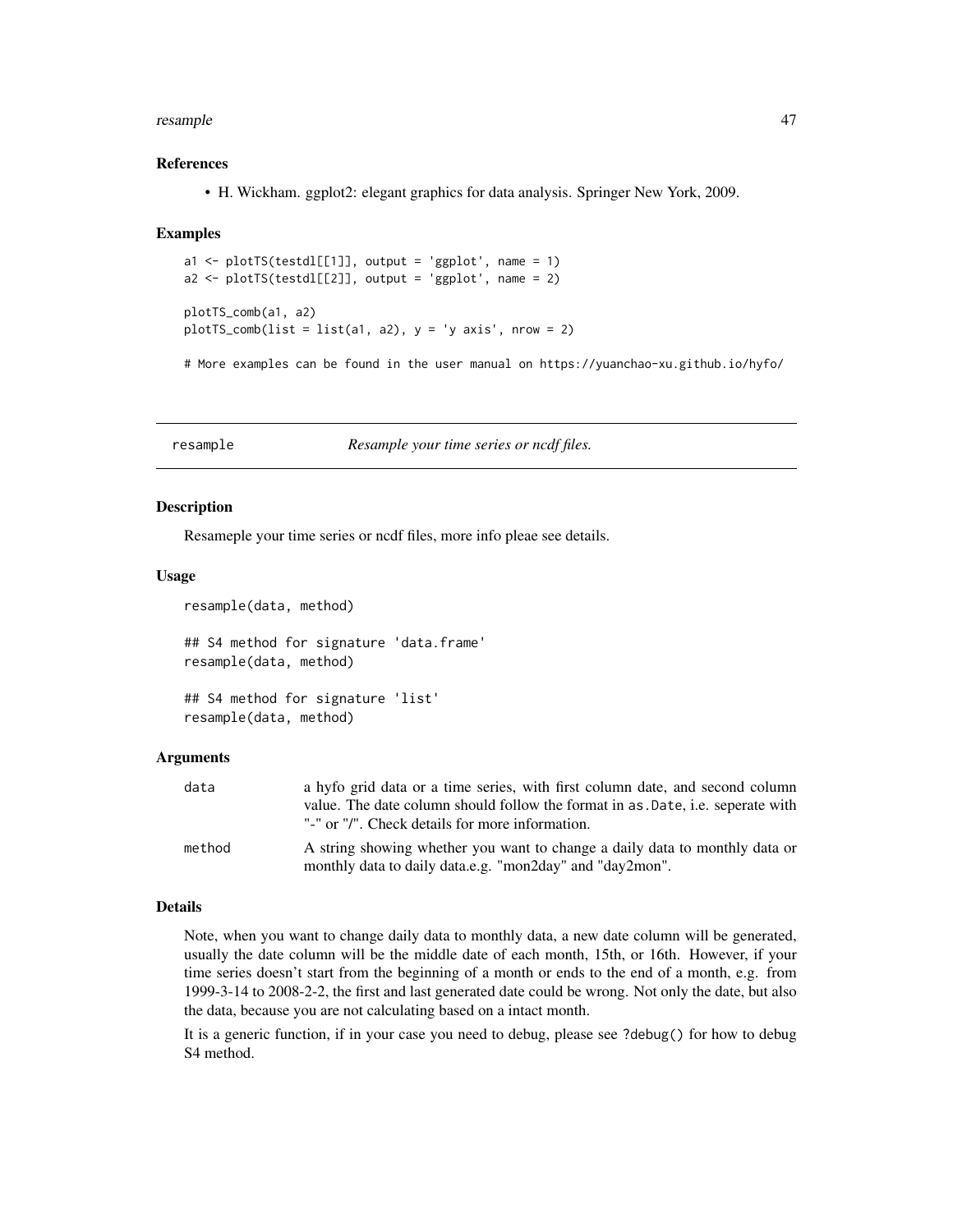### References

- H. Wickham. ggplot2: elegant graphics for data analysis. Springer New York, 2009.

### Examples

```
a1 <- plotTS(testdl[[1]], output = 'ggplot', name = 1)
a2 <- plotTS(testdl[[2]], output = 'ggplot', name = 2)

plotTS_comb(a1, a2)
plotTS_comb(list = list(a1, a2), y = 'y axis', nrow = 2)

# More examples can be found in the user manual on https://yuanchao-xu.github.io/hyfo/
```

---

## resample *Resample your time series or ncdf files.*

---

### Description

Resameple your time series or ncdf files, more info pleae see details.

### Usage

```
resample(data, method)

## S4 method for signature 'data.frame'
resample(data, method)

## S4 method for signature 'list'
resample(data, method)
```

### Arguments

| | |
|---|---|
| data | a hyfo grid data or a time series, with first column date, and second column value. The date column should follow the format in `as.Date`, i.e. seperate with "-" or "/". Check details for more information. |
| method | A string showing whether you want to change a daily data to monthly data or monthly data to daily data.e.g. "mon2day" and "day2mon". |

### Details

Note, when you want to change daily data to monthly data, a new date column will be generated, usually the date column will be the middle date of each month, 15th, or 16th. However, if your time series doesn't start from the beginning of a month or ends to the end of a month, e.g. from 1999-3-14 to 2008-2-2, the first and last generated date could be wrong. Not only the date, but also the data, because you are not calculating based on a intact month.

It is a generic function, if in your case you need to debug, please see `?debug()` for how to debug S4 method.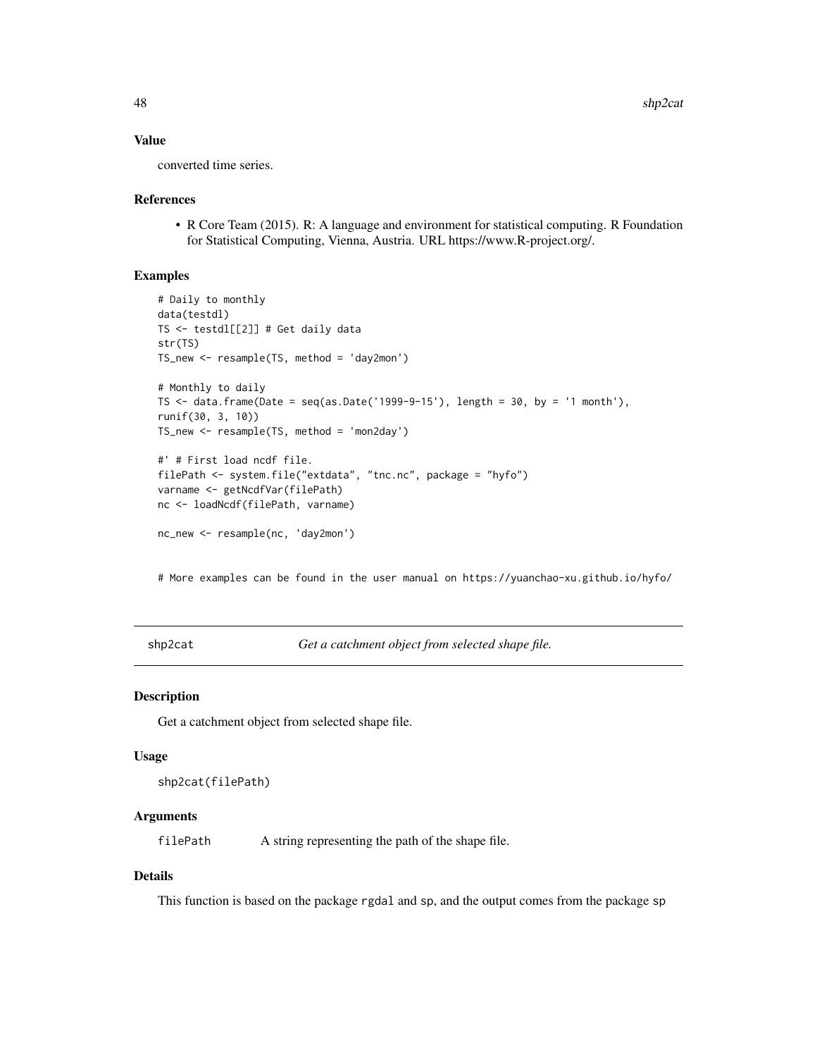### Value

converted time series.

### References

- R Core Team (2015). R: A language and environment for statistical computing. R Foundation for Statistical Computing, Vienna, Austria. URL https://www.R-project.org/.

### Examples

```
# Daily to monthly
data(testdl)
TS <- testdl[[2]] # Get daily data
str(TS)
TS_new <- resample(TS, method = 'day2mon')

# Monthly to daily
TS <- data.frame(Date = seq(as.Date('1999-9-15'), length = 30, by = '1 month'),
runif(30, 3, 10))
TS_new <- resample(TS, method = 'mon2day')

#' # First load ncdf file.
filePath <- system.file("extdata", "tnc.nc", package = "hyfo")
varname <- getNcdfVar(filePath)
nc <- loadNcdf(filePath, varname)

nc_new <- resample(nc, 'day2mon')


# More examples can be found in the user manual on https://yuanchao-xu.github.io/hyfo/
```

---

## shp2cat *Get a catchment object from selected shape file.*

---

### Description

Get a catchment object from selected shape file.

### Usage

```
shp2cat(filePath)
```

### Arguments

| | |
|---|---|
| filePath | A string representing the path of the shape file. |

### Details

This function is based on the package rgdal and sp, and the output comes from the package sp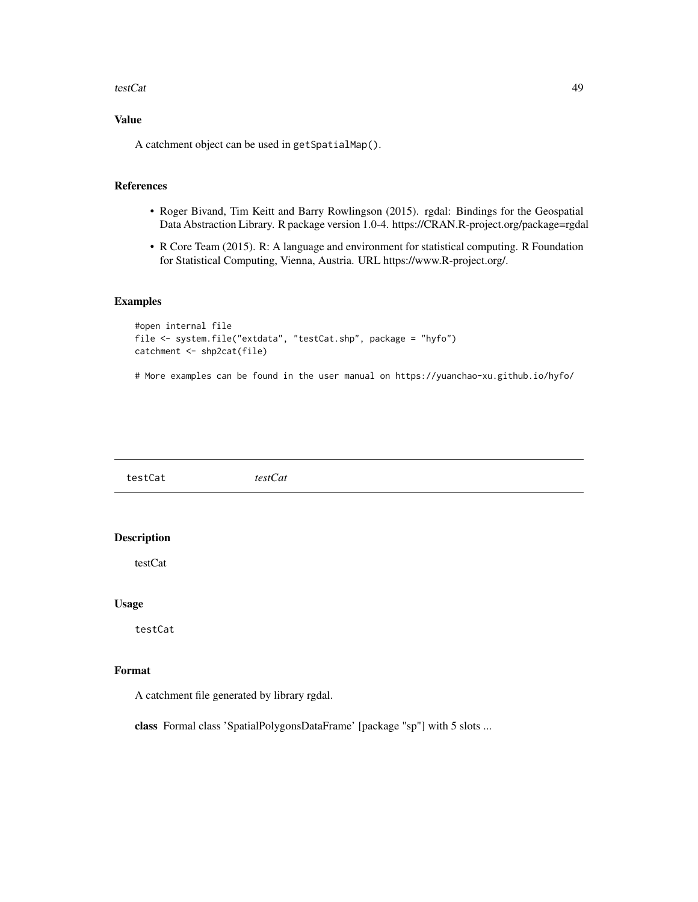## Value

A catchment object can be used in `getSpatialMap()`.

## References

- Roger Bivand, Tim Keitt and Barry Rowlingson (2015). rgdal: Bindings for the Geospatial Data Abstraction Library. R package version 1.0-4. https://CRAN.R-project.org/package=rgdal
- R Core Team (2015). R: A language and environment for statistical computing. R Foundation for Statistical Computing, Vienna, Austria. URL https://www.R-project.org/.

## Examples

```
#open internal file
file <- system.file("extdata", "testCat.shp", package = "hyfo")
catchment <- shp2cat(file)

# More examples can be found in the user manual on https://yuanchao-xu.github.io/hyfo/
```

---

# testCat *testCat*

## Description

testCat

## Usage

```
testCat
```

## Format

A catchment file generated by library rgdal.

**class** Formal class 'SpatialPolygonsDataFrame' [package "sp"] with 5 slots ...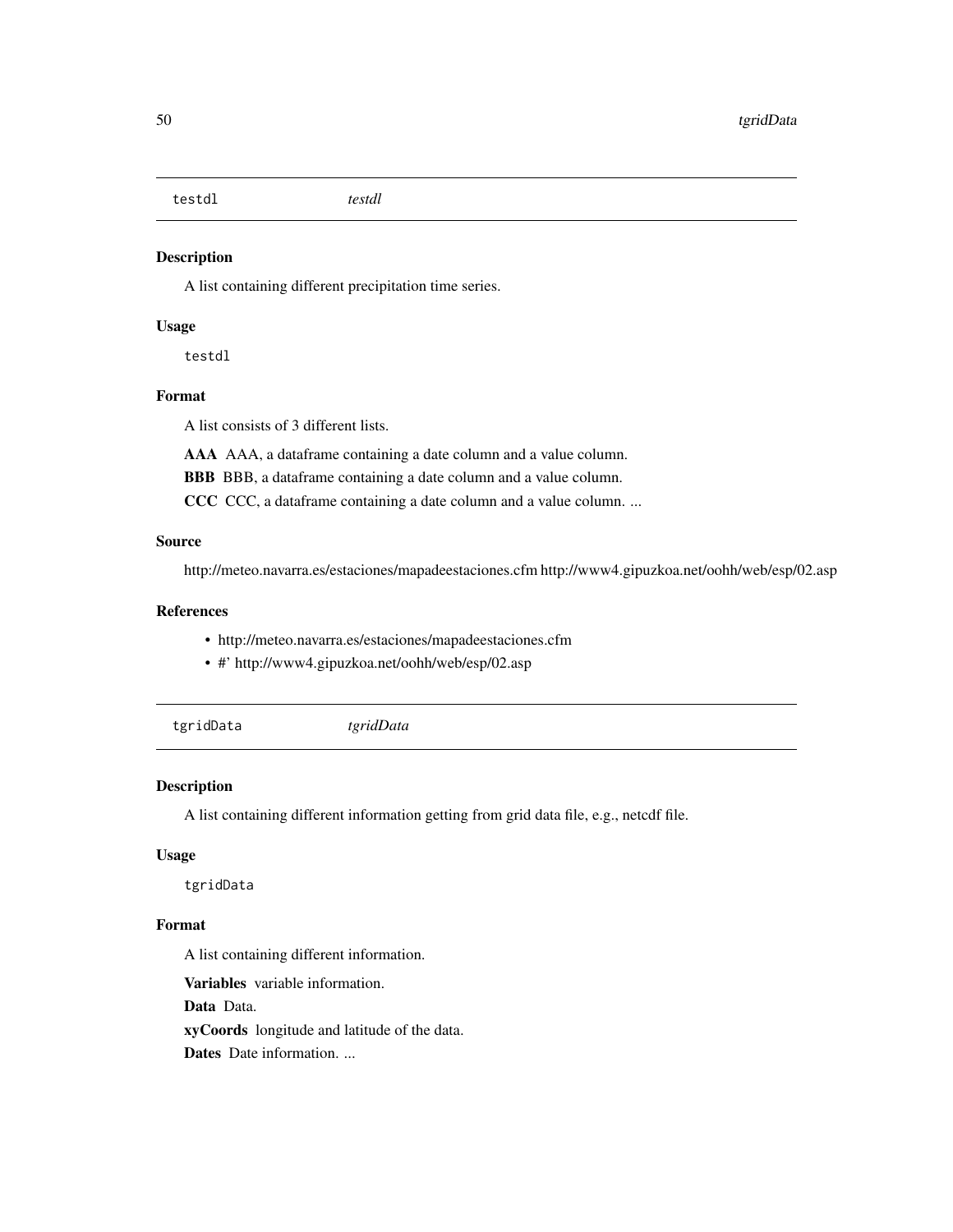## testdl *testdl*

### Description

A list containing different precipitation time series.

### Usage

```
testdl
```

### Format

A list consists of 3 different lists.

**AAA** AAA, a dataframe containing a date column and a value column.

**BBB** BBB, a dataframe containing a date column and a value column.

**CCC** CCC, a dataframe containing a date column and a value column. ...

### Source

http://meteo.navarra.es/estaciones/mapadeestaciones.cfm http://www4.gipuzkoa.net/oohh/web/esp/02.asp

### References

- http://meteo.navarra.es/estaciones/mapadeestaciones.cfm
- #' http://www4.gipuzkoa.net/oohh/web/esp/02.asp

## tgridData *tgridData*

### Description

A list containing different information getting from grid data file, e.g., netcdf file.

### Usage

```
tgridData
```

### Format

A list containing different information.

**Variables** variable information.

**Data** Data.

**xyCoords** longitude and latitude of the data.

**Dates** Date information. ...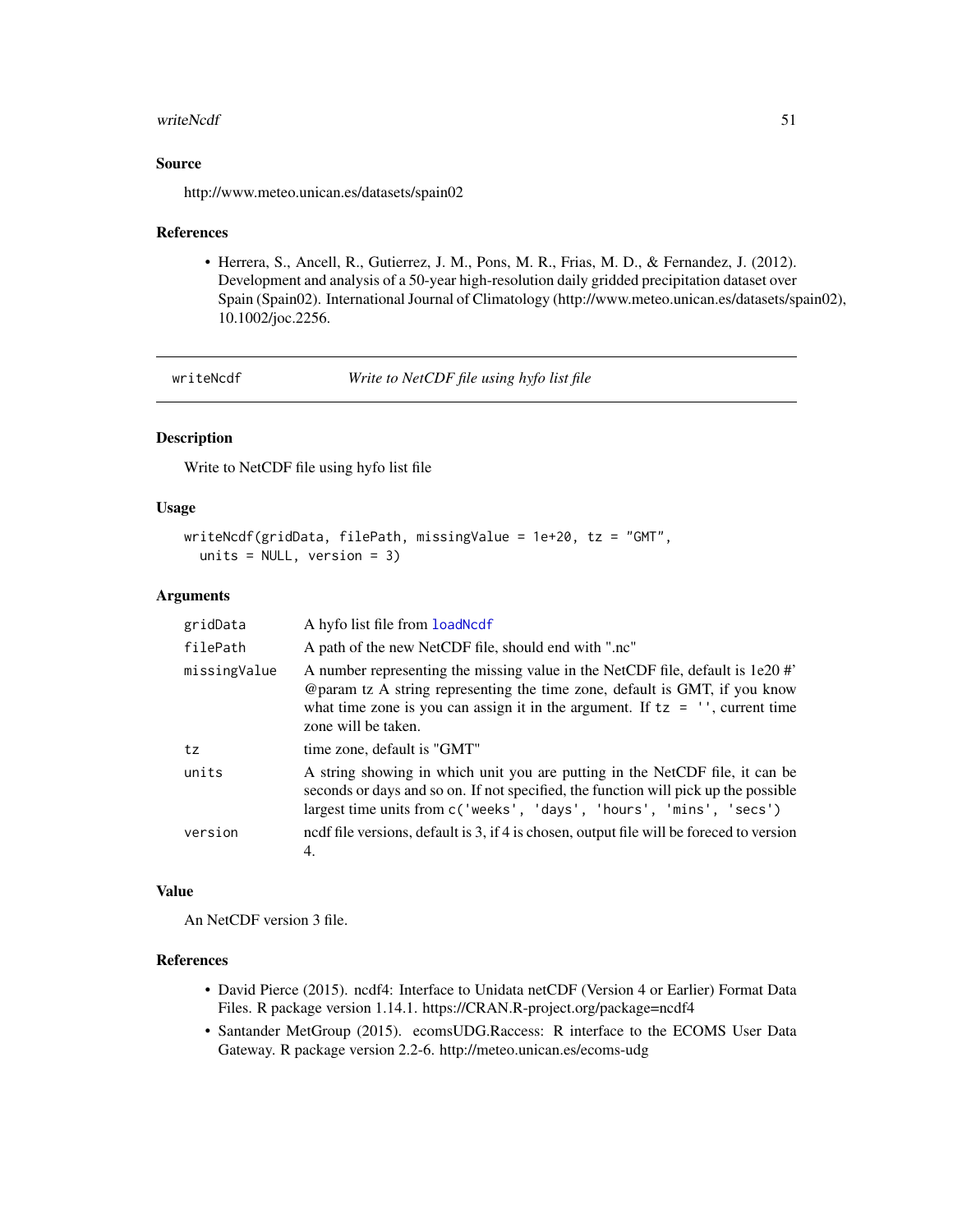### Source

http://www.meteo.unican.es/datasets/spain02

### References

- Herrera, S., Ancell, R., Gutierrez, J. M., Pons, M. R., Frias, M. D., & Fernandez, J. (2012). Development and analysis of a 50-year high-resolution daily gridded precipitation dataset over Spain (Spain02). International Journal of Climatology (http://www.meteo.unican.es/datasets/spain02), 10.1002/joc.2256.

---

## writeNcdf — *Write to NetCDF file using hyfo list file*

### Description

Write to NetCDF file using hyfo list file

### Usage

```
writeNcdf(gridData, filePath, missingValue = 1e+20, tz = "GMT",
  units = NULL, version = 3)
```

### Arguments

| | |
|---|---|
| gridData | A hyfo list file from `loadNcdf` |
| filePath | A path of the new NetCDF file, should end with ".nc" |
| missingValue | A number representing the missing value in the NetCDF file, default is 1e20 #' @param tz A string representing the time zone, default is GMT, if you know what time zone is you can assign it in the argument. If `tz = ''`, current time zone will be taken. |
| tz | time zone, default is "GMT" |
| units | A string showing in which unit you are putting in the NetCDF file, it can be seconds or days and so on. If not specified, the function will pick up the possible largest time units from `c('weeks', 'days', 'hours', 'mins', 'secs')` |
| version | ncdf file versions, default is 3, if 4 is chosen, output file will be foreced to version 4. |

### Value

An NetCDF version 3 file.

### References

- David Pierce (2015). ncdf4: Interface to Unidata netCDF (Version 4 or Earlier) Format Data Files. R package version 1.14.1. https://CRAN.R-project.org/package=ncdf4
- Santander MetGroup (2015). ecomsUDG.Raccess: R interface to the ECOMS User Data Gateway. R package version 2.2-6. http://meteo.unican.es/ecoms-udg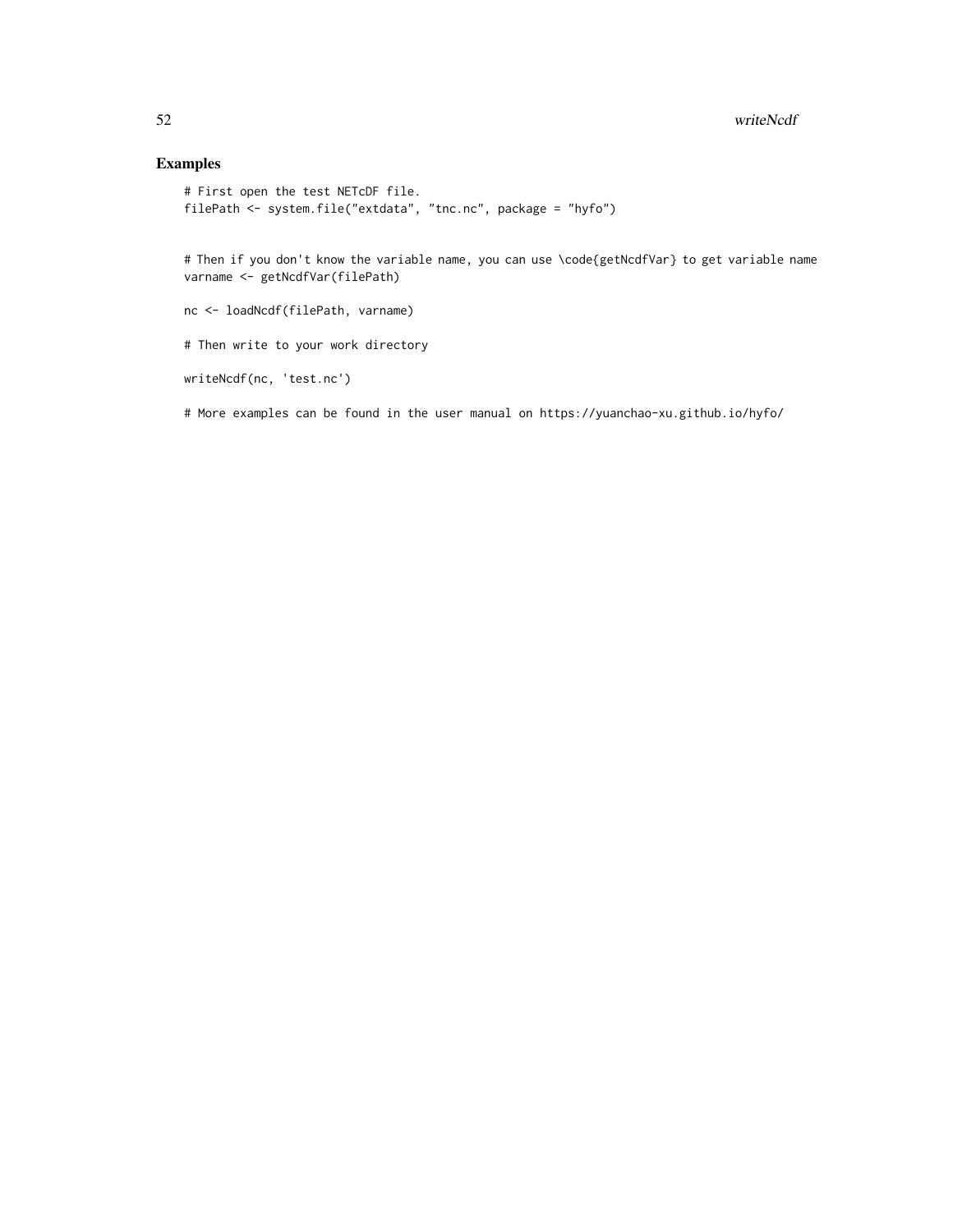## Examples

```
# First open the test NETcDF file.
filePath <- system.file("extdata", "tnc.nc", package = "hyfo")


# Then if you don't know the variable name, you can use \code{getNcdfVar} to get variable name
varname <- getNcdfVar(filePath)

nc <- loadNcdf(filePath, varname)

# Then write to your work directory

writeNcdf(nc, 'test.nc')

# More examples can be found in the user manual on https://yuanchao-xu.github.io/hyfo/
```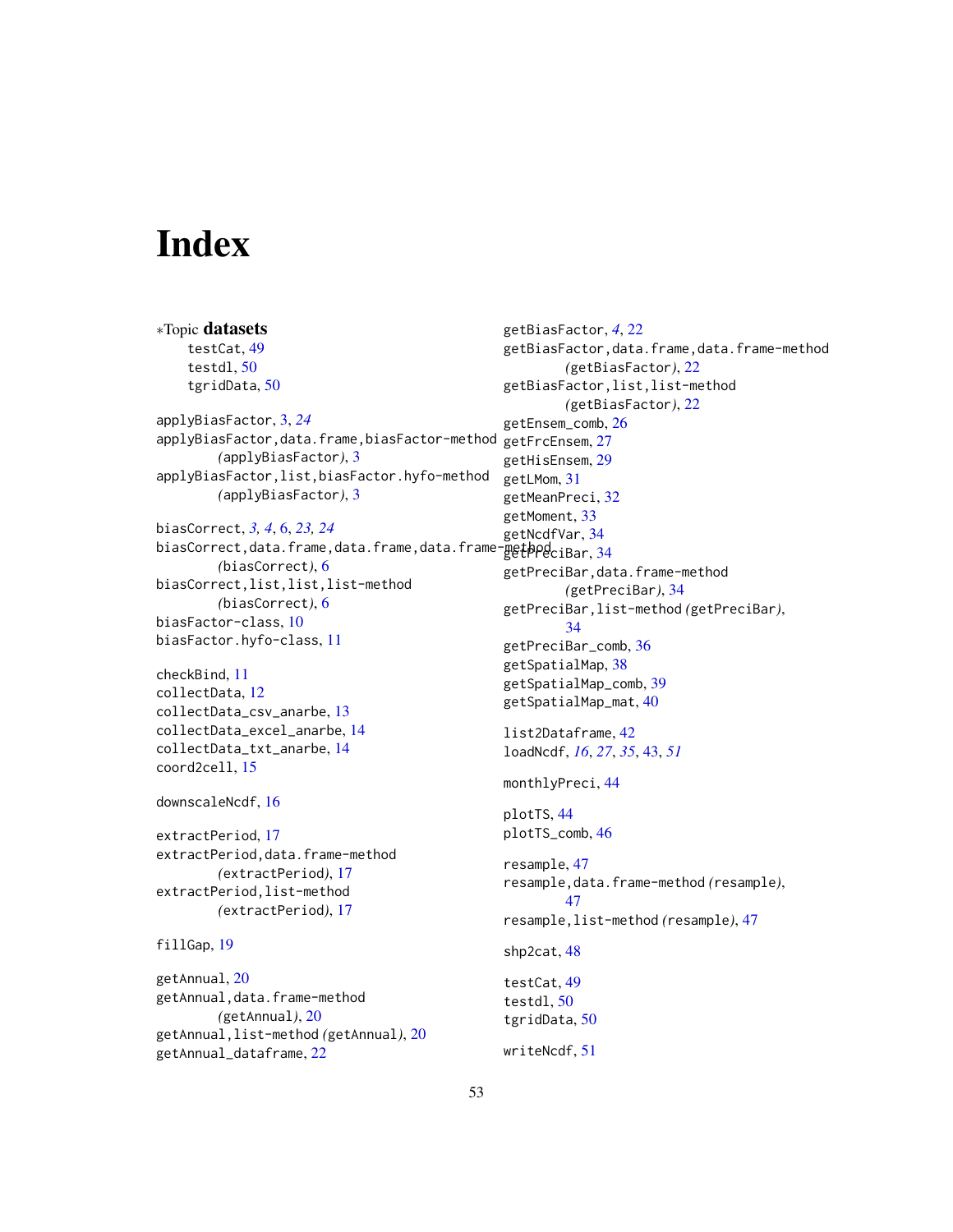# Index

∗Topic **datasets**
- testCat, 49
- testdl, 50
- tgridData, 50

applyBiasFactor, 3, *24*
applyBiasFactor,data.frame,biasFactor-method *(applyBiasFactor)*, 3
applyBiasFactor,list,biasFactor.hyfo-method *(applyBiasFactor)*, 3

biasCorrect, *3, 4*, 6, *23, 24*
biasCorrect,data.frame,data.frame,data.frame-method *(biasCorrect)*, 6
biasCorrect,list,list,list-method *(biasCorrect)*, 6
biasFactor-class, 10
biasFactor.hyfo-class, 11

checkBind, 11
collectData, 12
collectData_csv_anarbe, 13
collectData_excel_anarbe, 14
collectData_txt_anarbe, 14
coord2cell, 15

downscaleNcdf, 16

extractPeriod, 17
extractPeriod,data.frame-method *(extractPeriod)*, 17
extractPeriod,list-method *(extractPeriod)*, 17

fillGap, 19

getAnnual, 20
getAnnual,data.frame-method *(getAnnual)*, 20
getAnnual,list-method *(getAnnual)*, 20
getAnnual_dataframe, 22

getBiasFactor, *4*, 22
getBiasFactor,data.frame,data.frame-method *(getBiasFactor)*, 22
getBiasFactor,list,list-method *(getBiasFactor)*, 22
getEnsem_comb, 26
getFrcEnsem, 27
getHisEnsem, 29
getLMom, 31
getMeanPreci, 32
getMoment, 33
getNcdfVar, 34
getPreciBar, 34
getPreciBar,data.frame-method *(getPreciBar)*, 34
getPreciBar,list-method *(getPreciBar)*, 34
getPreciBar_comb, 36
getSpatialMap, 38
getSpatialMap_comb, 39
getSpatialMap_mat, 40

list2Dataframe, 42
loadNcdf, *16*, *27*, *35*, 43, *51*

monthlyPreci, 44

plotTS, 44
plotTS_comb, 46

resample, 47
resample,data.frame-method *(resample)*, 47
resample,list-method *(resample)*, 47

shp2cat, 48

testCat, 49
testdl, 50
tgridData, 50

writeNcdf, 51